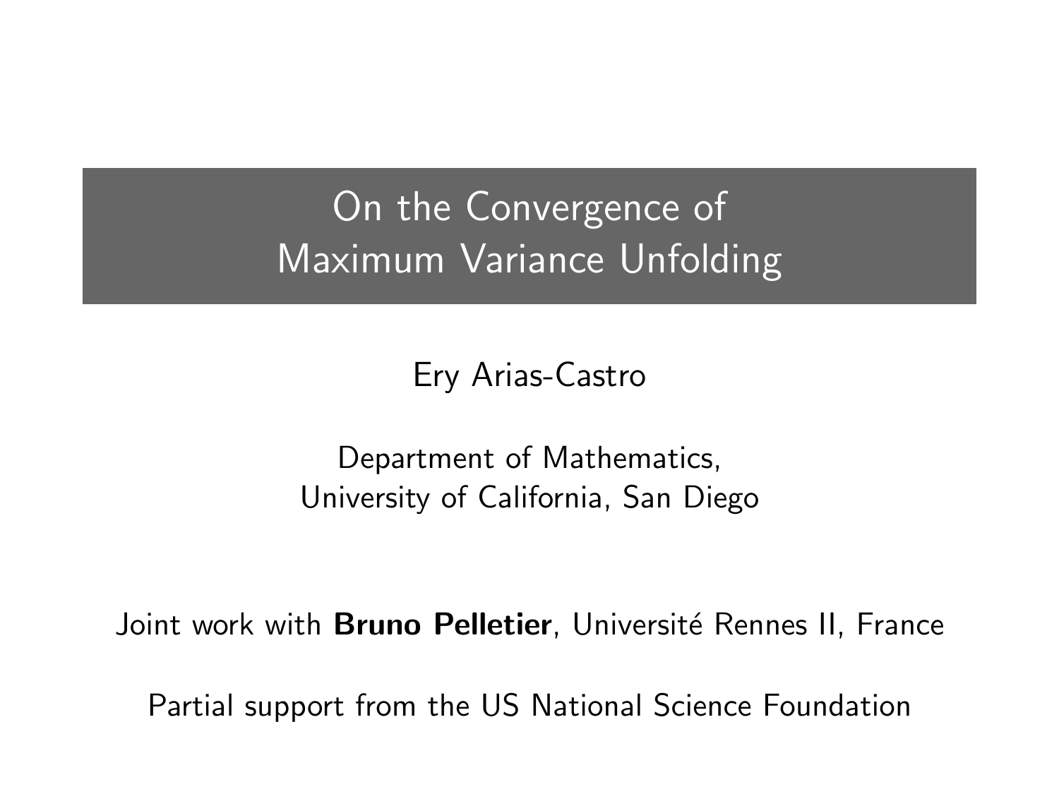# On the Convergence of Maximum Variance Unfolding

Ery Arias-Castro

Department of Mathematics,
University of California, San Diego

Joint work with **Bruno Pelletier**, Université Rennes II, France

Partial support from the US National Science Foundation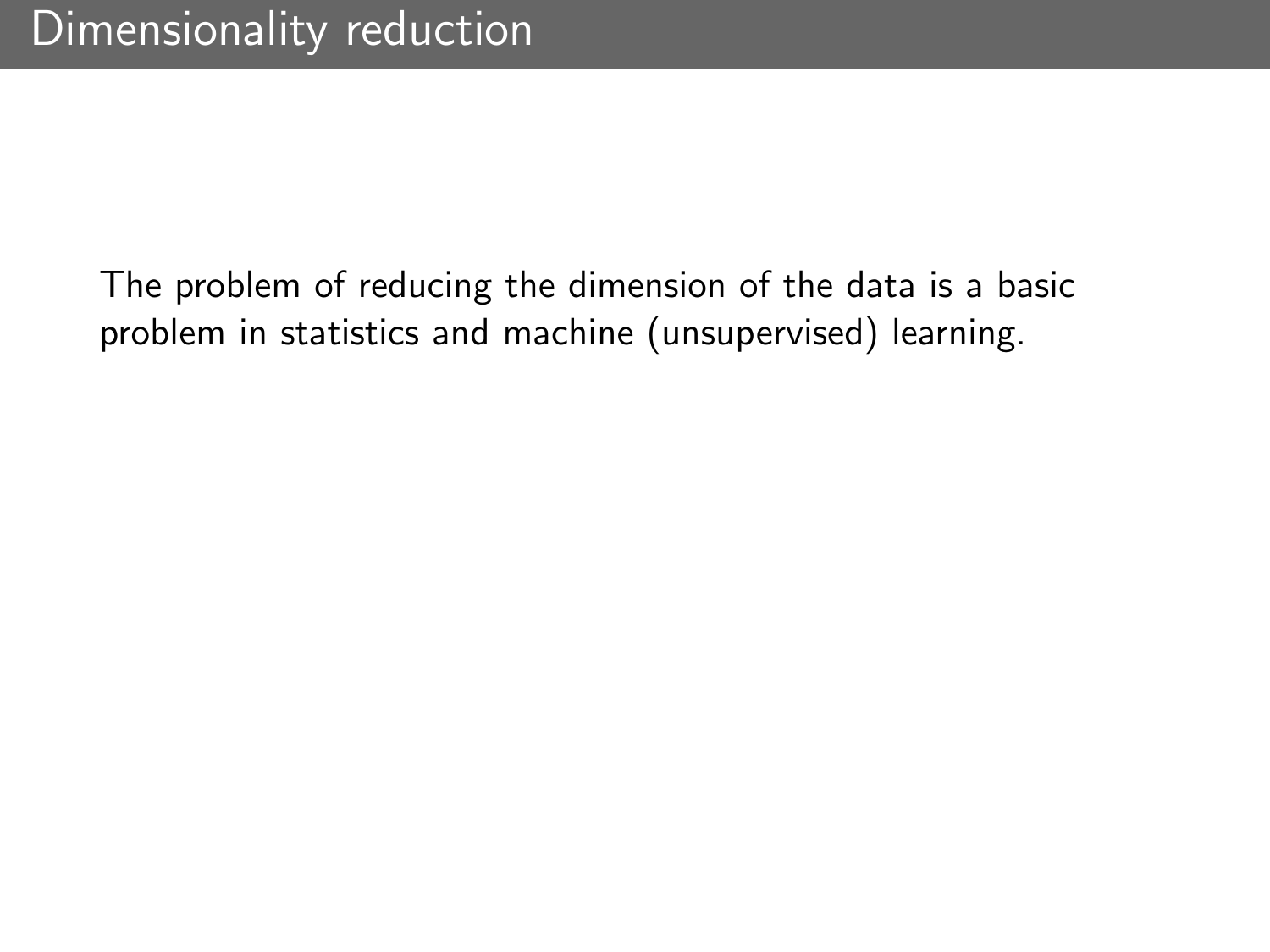# Dimensionality reduction

The problem of reducing the dimension of the data is a basic problem in statistics and machine (unsupervised) learning.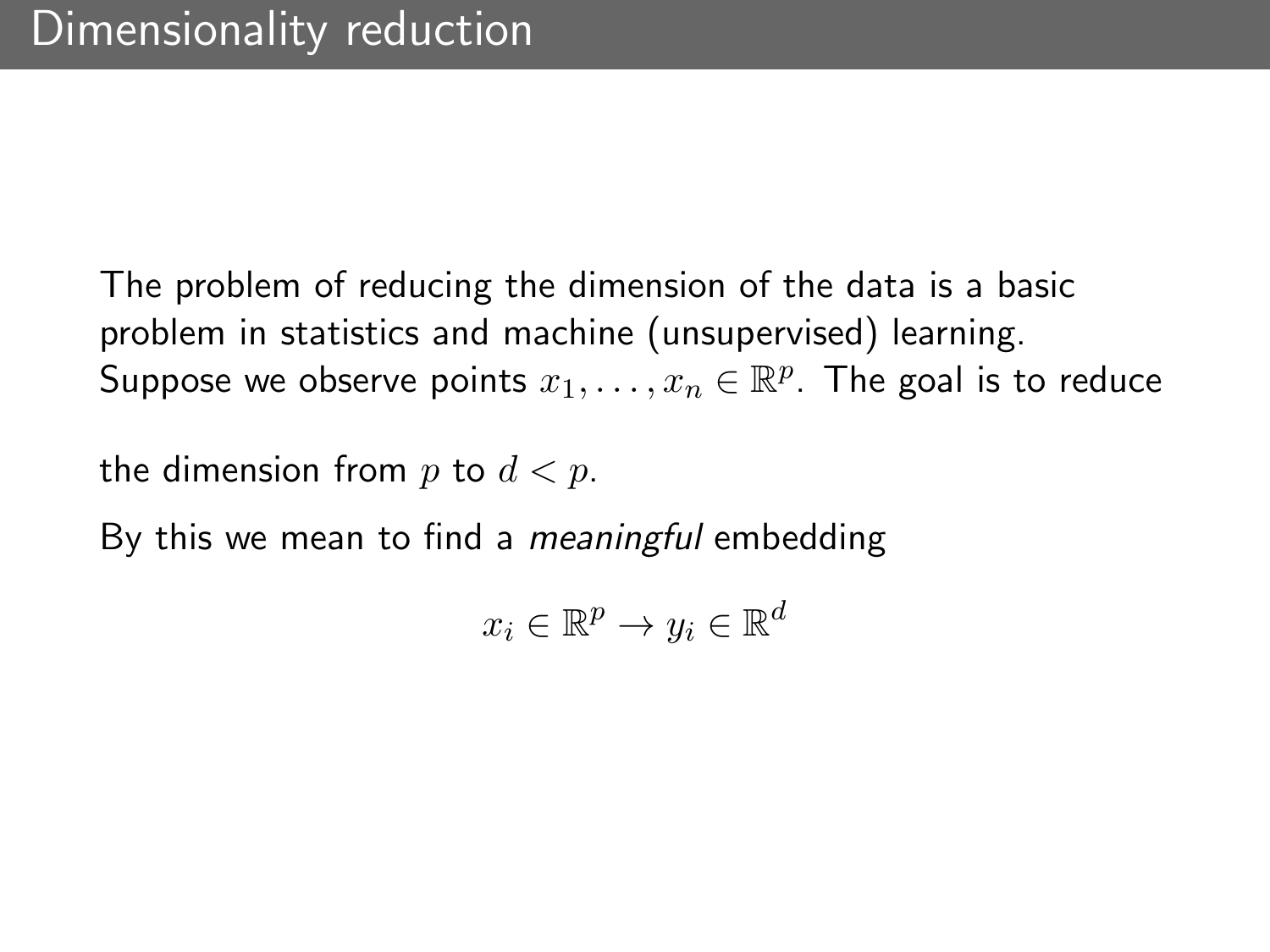# Dimensionality reduction

The problem of reducing the dimension of the data is a basic problem in statistics and machine (unsupervised) learning. Suppose we observe points $x_1, \ldots, x_n \in \mathbb{R}^p$. The goal is to reduce

the dimension from $p$ to $d < p$.

By this we mean to find a *meaningful* embedding

$$x_i \in \mathbb{R}^p \to y_i \in \mathbb{R}^d$$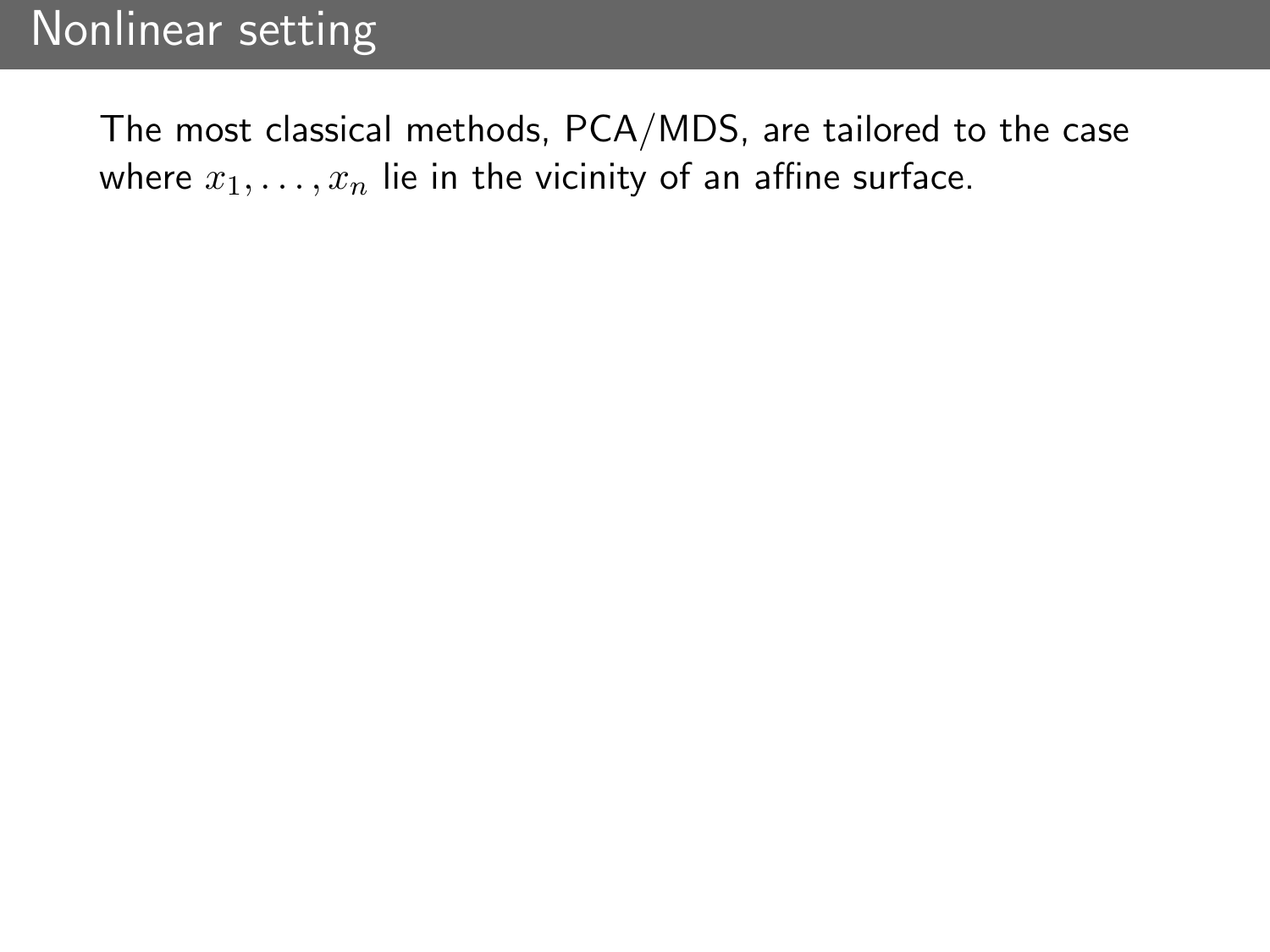# Nonlinear setting

The most classical methods, PCA/MDS, are tailored to the case where $x_1, \ldots, x_n$ lie in the vicinity of an affine surface.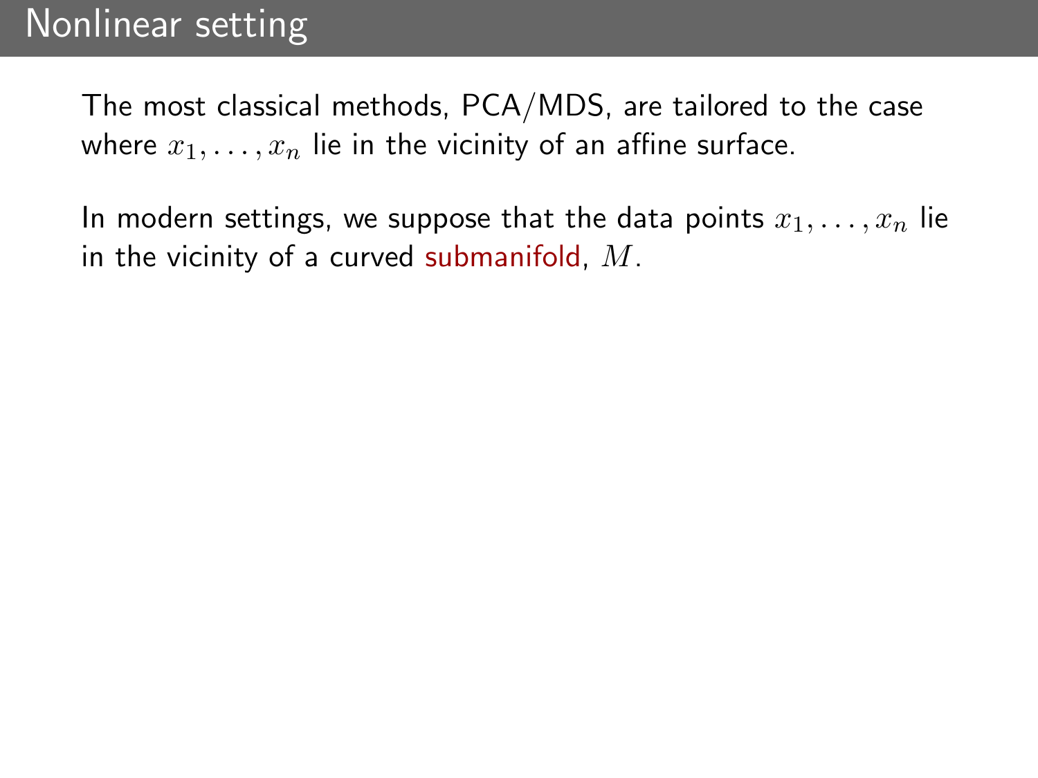# Nonlinear setting

The most classical methods, PCA/MDS, are tailored to the case where $x_1, \ldots, x_n$ lie in the vicinity of an affine surface.

In modern settings, we suppose that the data points $x_1, \ldots, x_n$ lie in the vicinity of a curved submanifold, $M$.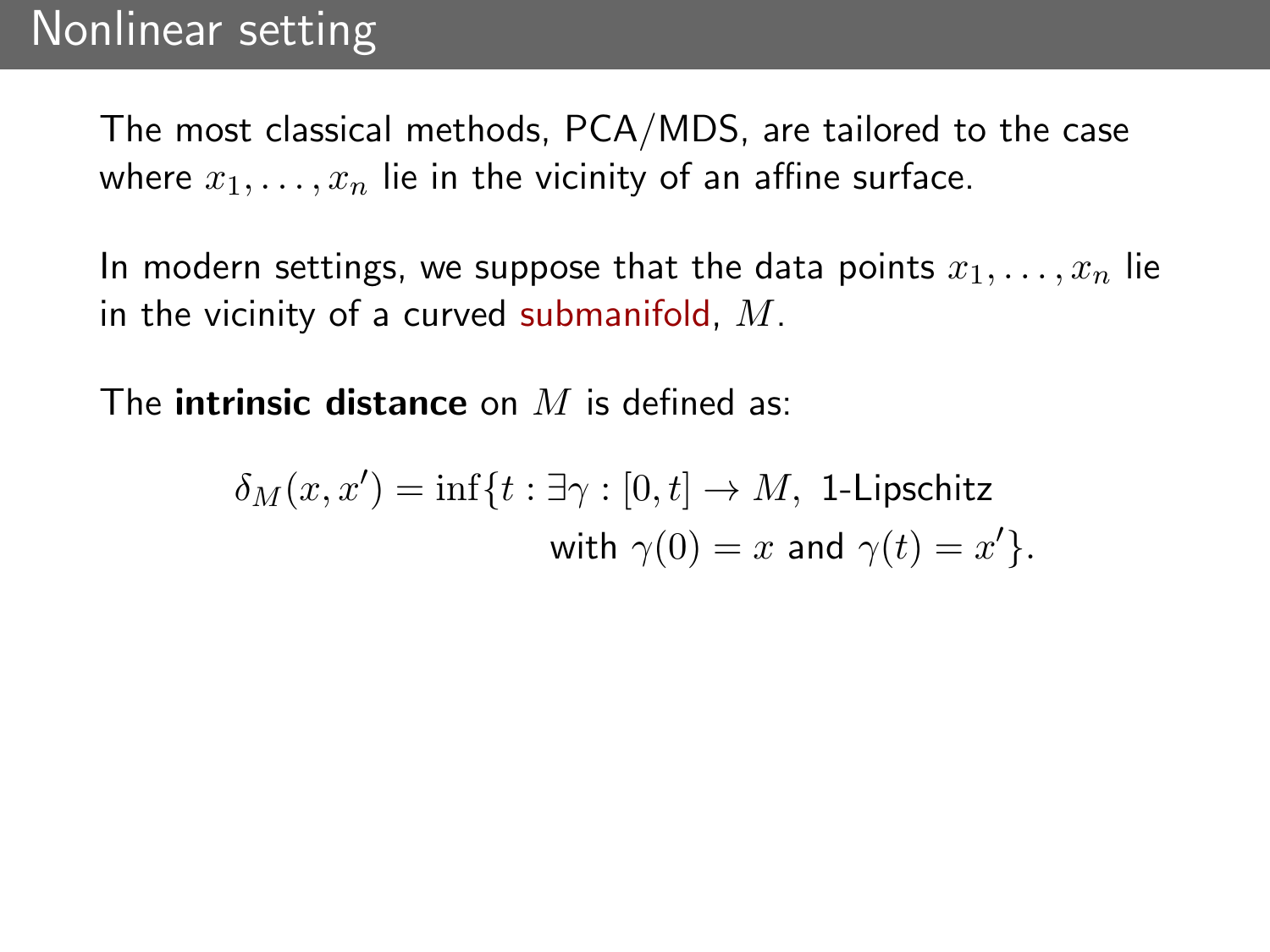# Nonlinear setting

The most classical methods, PCA/MDS, are tailored to the case where $x_1, \ldots, x_n$ lie in the vicinity of an affine surface.

In modern settings, we suppose that the data points $x_1, \ldots, x_n$ lie in the vicinity of a curved submanifold, $M$.

The **intrinsic distance** on $M$ is defined as:

$$\delta_M(x, x') = \inf\{t : \exists \gamma : [0, t] \to M, \text{ 1-Lipschitz with } \gamma(0) = x \text{ and } \gamma(t) = x'\}.$$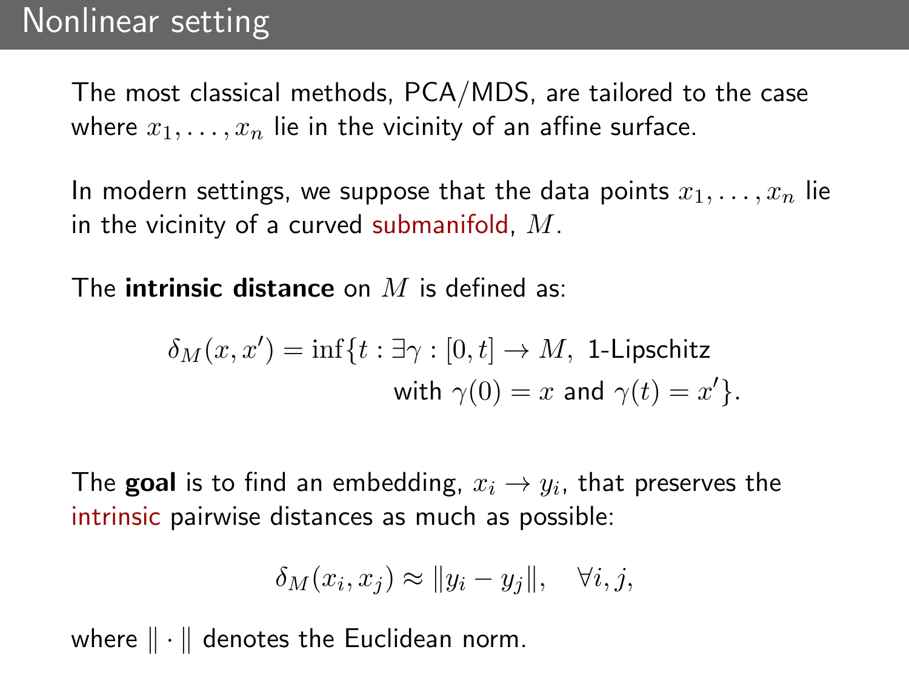# Nonlinear setting

The most classical methods, PCA/MDS, are tailored to the case where $x_1, \ldots, x_n$ lie in the vicinity of an affine surface.

In modern settings, we suppose that the data points $x_1, \ldots, x_n$ lie in the vicinity of a curved submanifold, $M$.

The **intrinsic distance** on $M$ is defined as:

$$\delta_M(x, x') = \inf\{t : \exists \gamma : [0, t] \to M, \text{ 1-Lipschitz with } \gamma(0) = x \text{ and } \gamma(t) = x'\}.$$

The **goal** is to find an embedding, $x_i \to y_i$, that preserves the intrinsic pairwise distances as much as possible:

$$\delta_M(x_i, x_j) \approx \|y_i - y_j\|, \quad \forall i, j,$$

where $\|\cdot\|$ denotes the Euclidean norm.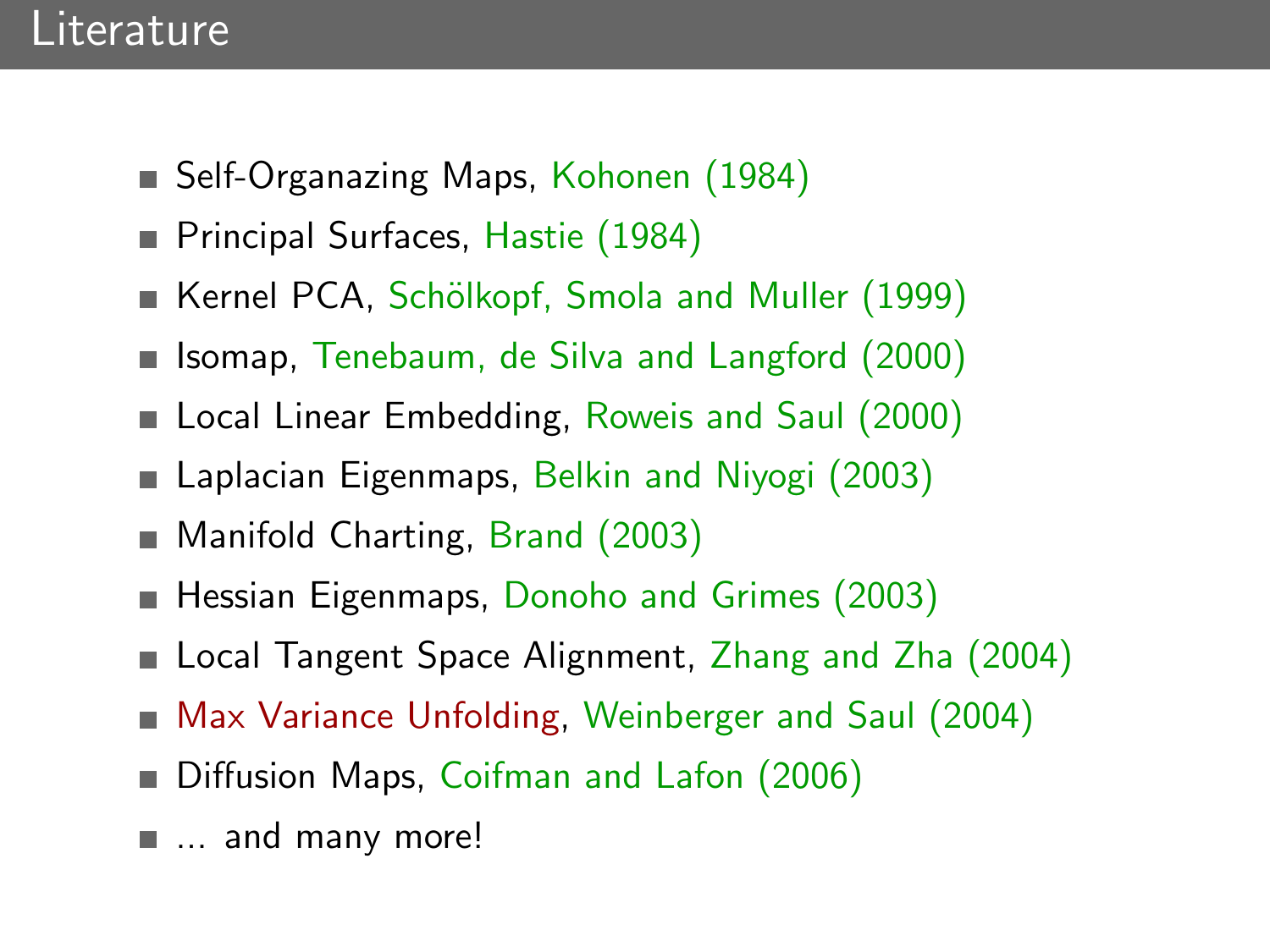# Literature

- Self-Organazing Maps, Kohonen (1984)
- Principal Surfaces, Hastie (1984)
- Kernel PCA, Schölkopf, Smola and Muller (1999)
- Isomap, Tenebaum, de Silva and Langford (2000)
- Local Linear Embedding, Roweis and Saul (2000)
- Laplacian Eigenmaps, Belkin and Niyogi (2003)
- Manifold Charting, Brand (2003)
- Hessian Eigenmaps, Donoho and Grimes (2003)
- Local Tangent Space Alignment, Zhang and Zha (2004)
- Max Variance Unfolding, Weinberger and Saul (2004)
- Diffusion Maps, Coifman and Lafon (2006)
- ... and many more!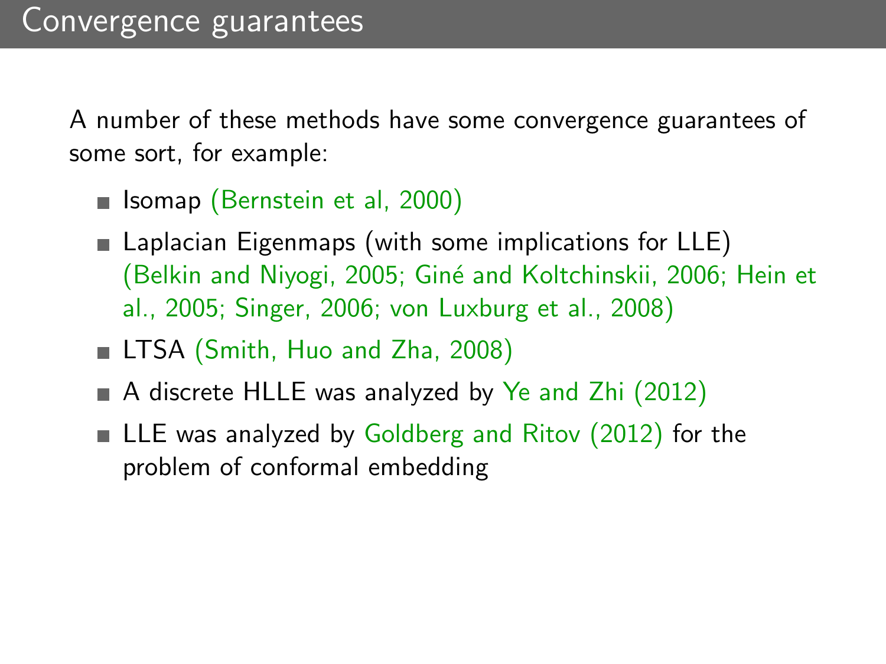## Convergence guarantees

A number of these methods have some convergence guarantees of some sort, for example:

- Isomap (Bernstein et al, 2000)
- Laplacian Eigenmaps (with some implications for LLE) (Belkin and Niyogi, 2005; Giné and Koltchinskii, 2006; Hein et al., 2005; Singer, 2006; von Luxburg et al., 2008)
- LTSA (Smith, Huo and Zha, 2008)
- A discrete HLLE was analyzed by Ye and Zhi (2012)
- LLE was analyzed by Goldberg and Ritov (2012) for the problem of conformal embedding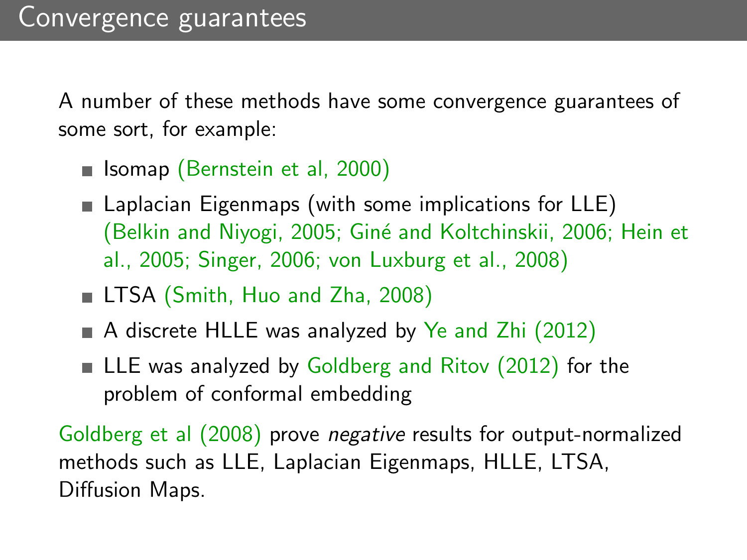# Convergence guarantees

A number of these methods have some convergence guarantees of some sort, for example:

- Isomap (Bernstein et al, 2000)
- Laplacian Eigenmaps (with some implications for LLE) (Belkin and Niyogi, 2005; Giné and Koltchinskii, 2006; Hein et al., 2005; Singer, 2006; von Luxburg et al., 2008)
- LTSA (Smith, Huo and Zha, 2008)
- A discrete HLLE was analyzed by Ye and Zhi (2012)
- LLE was analyzed by Goldberg and Ritov (2012) for the problem of conformal embedding

Goldberg et al (2008) prove *negative* results for output-normalized methods such as LLE, Laplacian Eigenmaps, HLLE, LTSA, Diffusion Maps.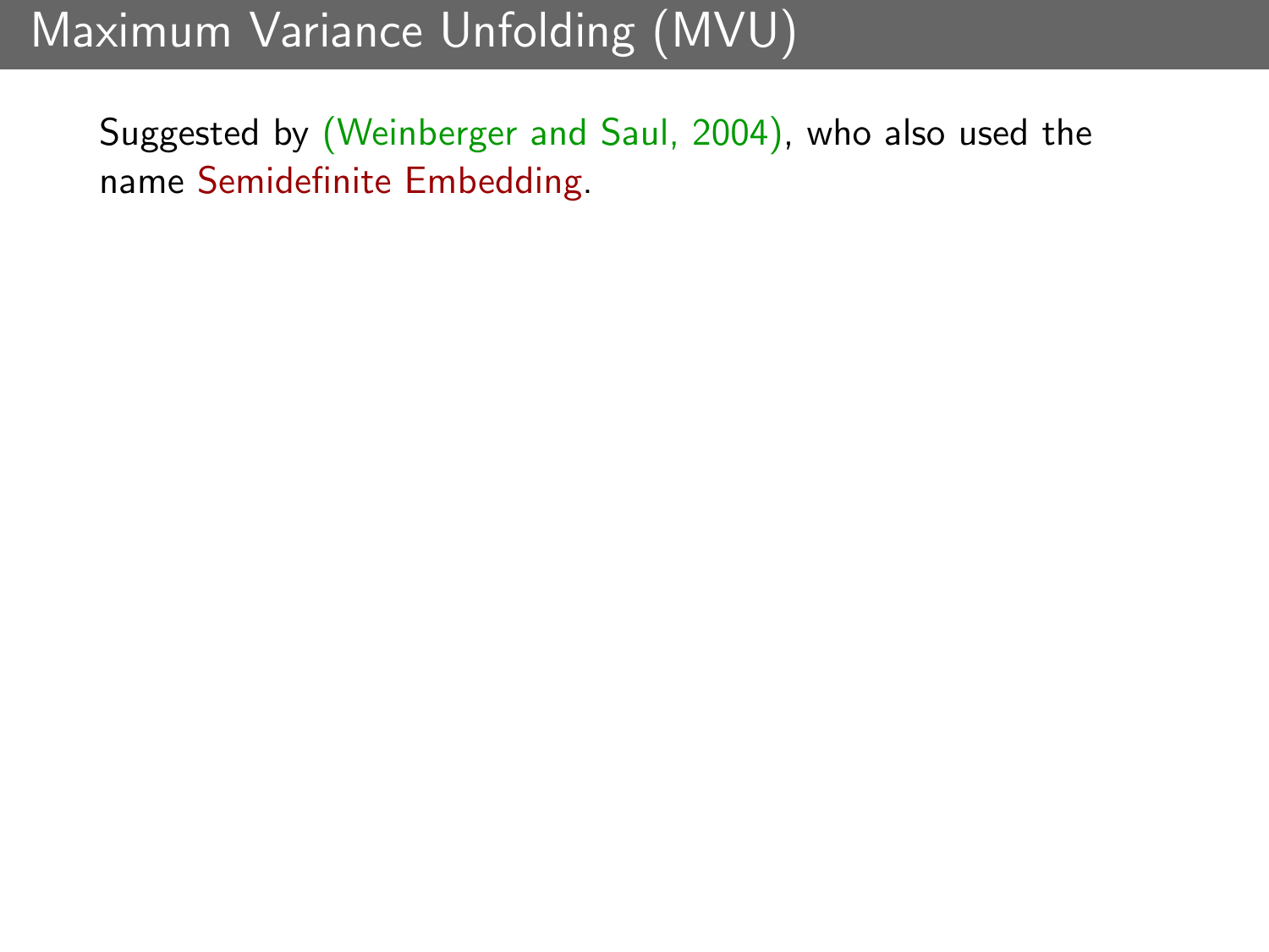# Maximum Variance Unfolding (MVU)

Suggested by (Weinberger and Saul, 2004), who also used the name Semidefinite Embedding.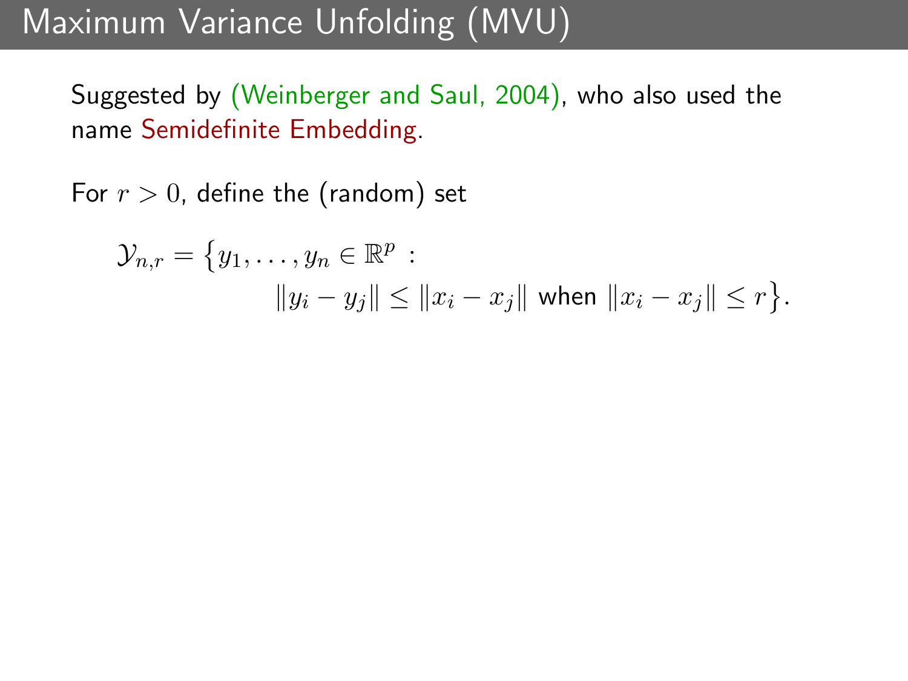# Maximum Variance Unfolding (MVU)

Suggested by (Weinberger and Saul, 2004), who also used the name Semidefinite Embedding.

For $r > 0$, define the (random) set

$$\mathcal{Y}_{n,r} = \big\{ y_1, \dots, y_n \in \mathbb{R}^p \, : \, \|y_i - y_j\| \le \|x_i - x_j\| \text{ when } \|x_i - x_j\| \le r \big\}.$$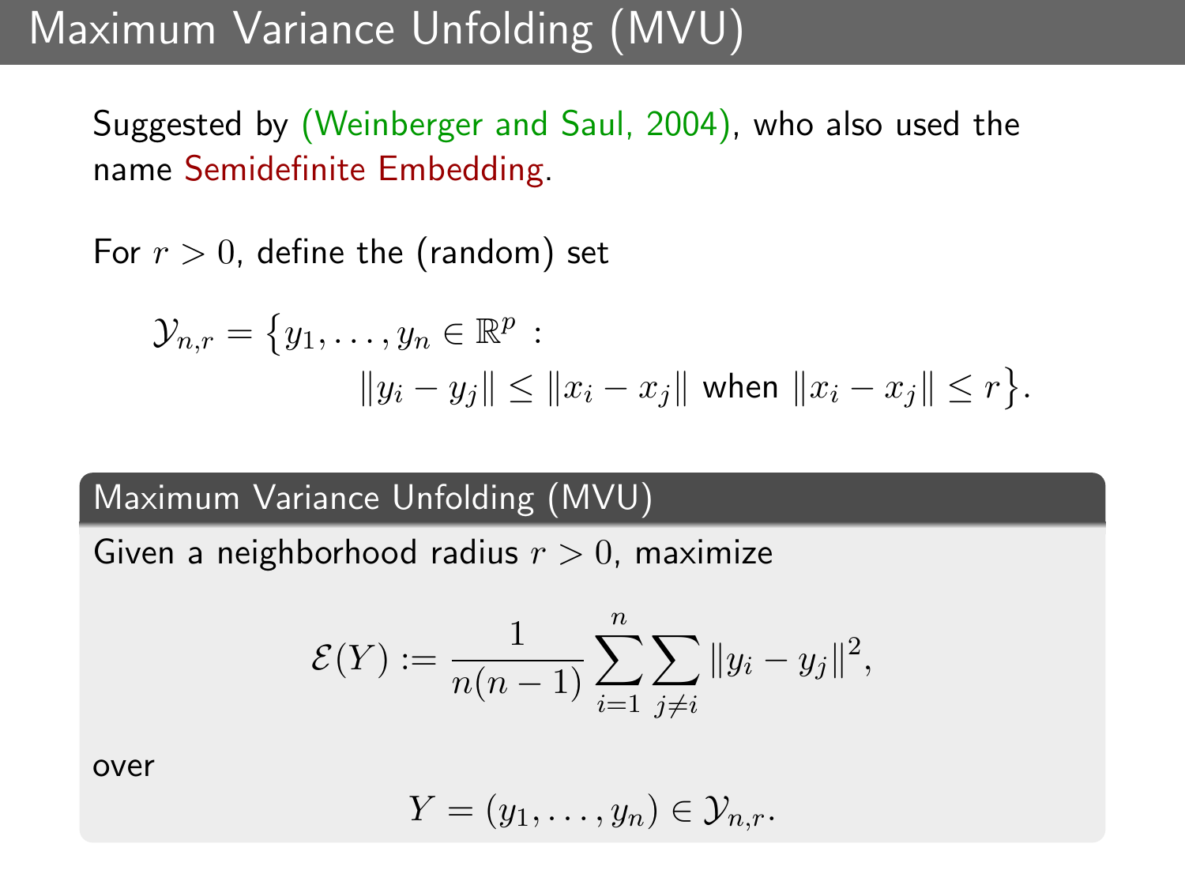# Maximum Variance Unfolding (MVU)

Suggested by (Weinberger and Saul, 2004), who also used the name Semidefinite Embedding.

For $r > 0$, define the (random) set

$$\mathcal{Y}_{n,r} = \big\{ y_1, \ldots, y_n \in \mathbb{R}^p : \|y_i - y_j\| \le \|x_i - x_j\| \text{ when } \|x_i - x_j\| \le r \big\}.$$

## Maximum Variance Unfolding (MVU)

Given a neighborhood radius $r > 0$, maximize

$$\mathcal{E}(Y) := \frac{1}{n(n-1)} \sum_{i=1}^{n} \sum_{j \neq i} \|y_i - y_j\|^2,$$

over

$$Y = (y_1, \ldots, y_n) \in \mathcal{Y}_{n,r}.$$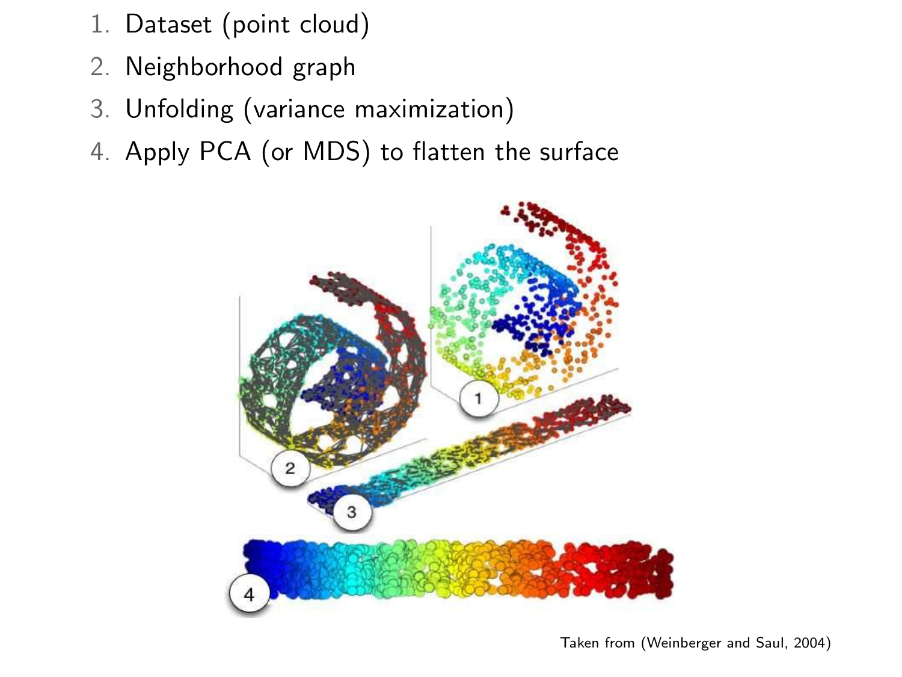1. Dataset (point cloud)
2. Neighborhood graph
3. Unfolding (variance maximization)
4. Apply PCA (or MDS) to flatten the surface

Taken from (Weinberger and Saul, 2004)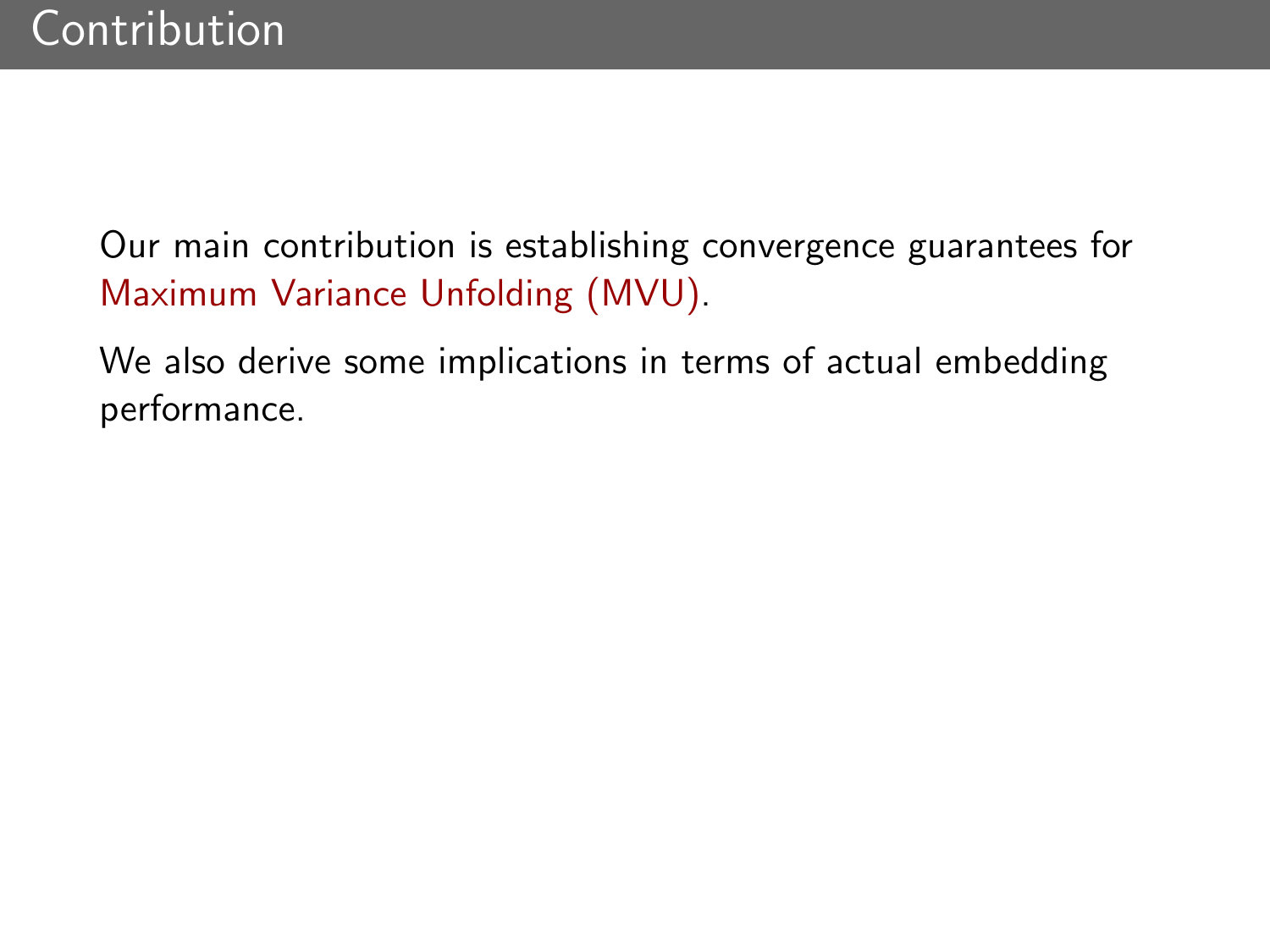# Contribution

Our main contribution is establishing convergence guarantees for Maximum Variance Unfolding (MVU).

We also derive some implications in terms of actual embedding performance.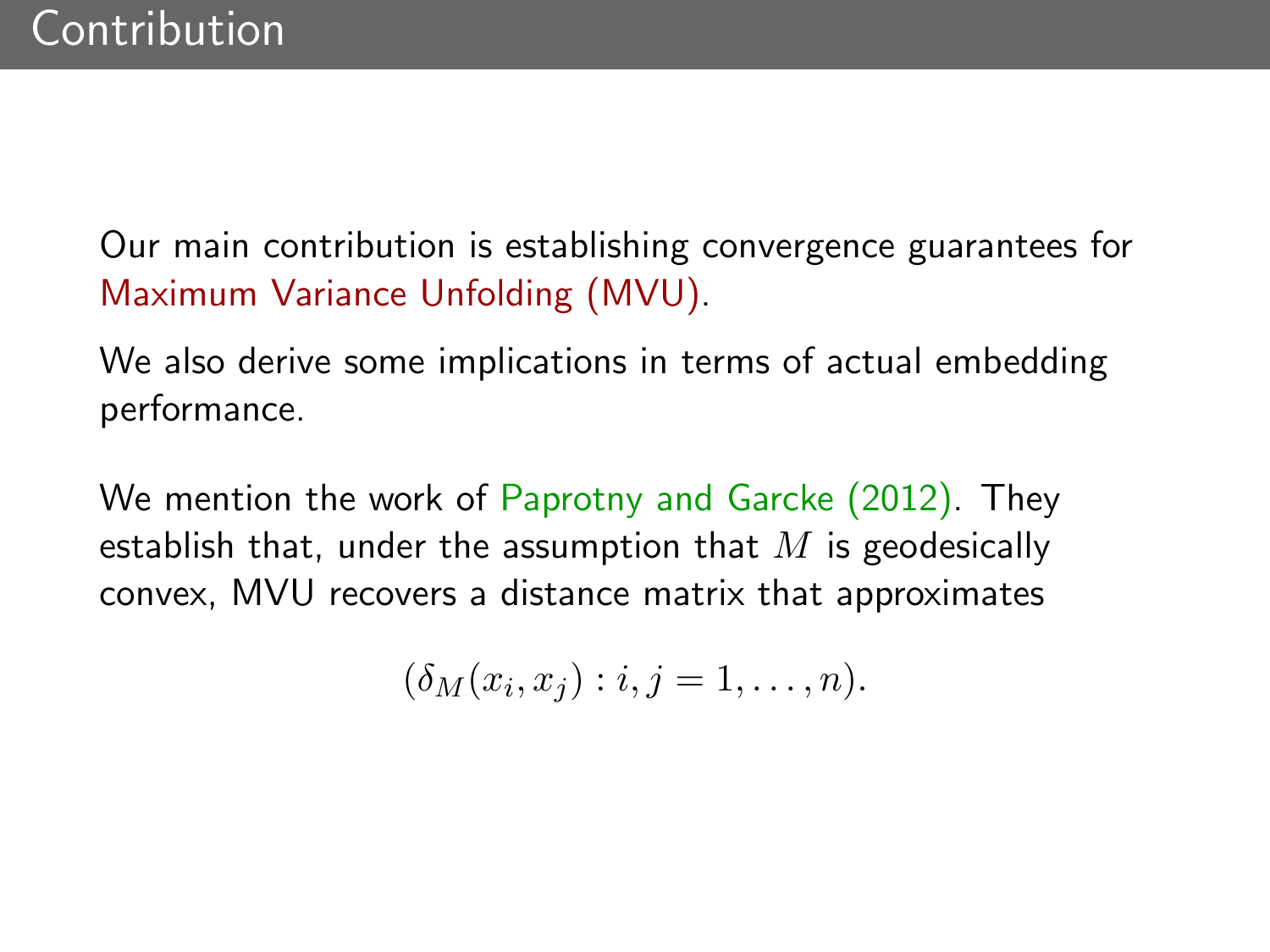# Contribution

Our main contribution is establishing convergence guarantees for Maximum Variance Unfolding (MVU).

We also derive some implications in terms of actual embedding performance.

We mention the work of Paprotny and Garcke (2012). They establish that, under the assumption that $M$ is geodesically convex, MVU recovers a distance matrix that approximates

$$(\delta_M(x_i, x_j) : i, j = 1, \ldots, n).$$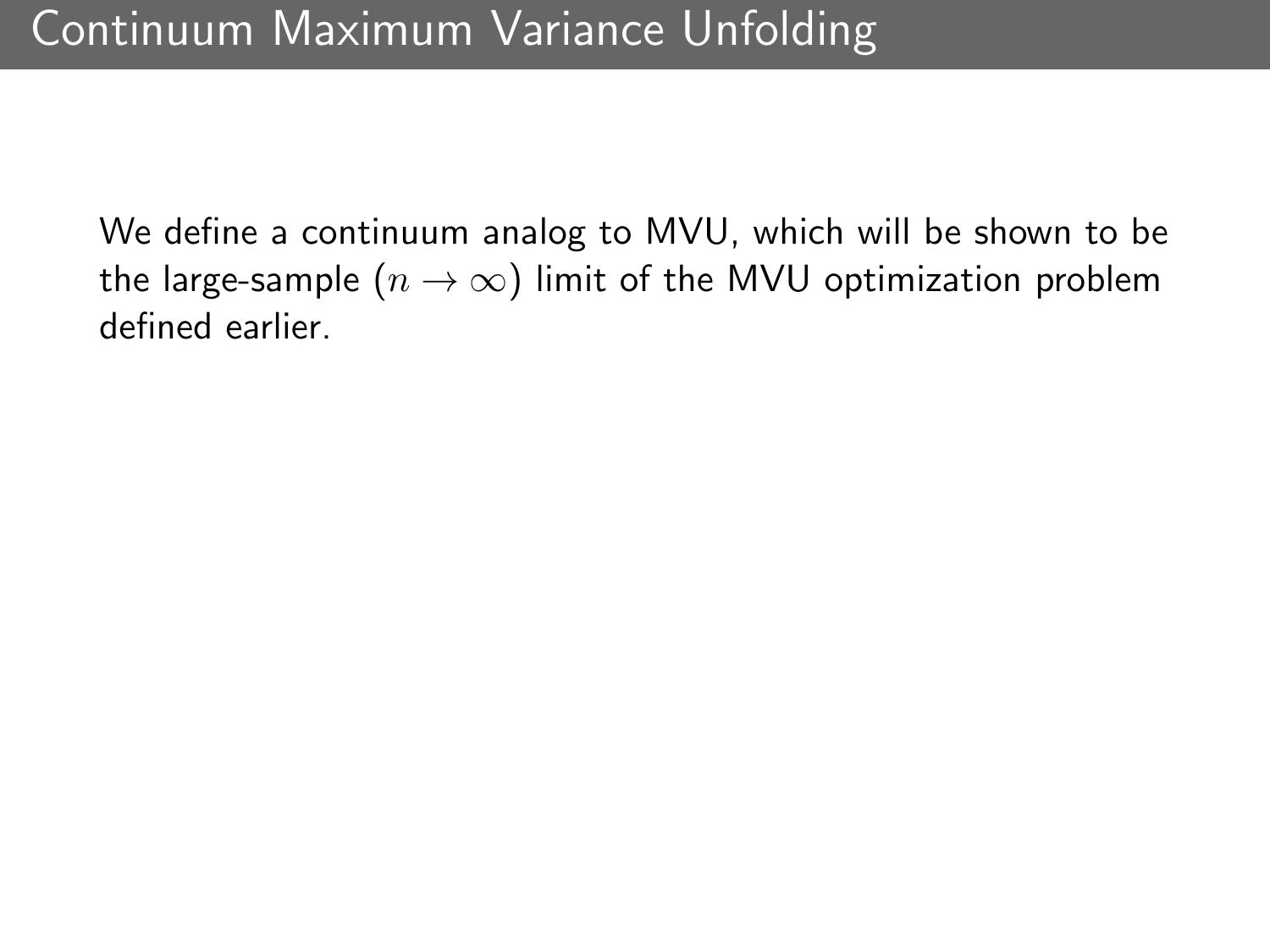# Continuum Maximum Variance Unfolding

We define a continuum analog to MVU, which will be shown to be the large-sample ($n \to \infty$) limit of the MVU optimization problem defined earlier.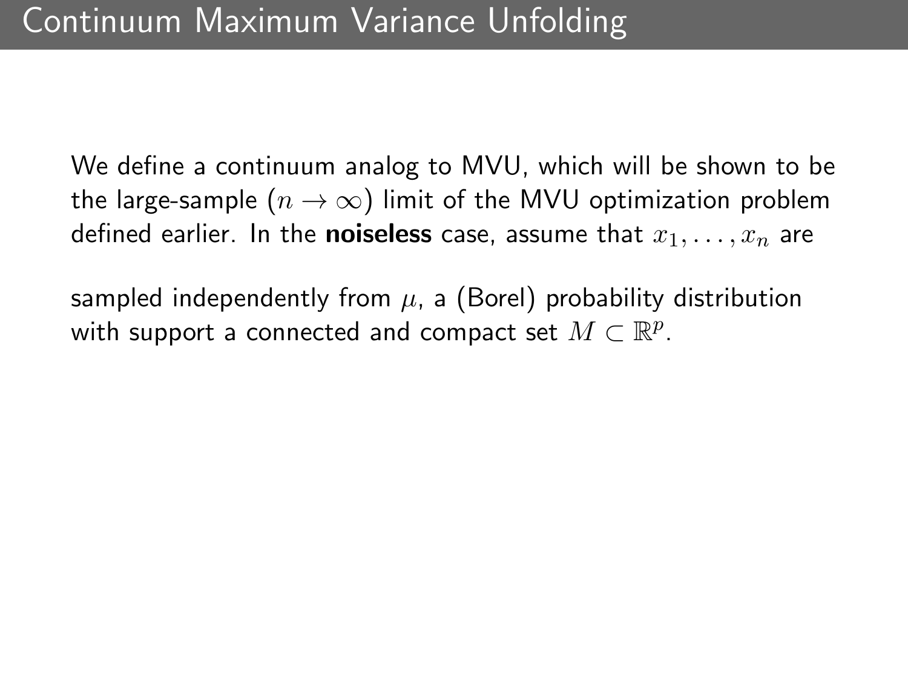# Continuum Maximum Variance Unfolding

We define a continuum analog to MVU, which will be shown to be the large-sample ($n \to \infty$) limit of the MVU optimization problem defined earlier. In the **noiseless** case, assume that $x_1, \ldots, x_n$ are

sampled independently from $\mu$, a (Borel) probability distribution with support a connected and compact set $M \subset \mathbb{R}^p$.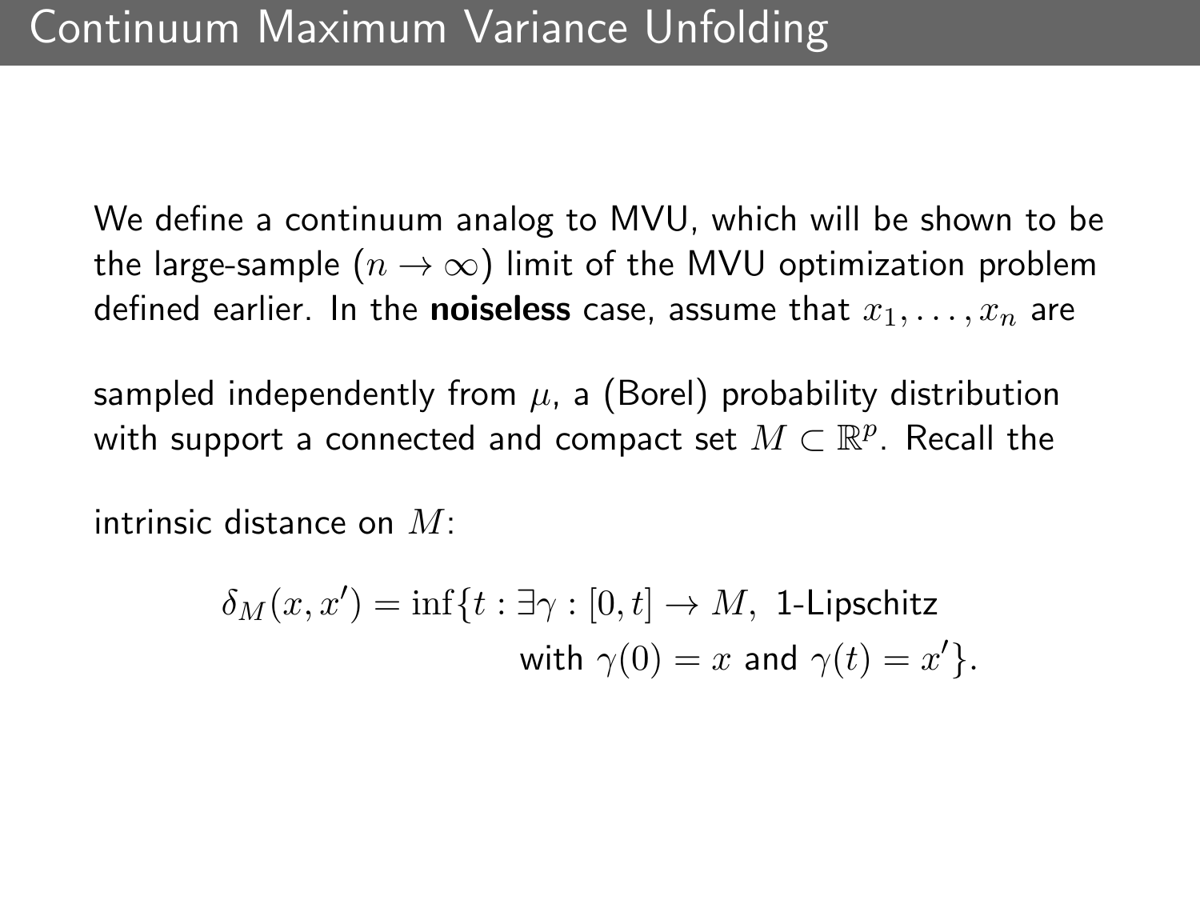# Continuum Maximum Variance Unfolding

We define a continuum analog to MVU, which will be shown to be the large-sample ($n \to \infty$) limit of the MVU optimization problem defined earlier. In the **noiseless** case, assume that $x_1, \ldots, x_n$ are

sampled independently from $\mu$, a (Borel) probability distribution with support a connected and compact set $M \subset \mathbb{R}^p$. Recall the

intrinsic distance on $M$:

$$\delta_M(x, x') = \inf\{t : \exists \gamma : [0, t] \to M, \text{ 1-Lipschitz with } \gamma(0) = x \text{ and } \gamma(t) = x'\}.$$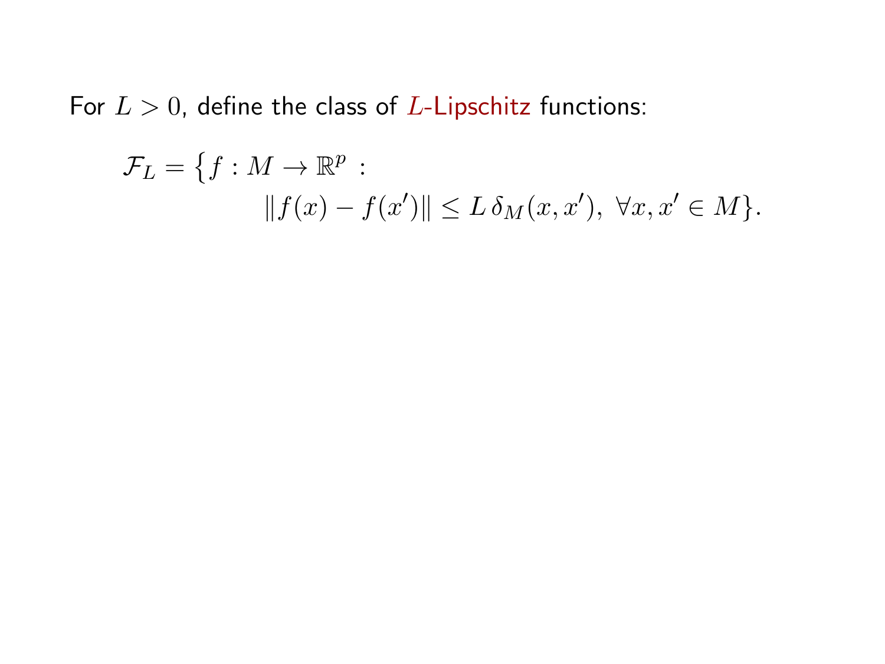For $L > 0$, define the class of $L$-Lipschitz functions:

$$\mathcal{F}_L = \{f : M \to \mathbb{R}^p : \|f(x) - f(x')\| \leq L\,\delta_M(x, x'),\ \forall x, x' \in M\}.$$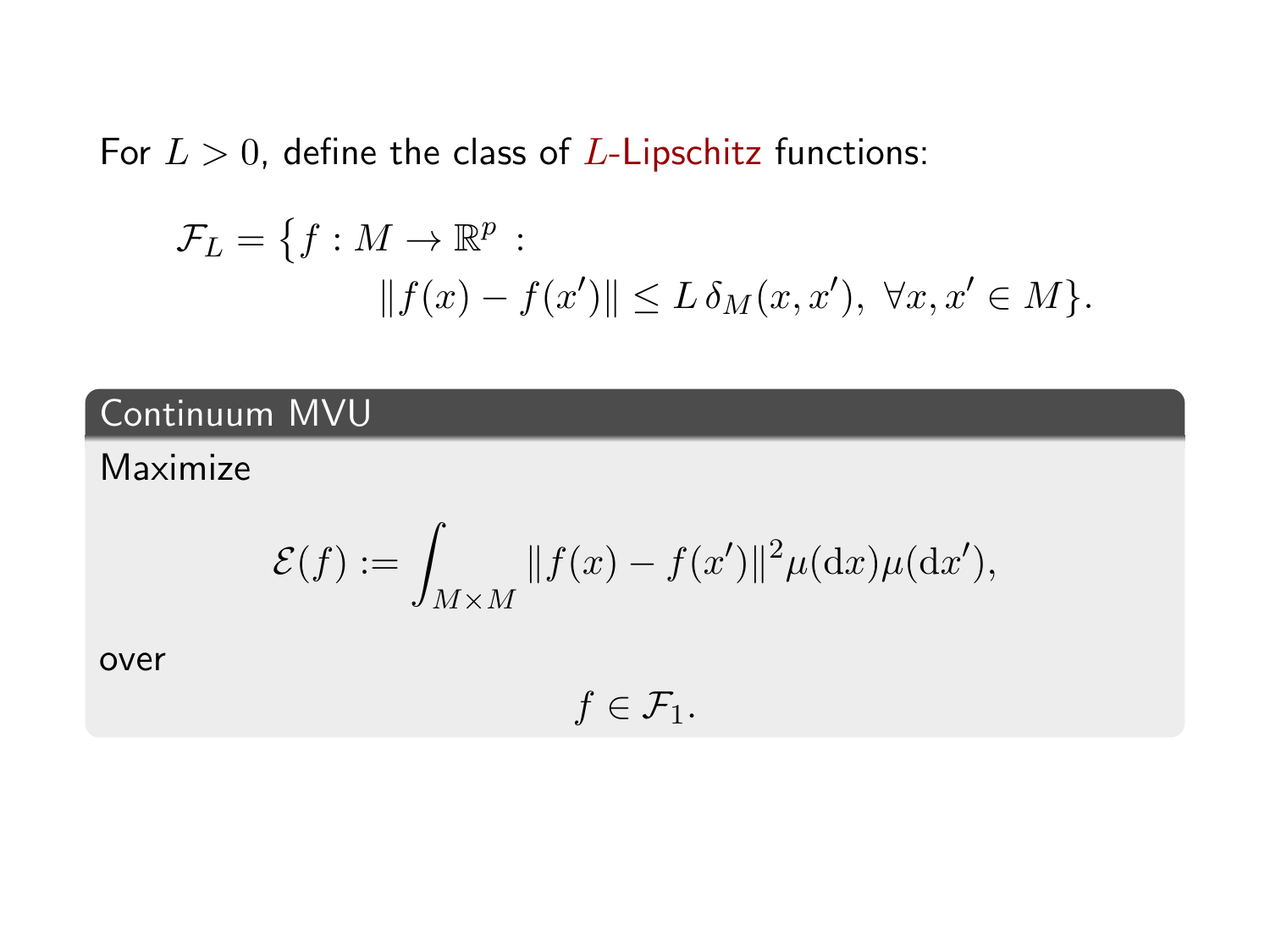For $L > 0$, define the class of $L$-Lipschitz functions:

$$\mathcal{F}_L = \big\{ f : M \to \mathbb{R}^p : \|f(x) - f(x')\| \le L\,\delta_M(x, x'),\ \forall x, x' \in M \}.$$

### Continuum MVU

Maximize

$$\mathcal{E}(f) := \int_{M \times M} \|f(x) - f(x')\|^2 \mu(\mathrm{d}x)\mu(\mathrm{d}x'),$$

over

$$f \in \mathcal{F}_1.$$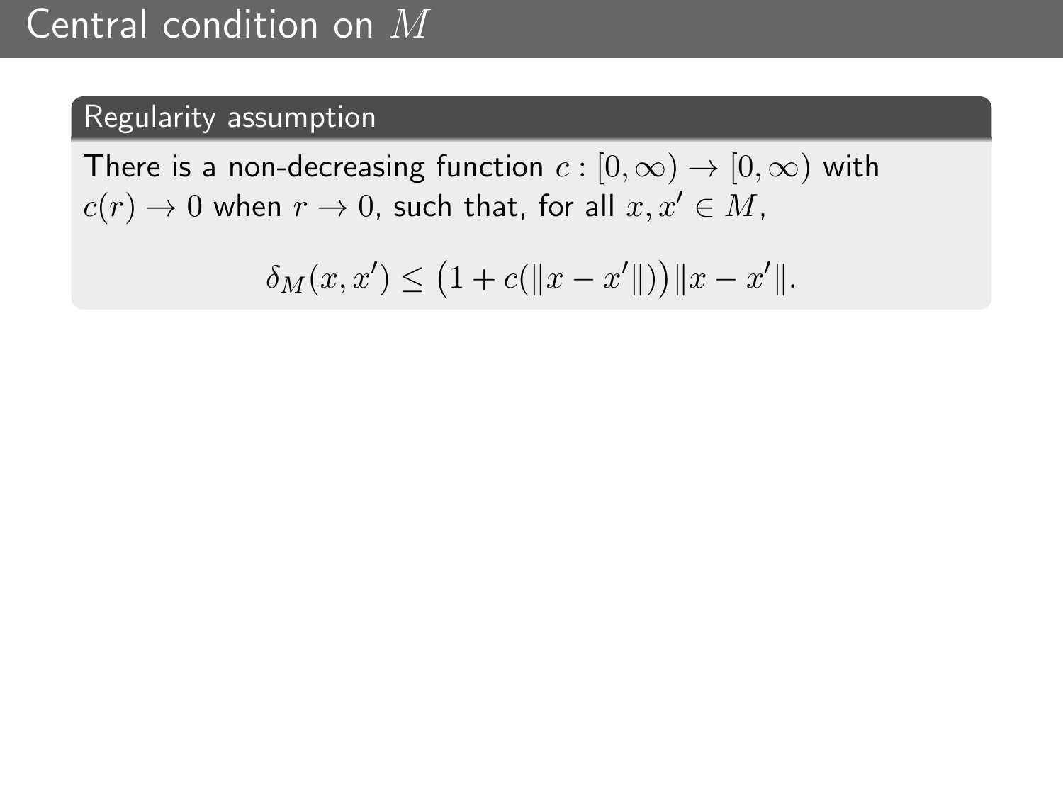# Central condition on $M$

**Regularity assumption**

There is a non-decreasing function $c : [0, \infty) \to [0, \infty)$ with $c(r) \to 0$ when $r \to 0$, such that, for all $x, x' \in M$,

$$\delta_M(x, x') \leq \big(1 + c(\|x - x'\|)\big)\|x - x'\|.$$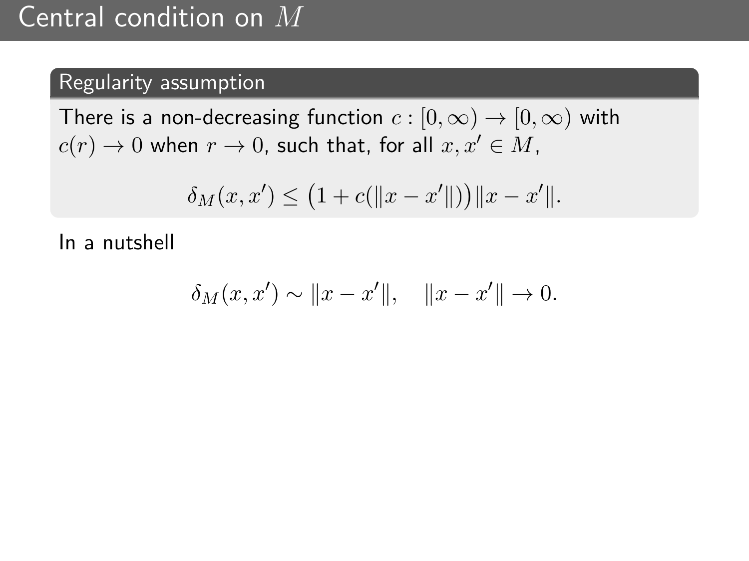# Central condition on $M$

## Regularity assumption

There is a non-decreasing function $c : [0, \infty) \to [0, \infty)$ with $c(r) \to 0$ when $r \to 0$, such that, for all $x, x' \in M$,

$$\delta_M(x, x') \leq \big(1 + c(\|x - x'\|)\big)\|x - x'\|.$$

In a nutshell

$$\delta_M(x, x') \sim \|x - x'\|, \quad \|x - x'\| \to 0.$$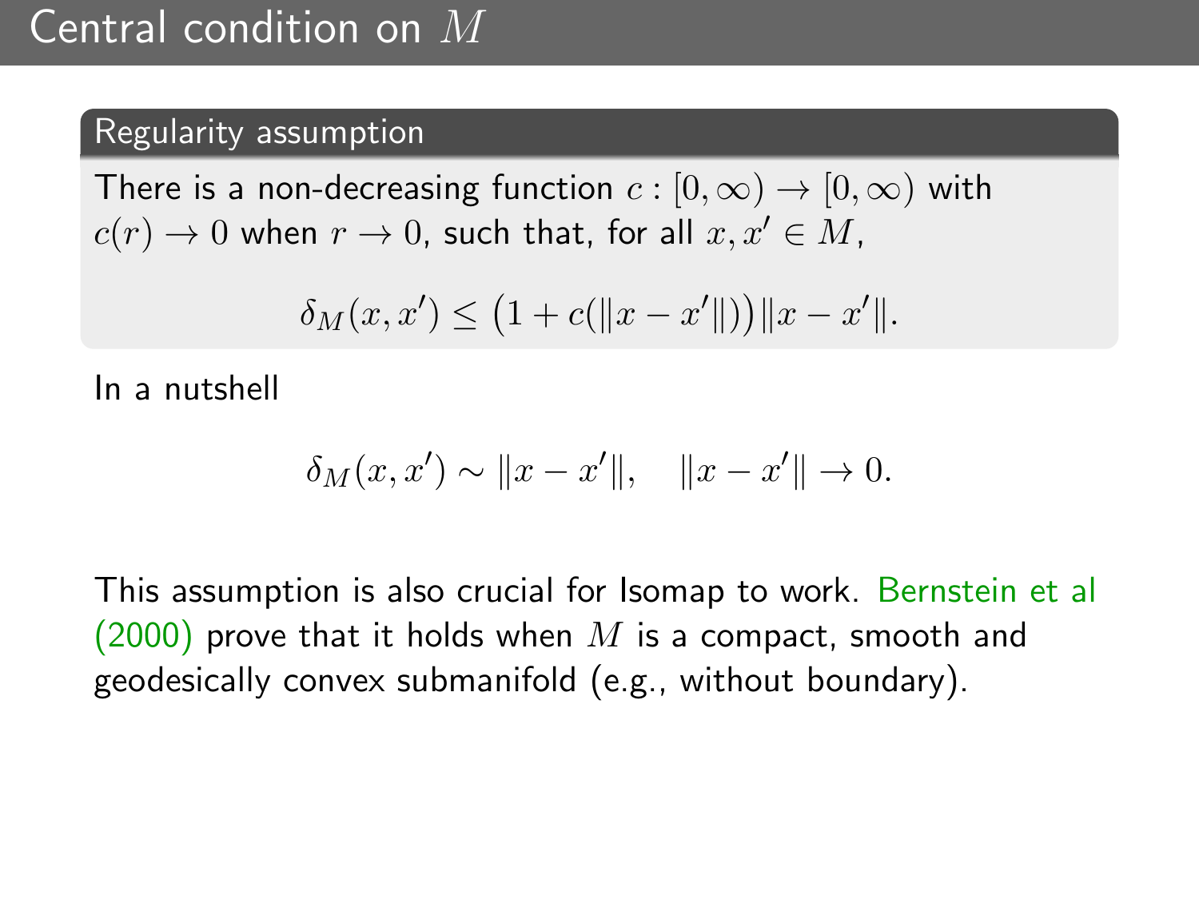# Central condition on $M$

**Regularity assumption**

There is a non-decreasing function $c : [0, \infty) \to [0, \infty)$ with $c(r) \to 0$ when $r \to 0$, such that, for all $x, x' \in M$,

$$\delta_M(x, x') \leq \big(1 + c(\|x - x'\|)\big)\|x - x'\|.$$

In a nutshell

$$\delta_M(x, x') \sim \|x - x'\|, \quad \|x - x'\| \to 0.$$

This assumption is also crucial for Isomap to work. Bernstein et al (2000) prove that it holds when $M$ is a compact, smooth and geodesically convex submanifold (e.g., without boundary).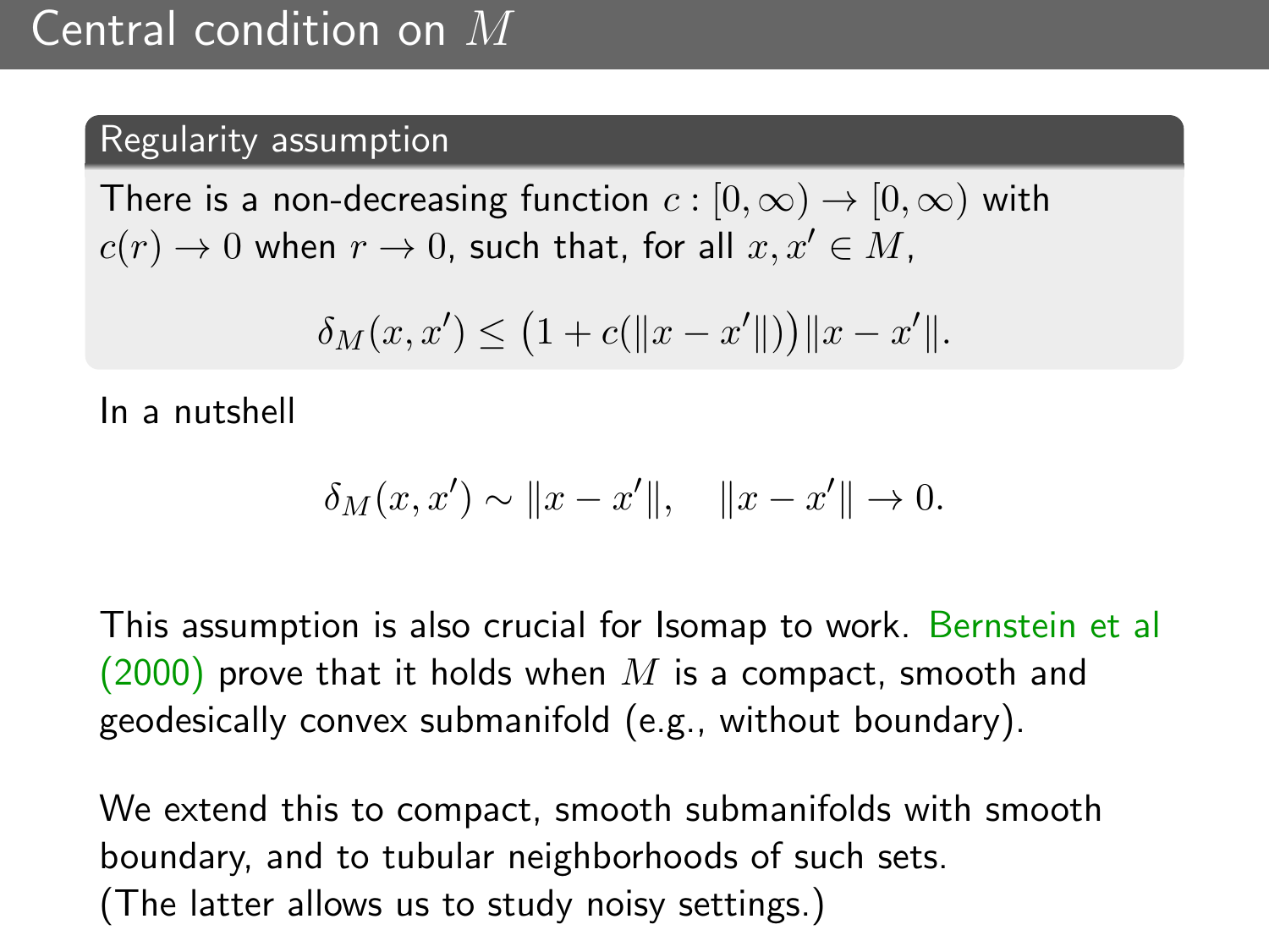# Central condition on $M$

**Regularity assumption**

There is a non-decreasing function $c : [0, \infty) \to [0, \infty)$ with $c(r) \to 0$ when $r \to 0$, such that, for all $x, x' \in M$,

$$\delta_M(x, x') \leq \big(1 + c(\|x - x'\|)\big) \|x - x'\|.$$

In a nutshell

$$\delta_M(x, x') \sim \|x - x'\|, \quad \|x - x'\| \to 0.$$

This assumption is also crucial for Isomap to work. Bernstein et al (2000) prove that it holds when $M$ is a compact, smooth and geodesically convex submanifold (e.g., without boundary).

We extend this to compact, smooth submanifolds with smooth boundary, and to tubular neighborhoods of such sets.
(The latter allows us to study noisy settings.)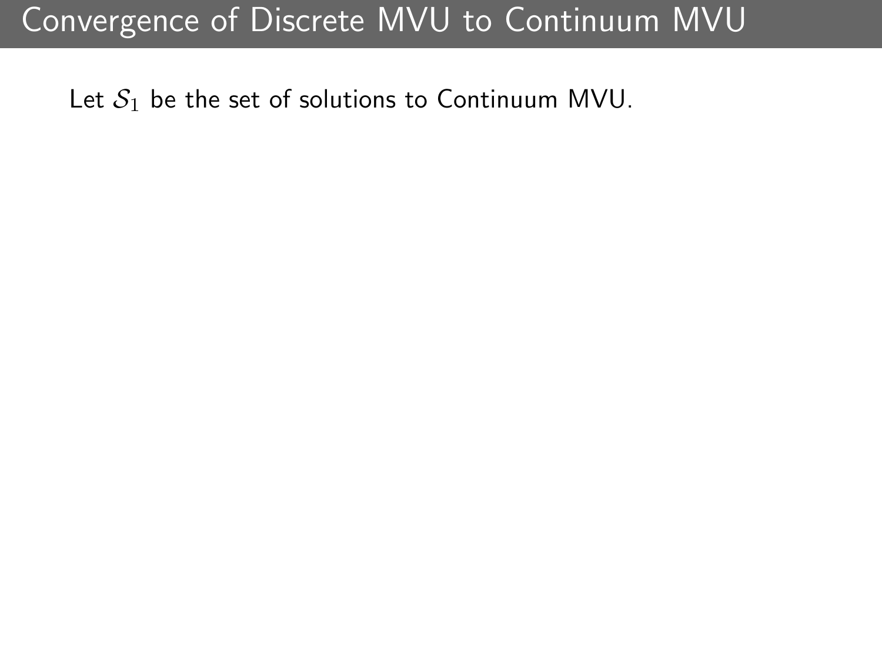# Convergence of Discrete MVU to Continuum MVU

Let $\mathcal{S}_1$ be the set of solutions to Continuum MVU.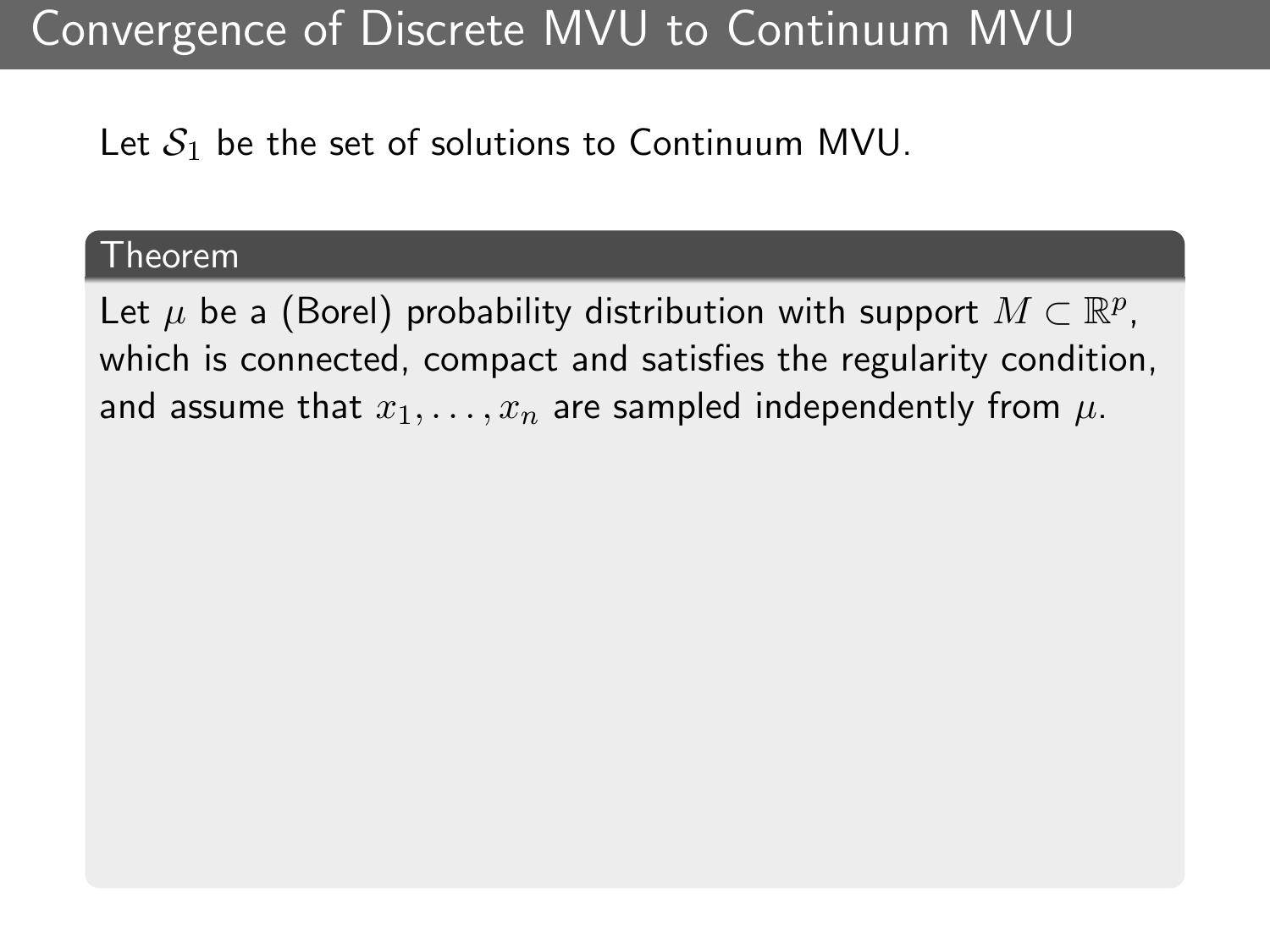# Convergence of Discrete MVU to Continuum MVU

Let $\mathcal{S}_1$ be the set of solutions to Continuum MVU.

**Theorem**

Let $\mu$ be a (Borel) probability distribution with support $M \subset \mathbb{R}^p$, which is connected, compact and satisfies the regularity condition, and assume that $x_1, \ldots, x_n$ are sampled independently from $\mu$.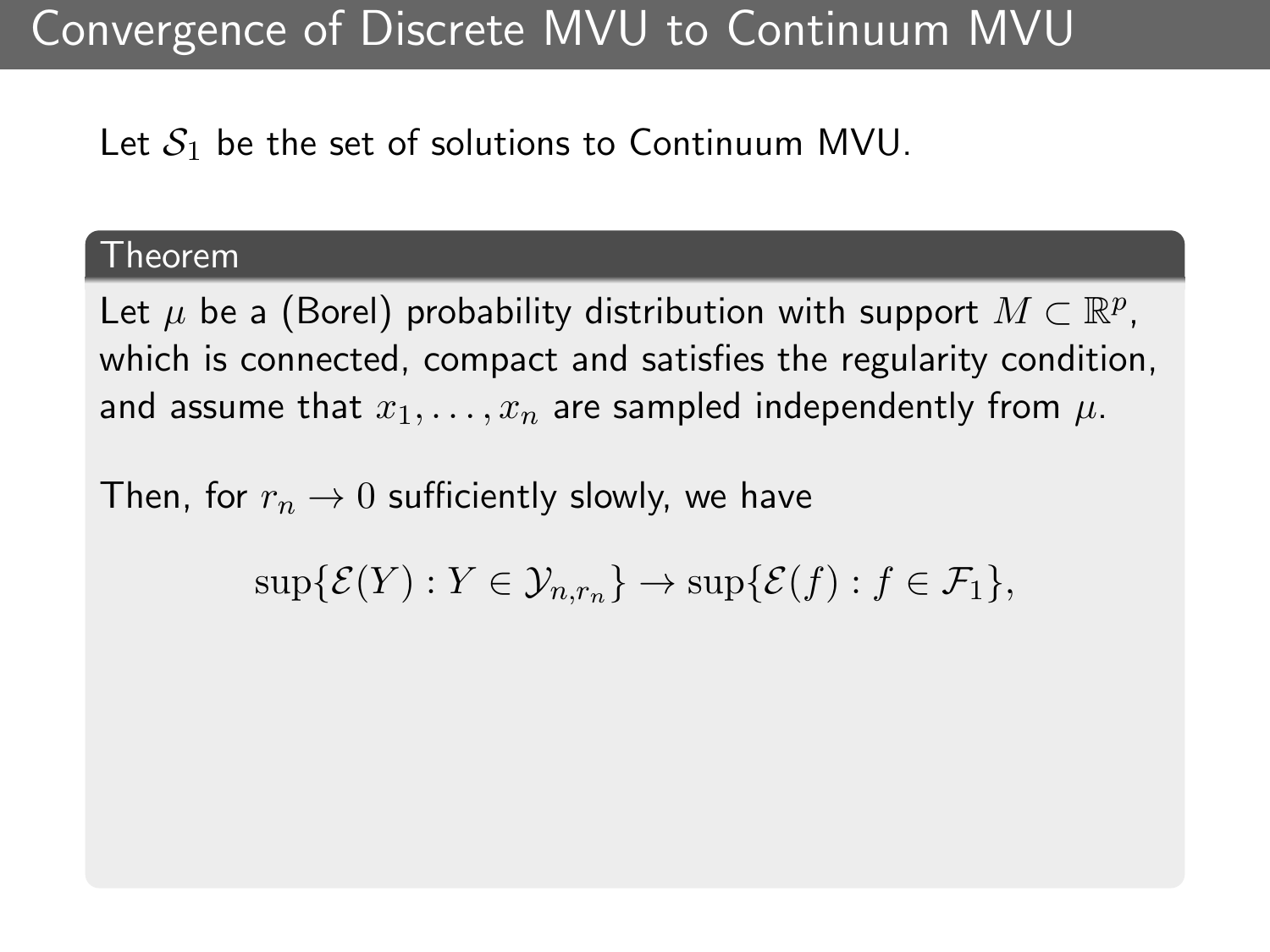# Convergence of Discrete MVU to Continuum MVU

Let $\mathcal{S}_1$ be the set of solutions to Continuum MVU.

**Theorem**

Let $\mu$ be a (Borel) probability distribution with support $M \subset \mathbb{R}^p$, which is connected, compact and satisfies the regularity condition, and assume that $x_1, \ldots, x_n$ are sampled independently from $\mu$.

Then, for $r_n \to 0$ sufficiently slowly, we have

$$\sup\{\mathcal{E}(Y) : Y \in \mathcal{Y}_{n,r_n}\} \to \sup\{\mathcal{E}(f) : f \in \mathcal{F}_1\},$$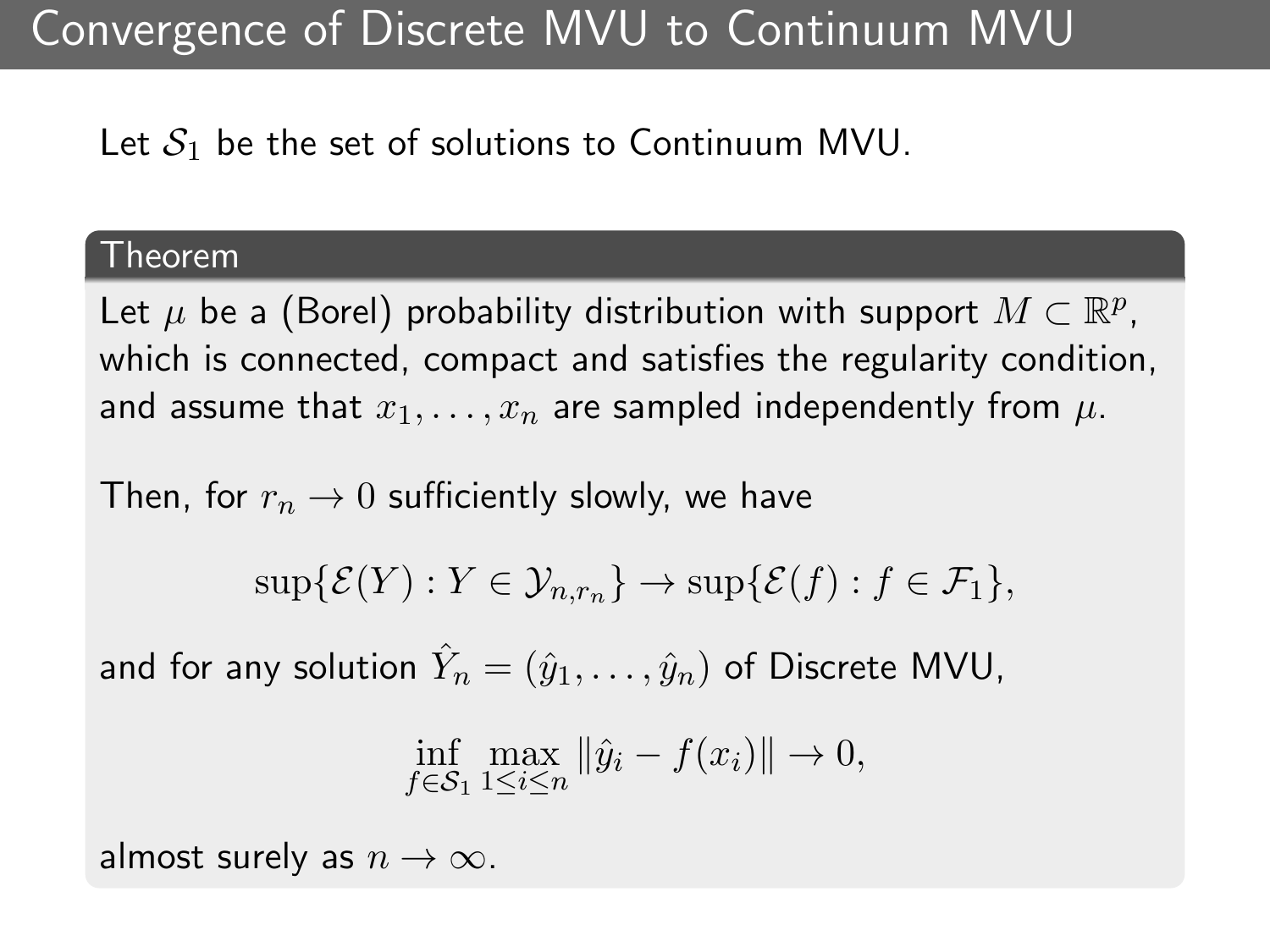# Convergence of Discrete MVU to Continuum MVU

Let $\mathcal{S}_1$ be the set of solutions to Continuum MVU.

**Theorem**

Let $\mu$ be a (Borel) probability distribution with support $M \subset \mathbb{R}^p$, which is connected, compact and satisfies the regularity condition, and assume that $x_1, \ldots, x_n$ are sampled independently from $\mu$.

Then, for $r_n \to 0$ sufficiently slowly, we have

$$\sup\{\mathcal{E}(Y) : Y \in \mathcal{Y}_{n,r_n}\} \to \sup\{\mathcal{E}(f) : f \in \mathcal{F}_1\},$$

and for any solution $\hat{Y}_n = (\hat{y}_1, \ldots, \hat{y}_n)$ of Discrete MVU,

$$\inf_{f \in \mathcal{S}_1} \max_{1 \leq i \leq n} \|\hat{y}_i - f(x_i)\| \to 0,$$

almost surely as $n \to \infty$.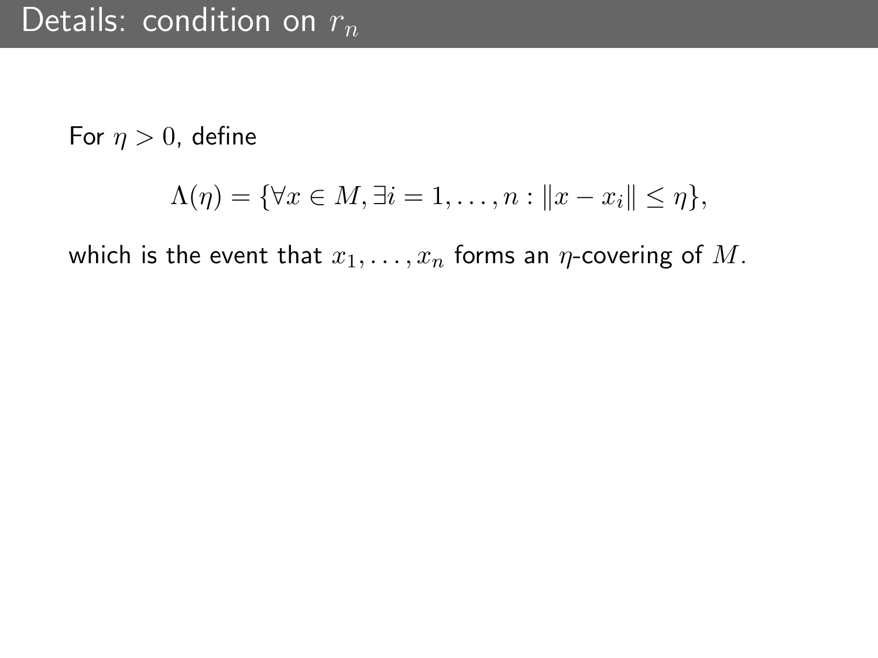# Details: condition on $r_n$

For $\eta > 0$, define

$$\Lambda(\eta) = \{\forall x \in M, \exists i = 1, \ldots, n : \|x - x_i\| \leq \eta\},$$

which is the event that $x_1, \ldots, x_n$ forms an $\eta$-covering of $M$.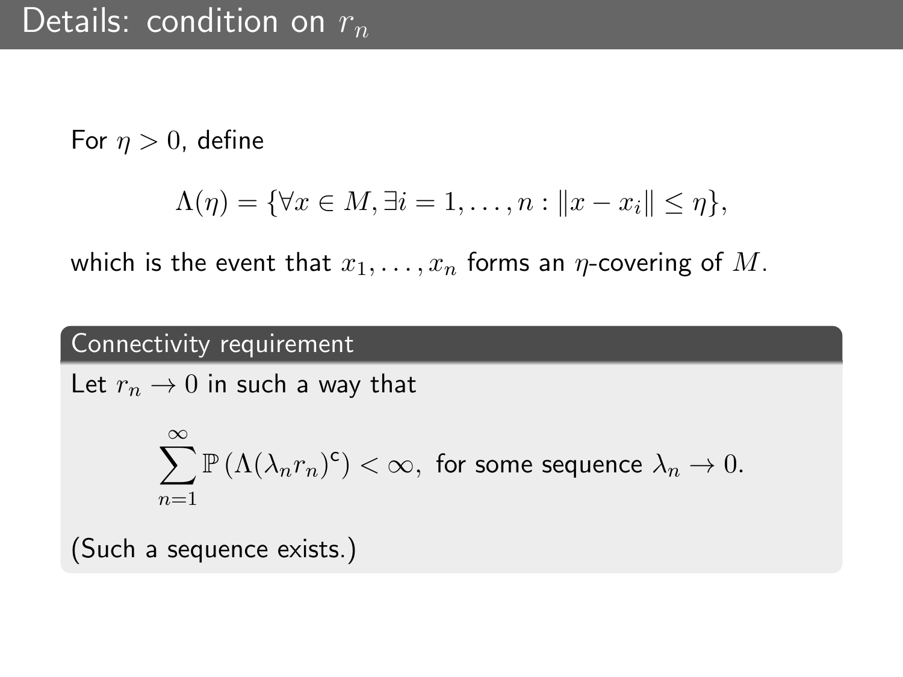# Details: condition on $r_n$

For $\eta > 0$, define

$$\Lambda(\eta) = \{\forall x \in M, \exists i = 1, \ldots, n : \|x - x_i\| \leq \eta\},$$

which is the event that $x_1, \ldots, x_n$ forms an $\eta$-covering of $M$.

### Connectivity requirement

Let $r_n \to 0$ in such a way that

$$\sum_{n=1}^{\infty} \mathbb{P}\left(\Lambda(\lambda_n r_n)^{\mathsf{c}}\right) < \infty, \text{ for some sequence } \lambda_n \to 0.$$

(Such a sequence exists.)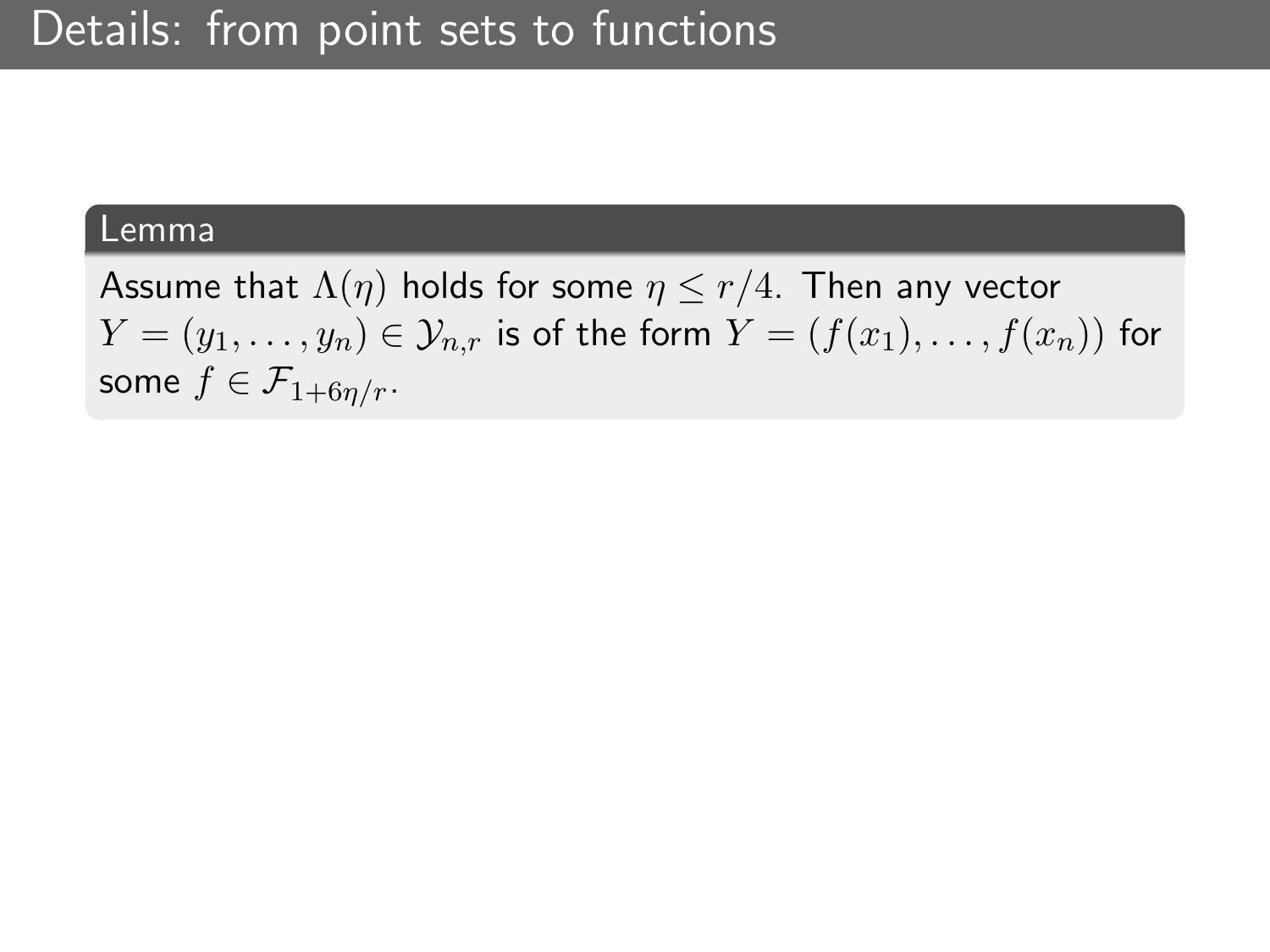# Details: from point sets to functions

**Lemma**

Assume that $\Lambda(\eta)$ holds for some $\eta \leq r/4$. Then any vector $Y = (y_1, \ldots, y_n) \in \mathcal{Y}_{n,r}$ is of the form $Y = (f(x_1), \ldots, f(x_n))$ for some $f \in \mathcal{F}_{1+6\eta/r}$.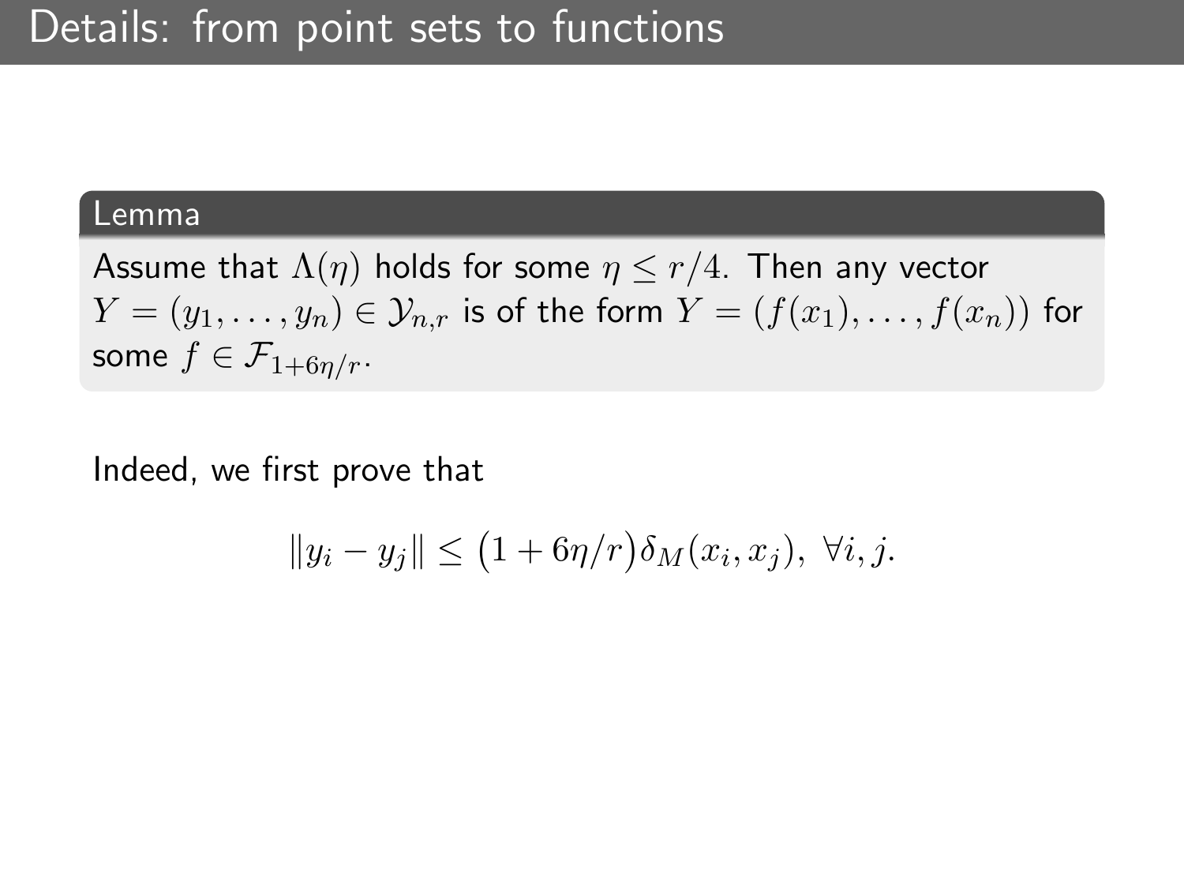# Details: from point sets to functions

**Lemma**

Assume that $\Lambda(\eta)$ holds for some $\eta \leq r/4$. Then any vector $Y = (y_1, \ldots, y_n) \in \mathcal{Y}_{n,r}$ is of the form $Y = (f(x_1), \ldots, f(x_n))$ for some $f \in \mathcal{F}_{1+6\eta/r}$.

Indeed, we first prove that

$$\|y_i - y_j\| \leq \big(1 + 6\eta/r\big)\delta_M(x_i, x_j), \ \forall i, j.$$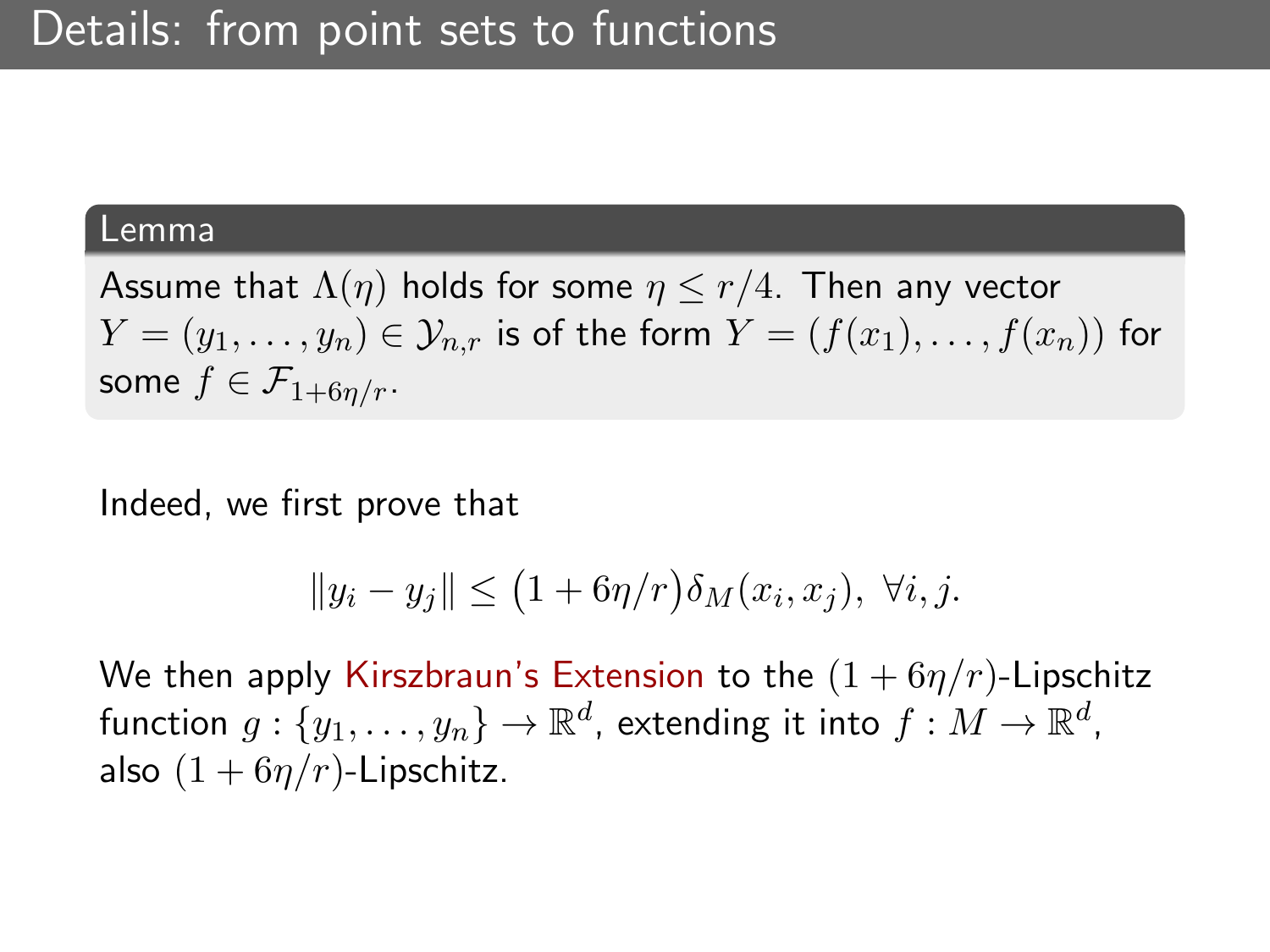# Details: from point sets to functions

**Lemma**

Assume that $\Lambda(\eta)$ holds for some $\eta \leq r/4$. Then any vector $Y = (y_1, \ldots, y_n) \in \mathcal{Y}_{n,r}$ is of the form $Y = (f(x_1), \ldots, f(x_n))$ for some $f \in \mathcal{F}_{1+6\eta/r}$.

Indeed, we first prove that

$$\|y_i - y_j\| \leq \big(1 + 6\eta/r\big)\delta_M(x_i, x_j), \ \forall i, j.$$

We then apply Kirszbraun's Extension to the $(1 + 6\eta/r)$-Lipschitz function $g : \{y_1, \ldots, y_n\} \to \mathbb{R}^d$, extending it into $f : M \to \mathbb{R}^d$, also $(1 + 6\eta/r)$-Lipschitz.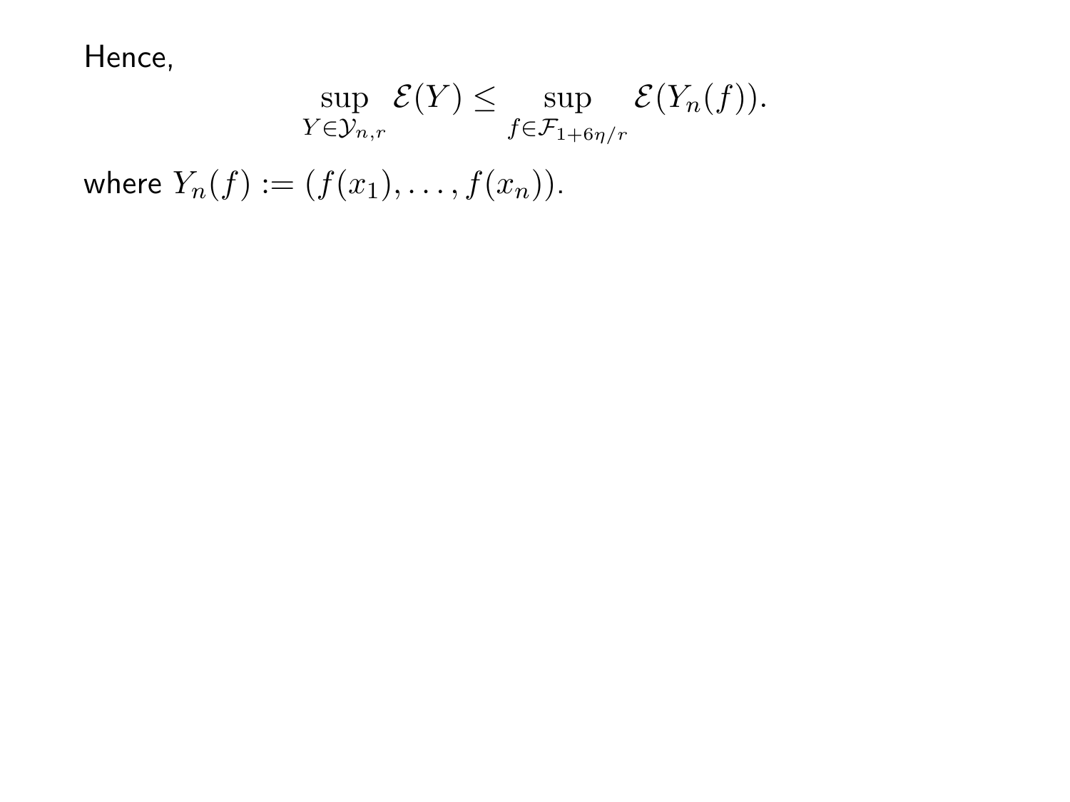Hence,

$$\sup_{Y \in \mathcal{Y}_{n,r}} \mathcal{E}(Y) \leq \sup_{f \in \mathcal{F}_{1+6\eta/r}} \mathcal{E}(Y_n(f)).$$

where $Y_n(f) := (f(x_1), \ldots, f(x_n))$.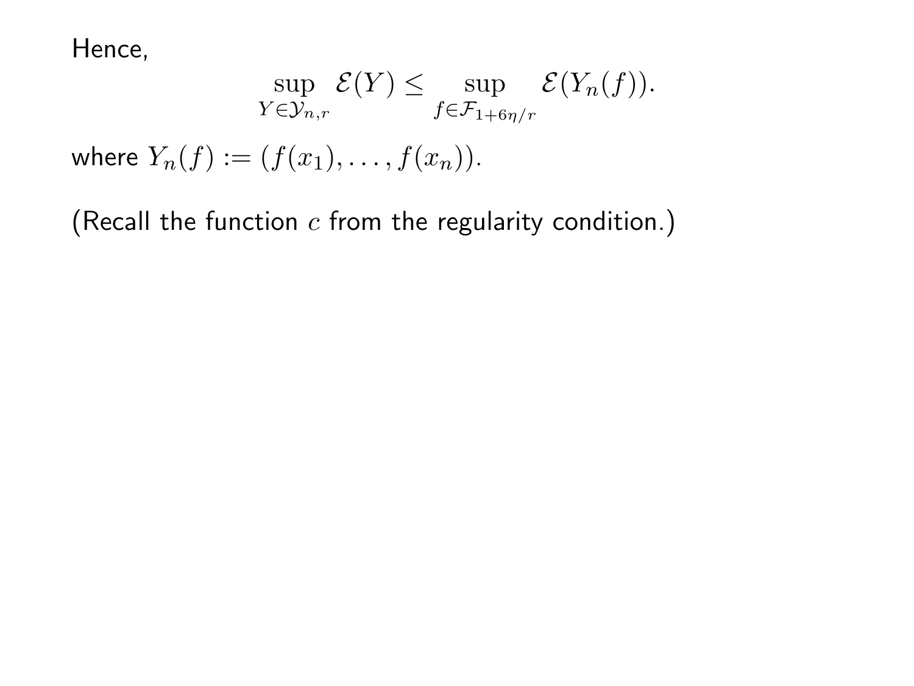Hence,

$$\sup_{Y \in \mathcal{Y}_{n,r}} \mathcal{E}(Y) \leq \sup_{f \in \mathcal{F}_{1+6\eta/r}} \mathcal{E}(Y_n(f)).$$

where $Y_n(f) := (f(x_1), \ldots, f(x_n))$.

(Recall the function $c$ from the regularity condition.)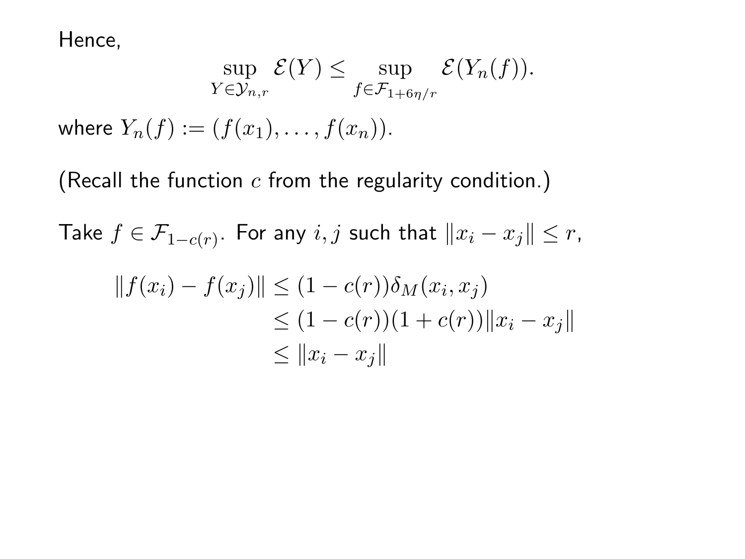Hence,

$$\sup_{Y \in \mathcal{Y}_{n,r}} \mathcal{E}(Y) \leq \sup_{f \in \mathcal{F}_{1+6\eta/r}} \mathcal{E}(Y_n(f)).$$

where $Y_n(f) := (f(x_1), \dots, f(x_n))$.

(Recall the function $c$ from the regularity condition.)

Take $f \in \mathcal{F}_{1-c(r)}$. For any $i, j$ such that $\|x_i - x_j\| \leq r$,

$$\begin{aligned}
\|f(x_i) - f(x_j)\| &\leq (1 - c(r))\delta_M(x_i, x_j) \\
&\leq (1 - c(r))(1 + c(r))\|x_i - x_j\| \\
&\leq \|x_i - x_j\|
\end{aligned}$$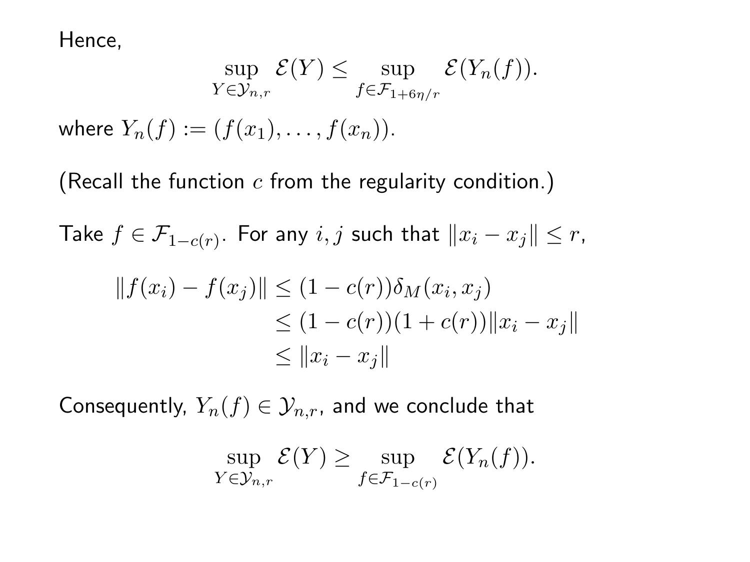Hence,

$$\sup_{Y \in \mathcal{Y}_{n,r}} \mathcal{E}(Y) \leq \sup_{f \in \mathcal{F}_{1+6\eta/r}} \mathcal{E}(Y_n(f)).$$

where $Y_n(f) := (f(x_1), \ldots, f(x_n))$.

(Recall the function $c$ from the regularity condition.)

Take $f \in \mathcal{F}_{1-c(r)}$. For any $i, j$ such that $\|x_i - x_j\| \leq r$,

$$\begin{aligned}
\|f(x_i) - f(x_j)\| &\leq (1 - c(r))\delta_M(x_i, x_j) \\
&\leq (1 - c(r))(1 + c(r))\|x_i - x_j\| \\
&\leq \|x_i - x_j\|
\end{aligned}$$

Consequently, $Y_n(f) \in \mathcal{Y}_{n,r}$, and we conclude that

$$\sup_{Y \in \mathcal{Y}_{n,r}} \mathcal{E}(Y) \geq \sup_{f \in \mathcal{F}_{1-c(r)}} \mathcal{E}(Y_n(f)).$$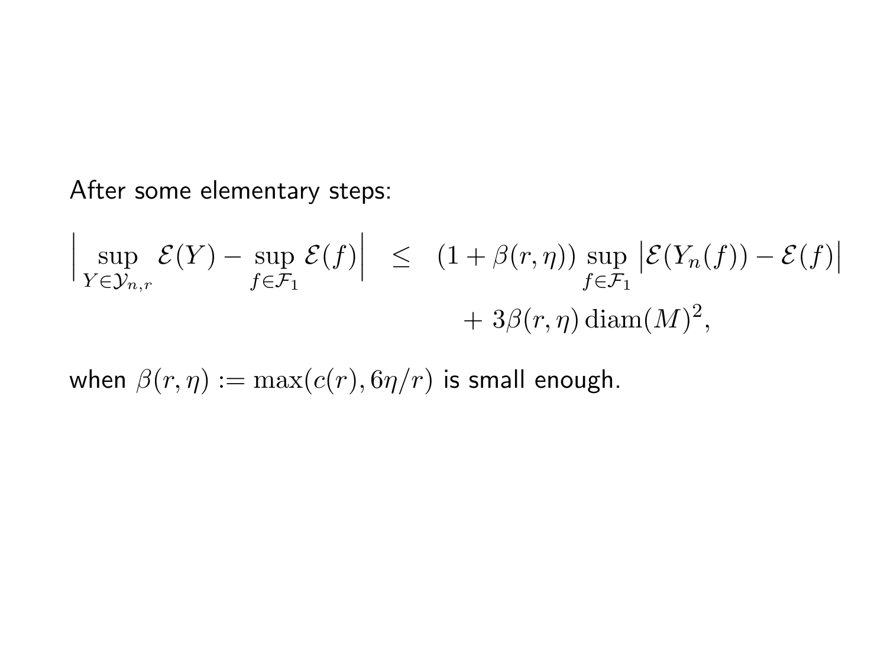After some elementary steps:

$$
\begin{aligned}
\Big| \sup_{Y \in \mathcal{Y}_{n,r}} \mathcal{E}(Y) - \sup_{f \in \mathcal{F}_1} \mathcal{E}(f) \Big| \quad &\leq \quad (1 + \beta(r,\eta)) \sup_{f \in \mathcal{F}_1} \big| \mathcal{E}(Y_n(f)) - \mathcal{E}(f) \big| \\
&\qquad + 3\beta(r,\eta) \, \mathrm{diam}(M)^2,
\end{aligned}
$$

when $\beta(r,\eta) := \max(c(r), 6\eta/r)$ is small enough.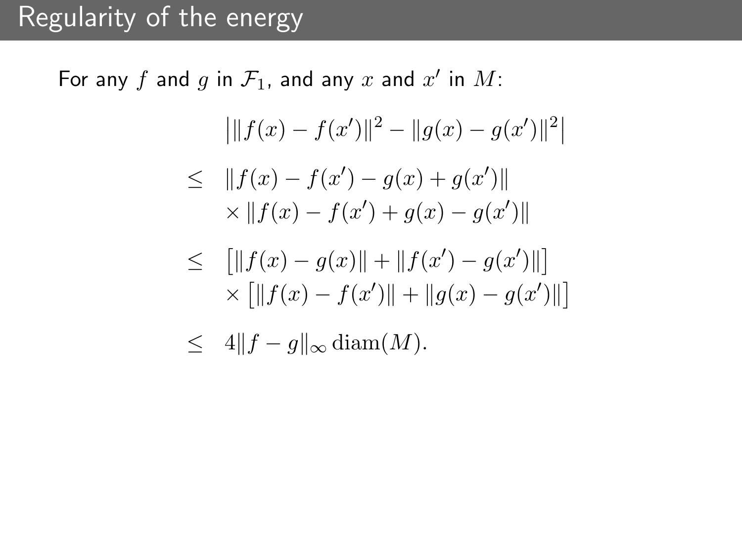# Regularity of the energy

For any $f$ and $g$ in $\mathcal{F}_1$, and any $x$ and $x'$ in $M$:

$$
\begin{aligned}
& \left| \|f(x) - f(x')\|^2 - \|g(x) - g(x')\|^2 \right| \\
\leq \quad & \|f(x) - f(x') - g(x) + g(x')\| \\
& \times \|f(x) - f(x') + g(x) - g(x')\| \\
\leq \quad & \left[ \|f(x) - g(x)\| + \|f(x') - g(x')\| \right] \\
& \times \left[ \|f(x) - f(x')\| + \|g(x) - g(x')\| \right] \\
\leq \quad & 4 \|f - g\|_\infty \operatorname{diam}(M).
\end{aligned}
$$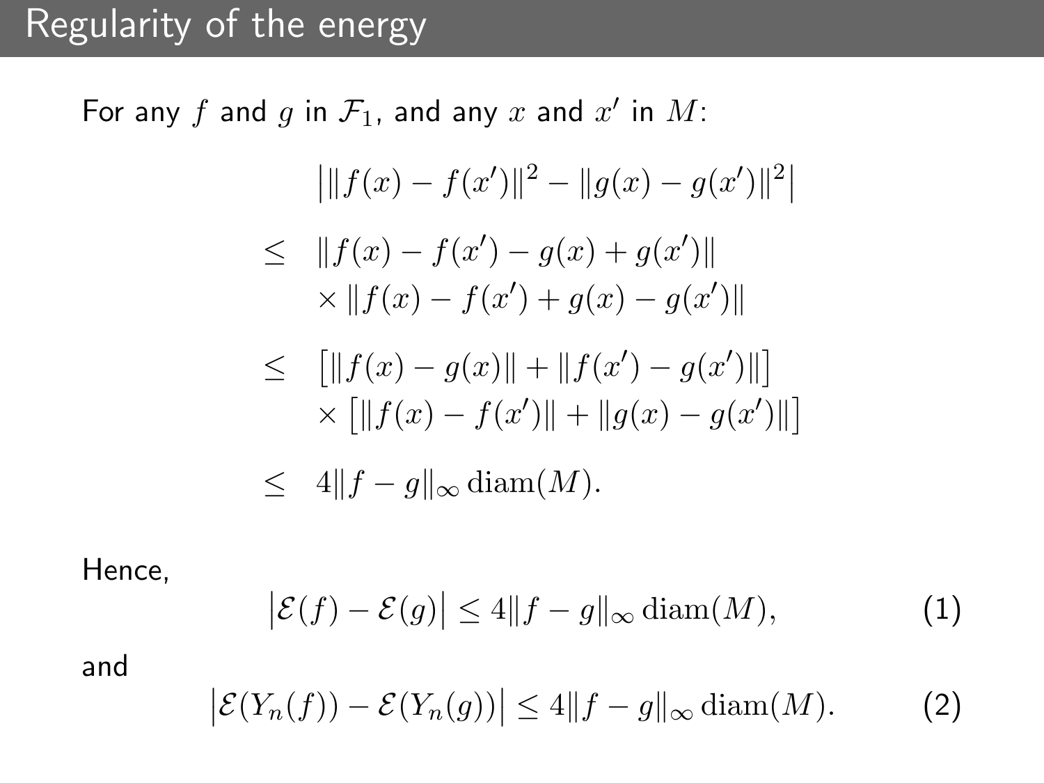## Regularity of the energy

For any $f$ and $g$ in $\mathcal{F}_1$, and any $x$ and $x'$ in $M$:

$$
\begin{aligned}
& \left| \|f(x) - f(x')\|^2 - \|g(x) - g(x')\|^2 \right| \\
\leq \quad & \|f(x) - f(x') - g(x) + g(x')\| \\
& \times \|f(x) - f(x') + g(x) - g(x')\| \\
\leq \quad & \left[ \|f(x) - g(x)\| + \|f(x') - g(x')\| \right] \\
& \times \left[ \|f(x) - f(x')\| + \|g(x) - g(x')\| \right] \\
\leq \quad & 4\|f - g\|_\infty \operatorname{diam}(M).
\end{aligned}
$$

Hence,

$$
\left| \mathcal{E}(f) - \mathcal{E}(g) \right| \leq 4\|f - g\|_\infty \operatorname{diam}(M), \tag{1}
$$

and

$$
\left| \mathcal{E}(Y_n(f)) - \mathcal{E}(Y_n(g)) \right| \leq 4\|f - g\|_\infty \operatorname{diam}(M). \tag{2}
$$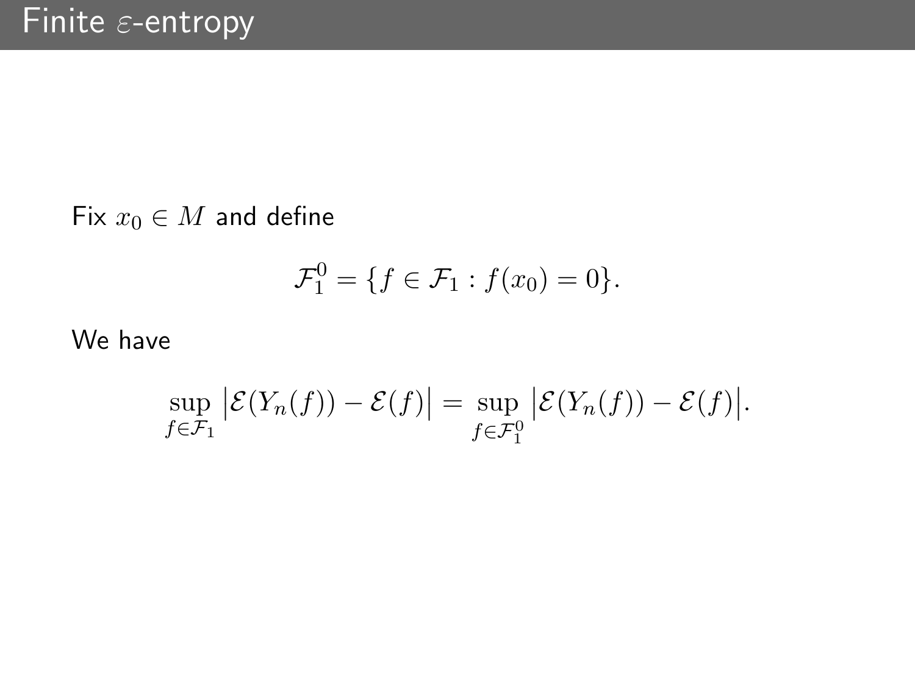# Finite $\varepsilon$-entropy

Fix $x_0 \in M$ and define

$$\mathcal{F}_1^0 = \{f \in \mathcal{F}_1 : f(x_0) = 0\}.$$

We have

$$\sup_{f \in \mathcal{F}_1} \left|\mathcal{E}(Y_n(f)) - \mathcal{E}(f)\right| = \sup_{f \in \mathcal{F}_1^0} \left|\mathcal{E}(Y_n(f)) - \mathcal{E}(f)\right|.$$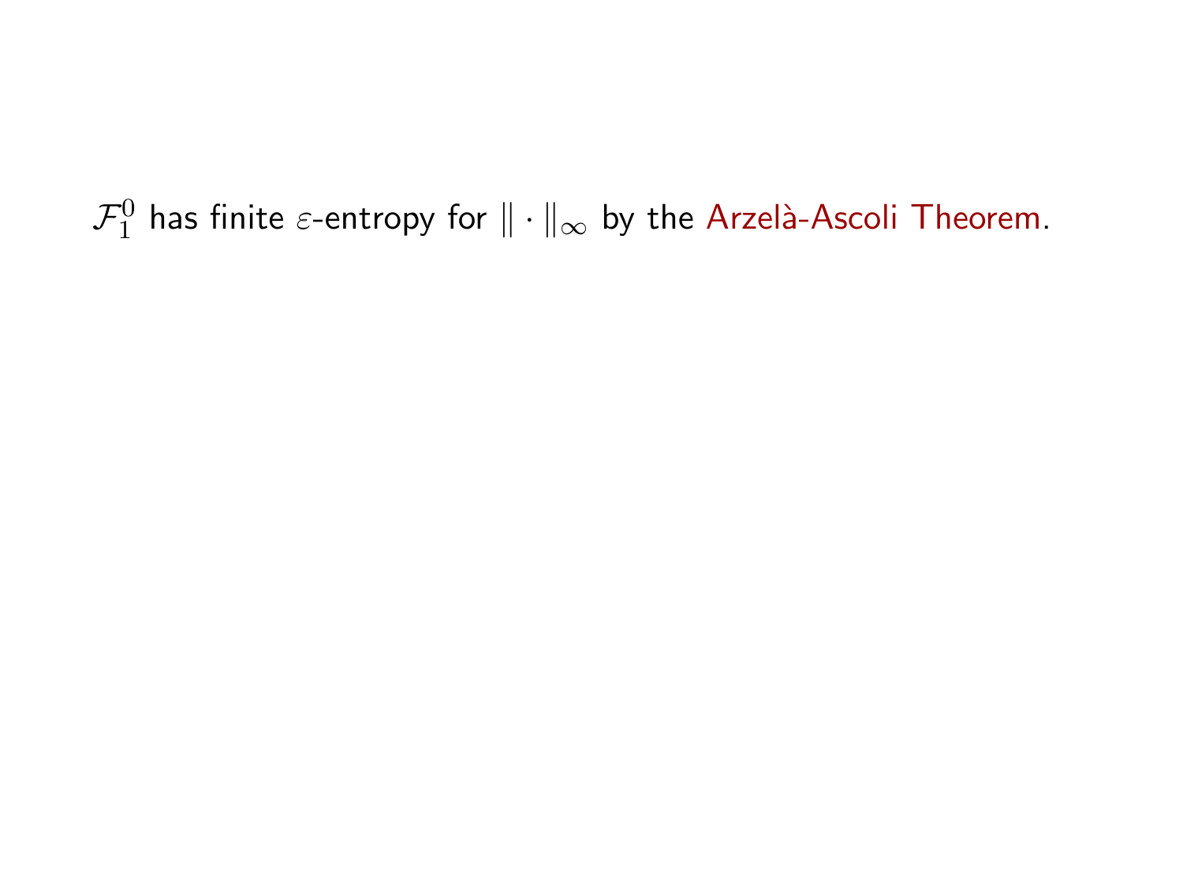$\mathcal{F}_1^0$ has finite $\varepsilon$-entropy for $\|\cdot\|_\infty$ by the Arzelà-Ascoli Theorem.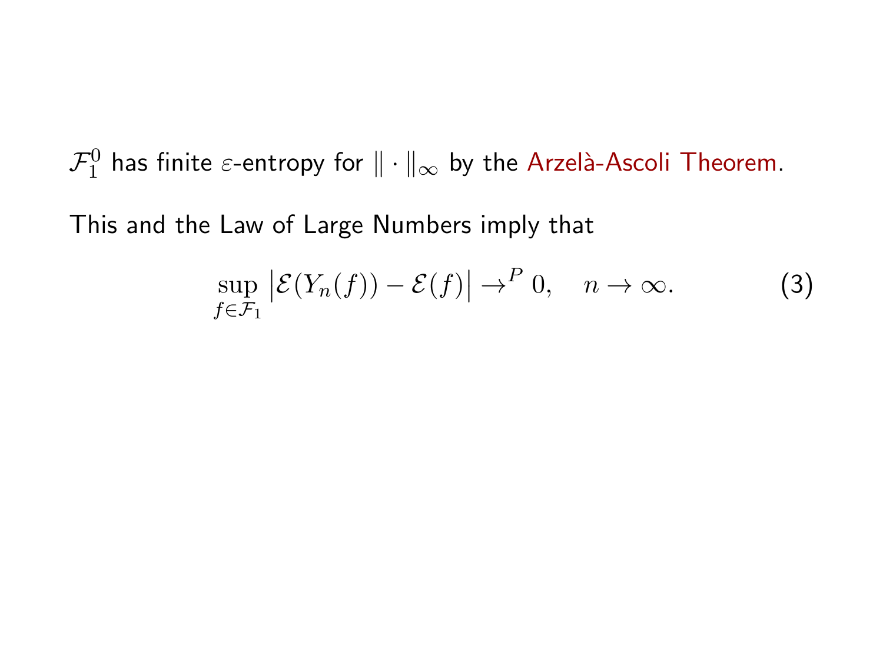$\mathcal{F}_1^0$ has finite $\varepsilon$-entropy for $\|\cdot\|_\infty$ by the Arzelà-Ascoli Theorem.

This and the Law of Large Numbers imply that

$$\sup_{f \in \mathcal{F}_1} \left| \mathcal{E}(Y_n(f)) - \mathcal{E}(f) \right| \to^P 0, \quad n \to \infty. \tag{3}$$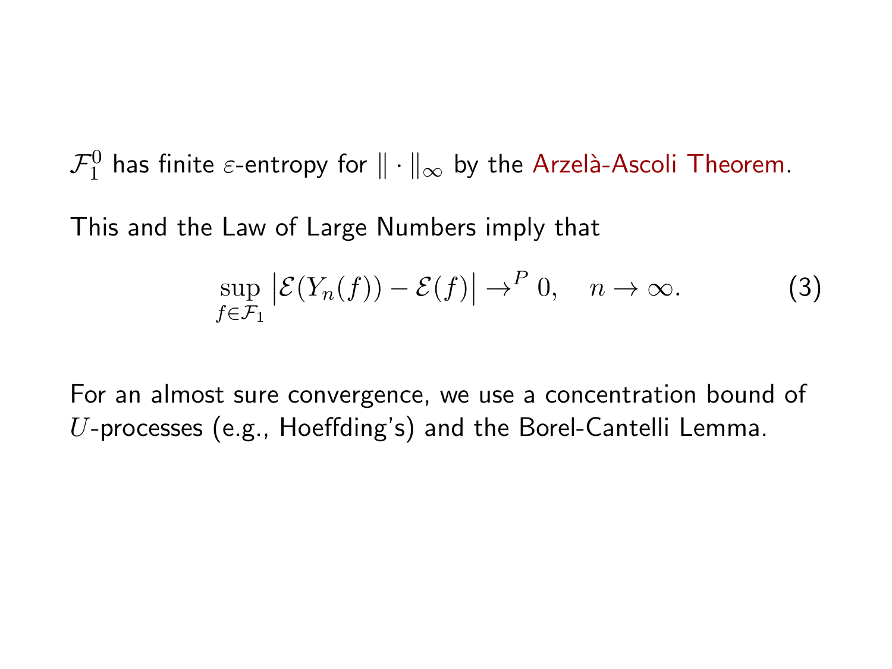$\mathcal{F}_1^0$ has finite $\varepsilon$-entropy for $\|\cdot\|_\infty$ by the Arzelà-Ascoli Theorem.

This and the Law of Large Numbers imply that

$$\sup_{f \in \mathcal{F}_1} \left| \mathcal{E}(Y_n(f)) - \mathcal{E}(f) \right| \to^P 0, \quad n \to \infty. \tag{3}$$

For an almost sure convergence, we use a concentration bound of $U$-processes (e.g., Hoeffding's) and the Borel-Cantelli Lemma.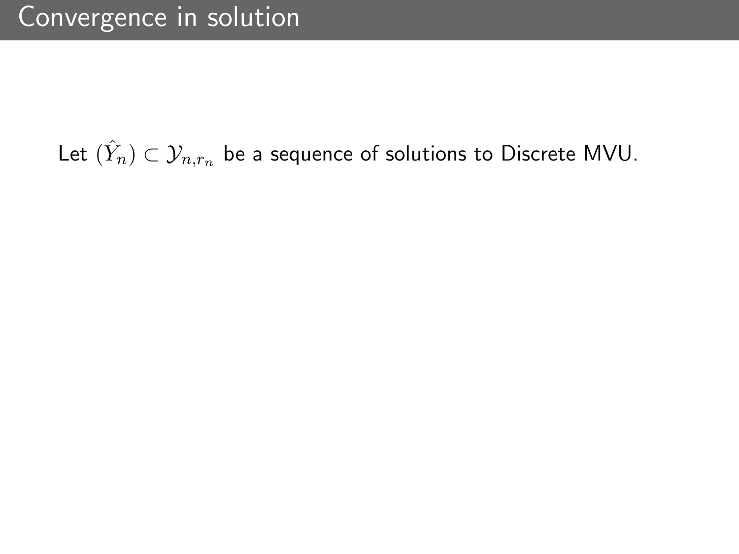# Convergence in solution

Let $(\hat{Y}_n) \subset \mathcal{Y}_{n,r_n}$ be a sequence of solutions to Discrete MVU.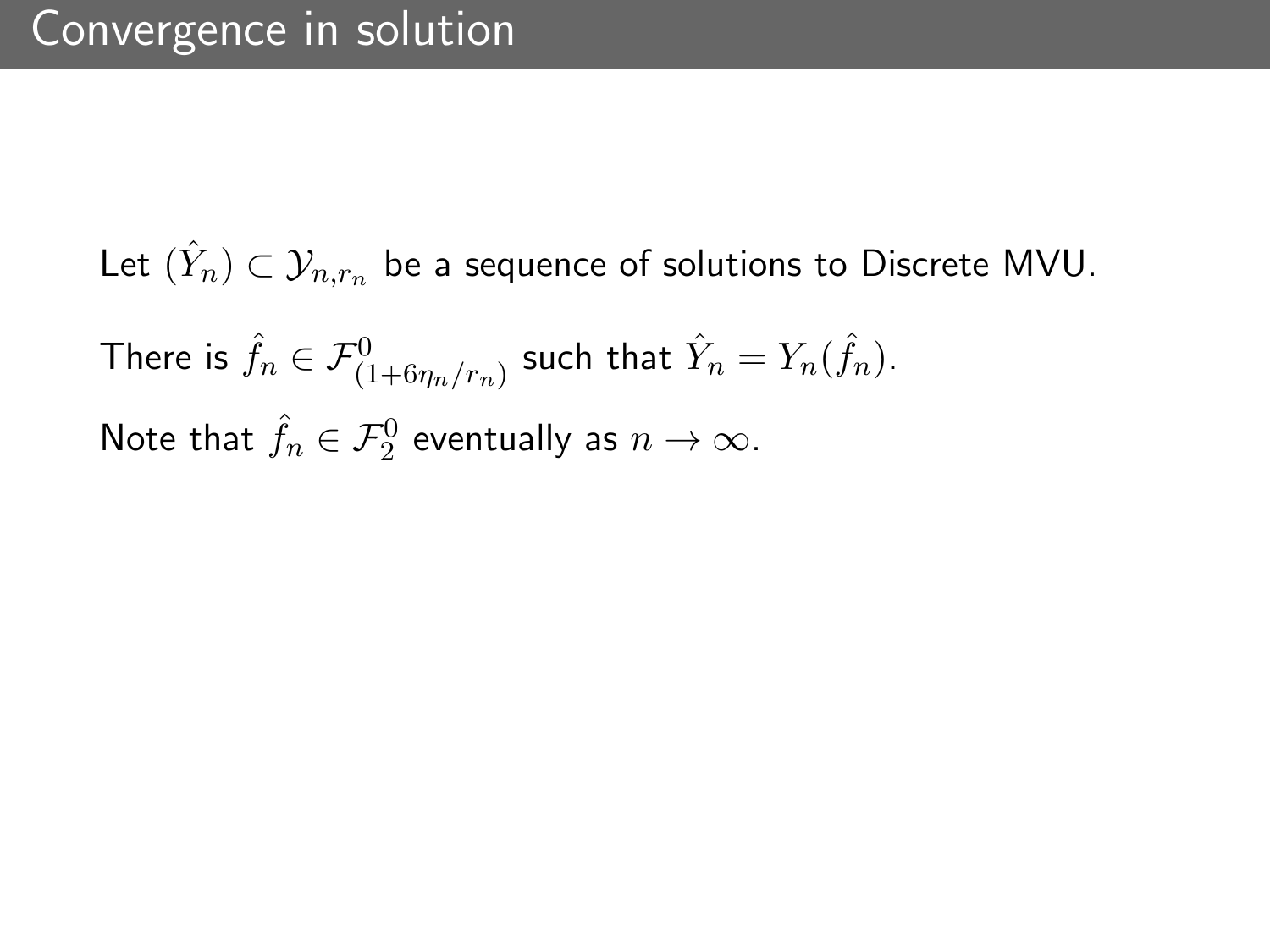# Convergence in solution

Let $(\hat{Y}_n) \subset \mathcal{Y}_{n,r_n}$ be a sequence of solutions to Discrete MVU.

There is $\hat{f}_n \in \mathcal{F}^0_{(1+6\eta_n/r_n)}$ such that $\hat{Y}_n = Y_n(\hat{f}_n)$.

Note that $\hat{f}_n \in \mathcal{F}^0_2$ eventually as $n \to \infty$.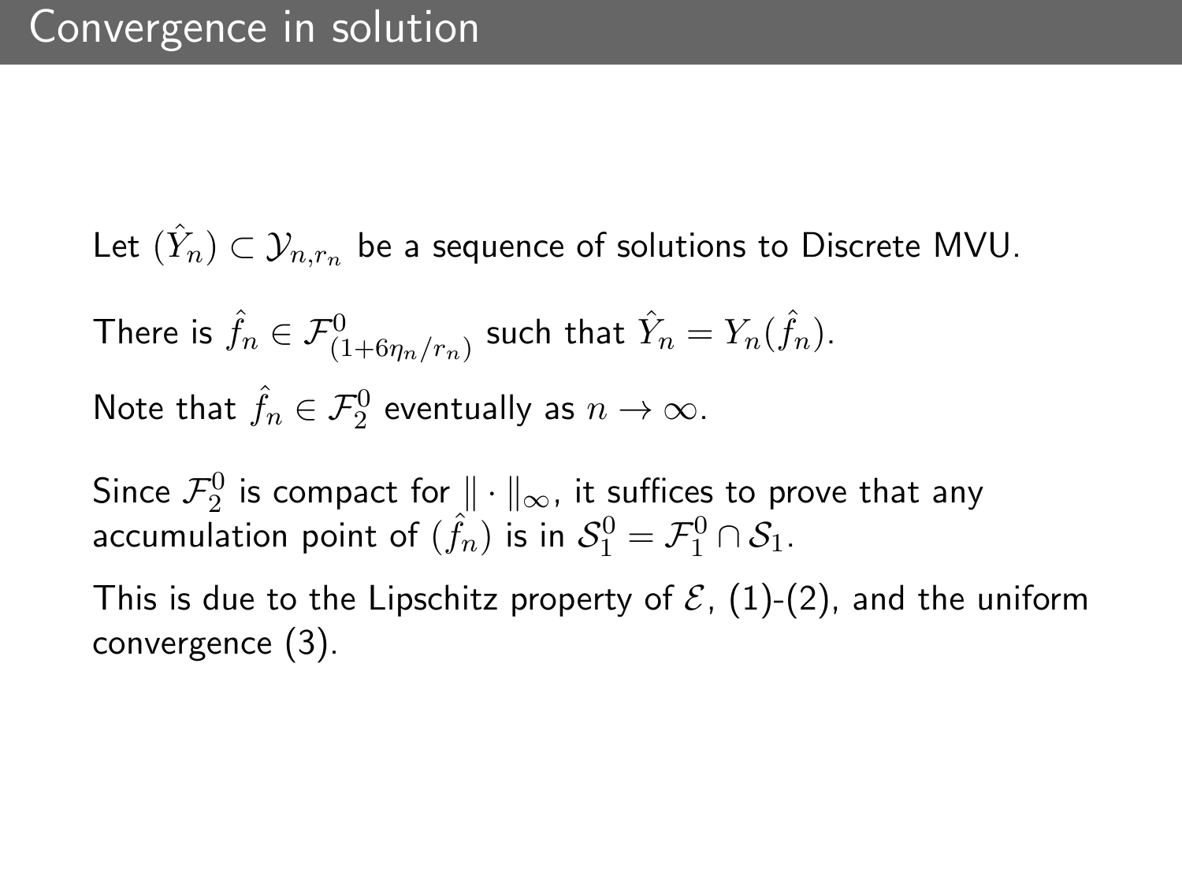# Convergence in solution

Let $(\hat{Y}_n) \subset \mathcal{Y}_{n,r_n}$ be a sequence of solutions to Discrete MVU.

There is $\hat{f}_n \in \mathcal{F}^0_{(1+6\eta_n/r_n)}$ such that $\hat{Y}_n = Y_n(\hat{f}_n)$.

Note that $\hat{f}_n \in \mathcal{F}^0_2$ eventually as $n \to \infty$.

Since $\mathcal{F}^0_2$ is compact for $\| \cdot \|_\infty$, it suffices to prove that any accumulation point of $(\hat{f}_n)$ is in $\mathcal{S}^0_1 = \mathcal{F}^0_1 \cap \mathcal{S}_1$.

This is due to the Lipschitz property of $\mathcal{E}$, (1)-(2), and the uniform convergence (3).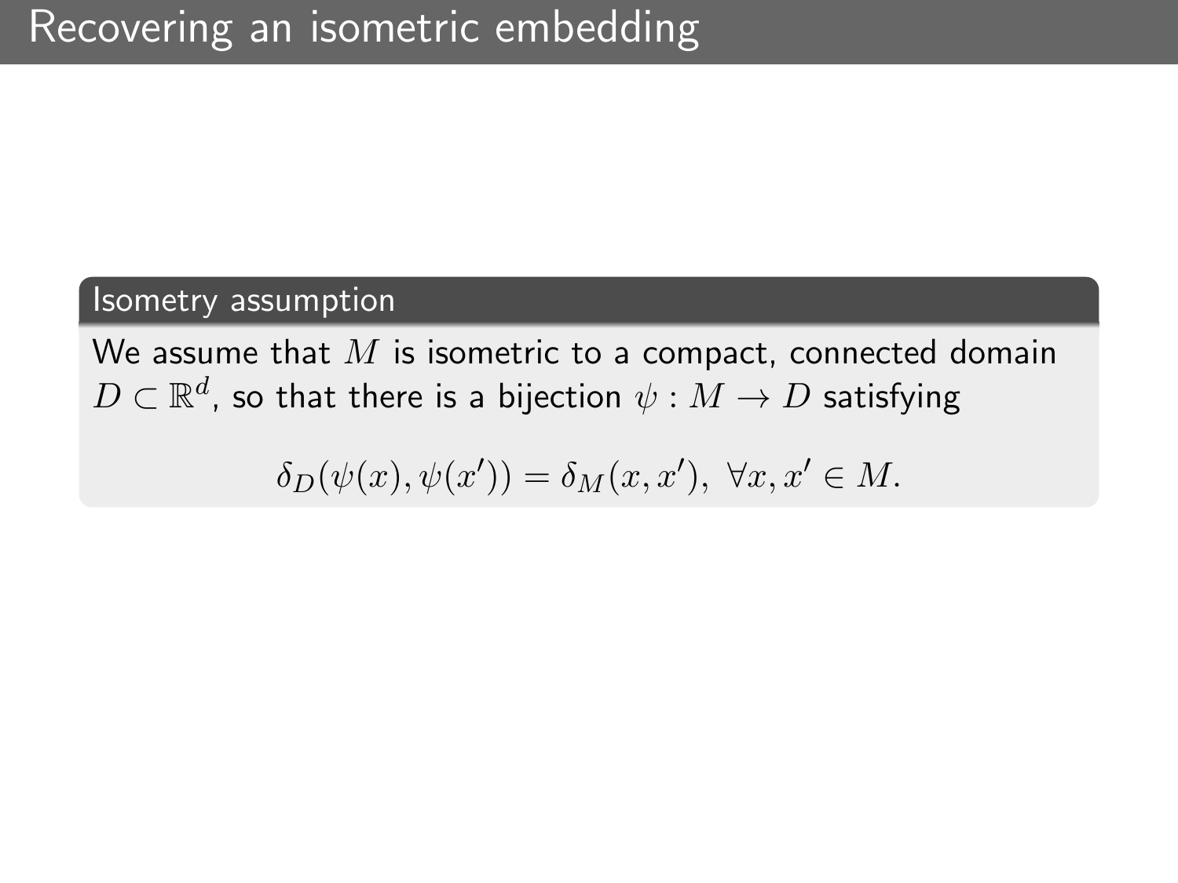# Recovering an isometric embedding

### Isometry assumption

We assume that $M$ is isometric to a compact, connected domain $D \subset \mathbb{R}^d$, so that there is a bijection $\psi : M \to D$ satisfying

$$\delta_D(\psi(x), \psi(x')) = \delta_M(x, x'), \ \forall x, x' \in M.$$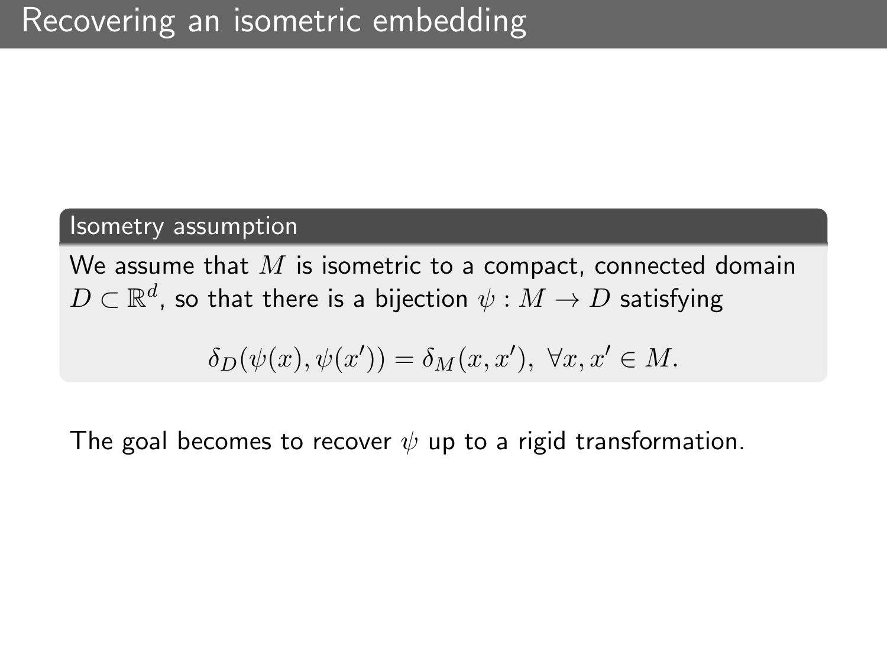# Recovering an isometric embedding

**Isometry assumption**

We assume that $M$ is isometric to a compact, connected domain $D \subset \mathbb{R}^d$, so that there is a bijection $\psi : M \to D$ satisfying

$$\delta_D(\psi(x), \psi(x')) = \delta_M(x, x'),\ \forall x, x' \in M.$$

The goal becomes to recover $\psi$ up to a rigid transformation.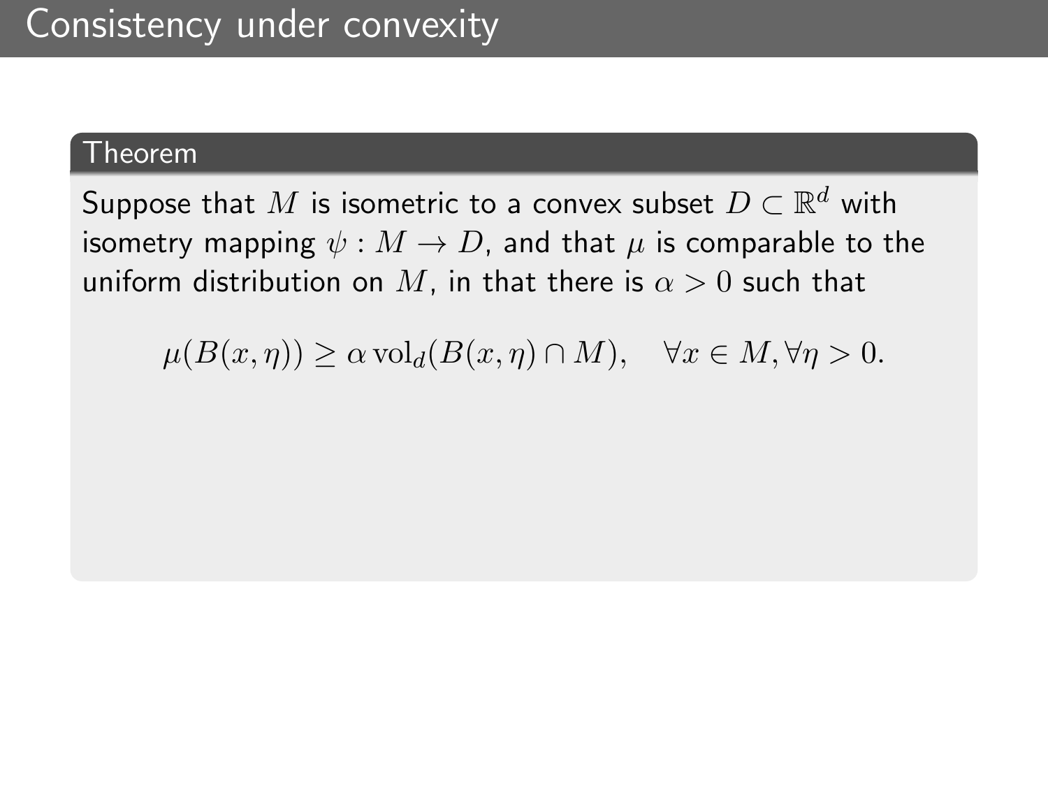# Consistency under convexity

**Theorem**

Suppose that $M$ is isometric to a convex subset $D \subset \mathbb{R}^d$ with isometry mapping $\psi : M \to D$, and that $\mu$ is comparable to the uniform distribution on $M$, in that there is $\alpha > 0$ such that

$$\mu(B(x, \eta)) \geq \alpha \, \mathrm{vol}_d(B(x, \eta) \cap M), \quad \forall x \in M, \forall \eta > 0.$$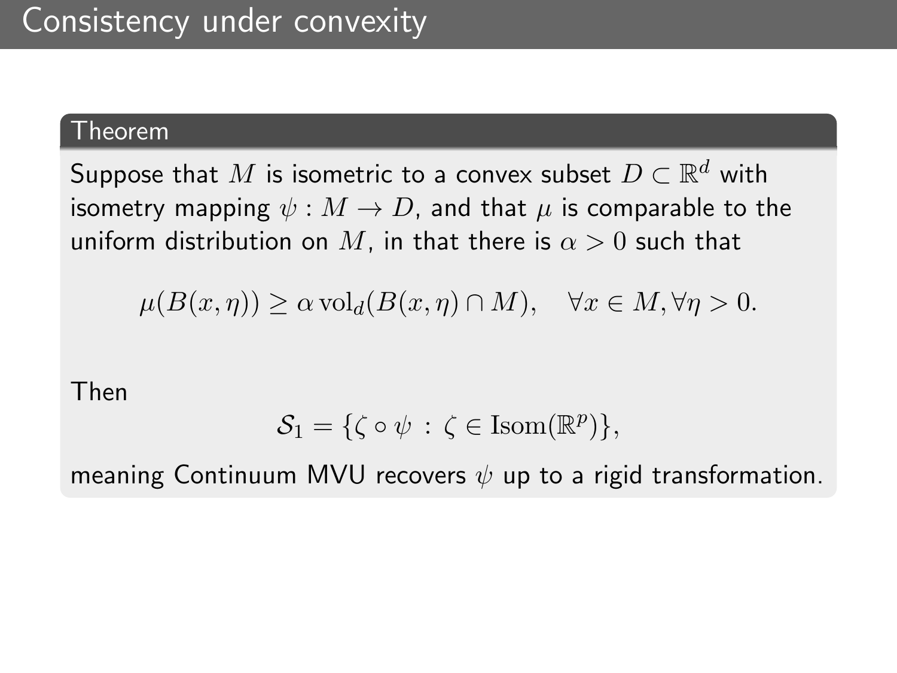# Consistency under convexity

**Theorem**

Suppose that $M$ is isometric to a convex subset $D \subset \mathbb{R}^d$ with isometry mapping $\psi : M \to D$, and that $\mu$ is comparable to the uniform distribution on $M$, in that there is $\alpha > 0$ such that

$$\mu(B(x, \eta)) \geq \alpha \, \mathrm{vol}_d(B(x, \eta) \cap M), \quad \forall x \in M, \forall \eta > 0.$$

Then

$$\mathcal{S}_1 = \{\zeta \circ \psi \, : \, \zeta \in \mathrm{Isom}(\mathbb{R}^p)\},$$

meaning Continuum MVU recovers $\psi$ up to a rigid transformation.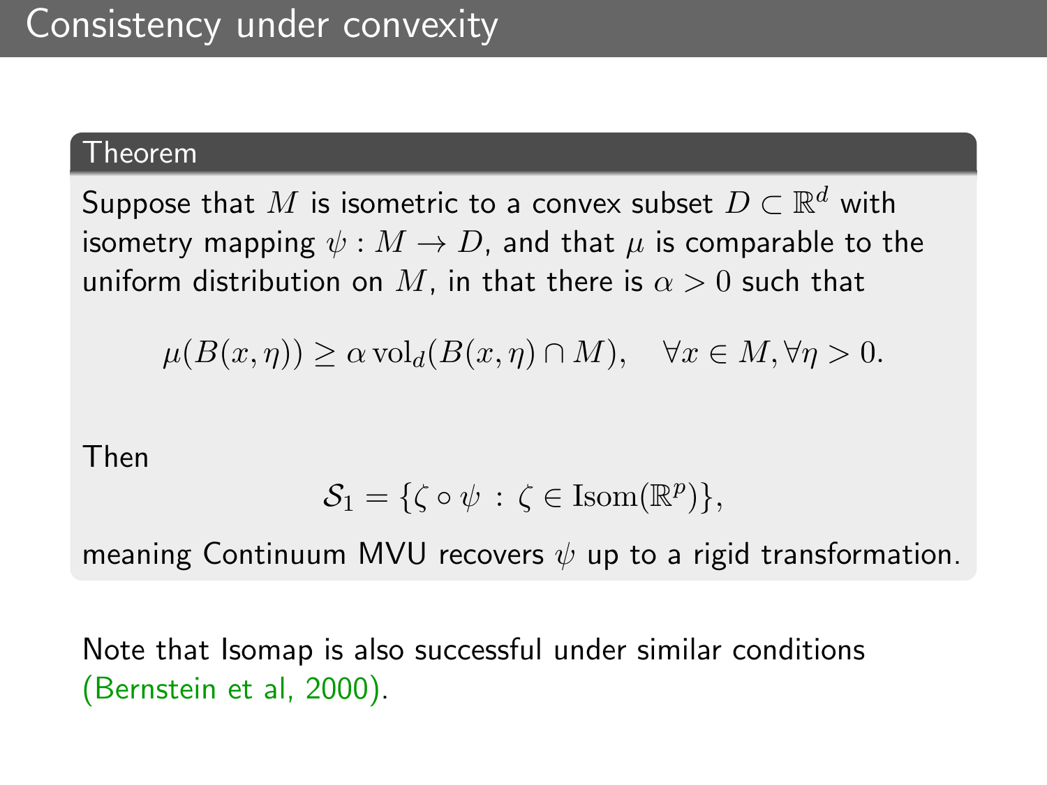# Consistency under convexity

**Theorem**

Suppose that $M$ is isometric to a convex subset $D \subset \mathbb{R}^d$ with isometry mapping $\psi : M \to D$, and that $\mu$ is comparable to the uniform distribution on $M$, in that there is $\alpha > 0$ such that

$$\mu(B(x, \eta)) \geq \alpha \operatorname{vol}_d(B(x, \eta) \cap M), \quad \forall x \in M, \forall \eta > 0.$$

Then

$$\mathcal{S}_1 = \{\zeta \circ \psi \, : \, \zeta \in \operatorname{Isom}(\mathbb{R}^p)\},$$

meaning Continuum MVU recovers $\psi$ up to a rigid transformation.

Note that Isomap is also successful under similar conditions (Bernstein et al, 2000).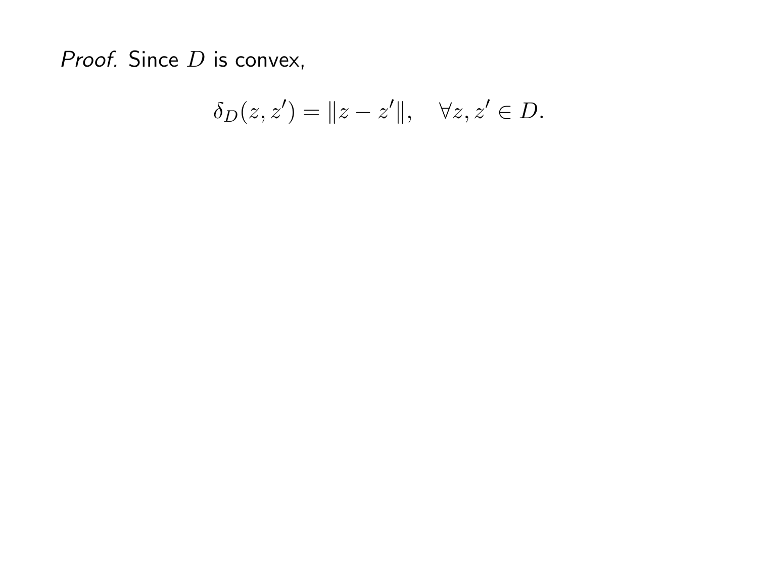*Proof.* Since $D$ is convex,

$$\delta_D(z, z') = \|z - z'\|, \quad \forall z, z' \in D.$$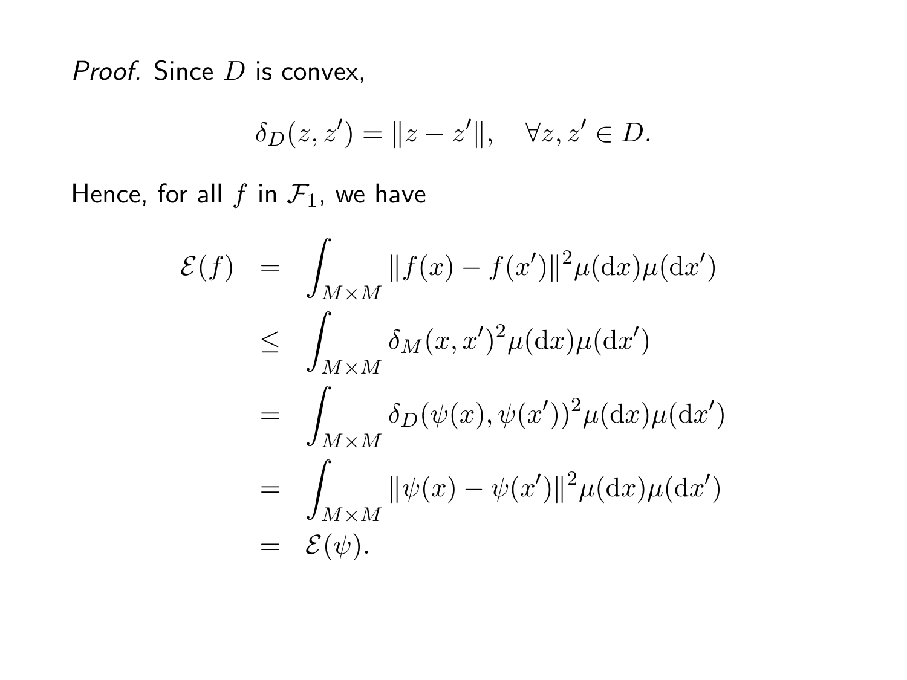*Proof.* Since $D$ is convex,

$$\delta_D(z, z') = \|z - z'\|, \quad \forall z, z' \in D.$$

Hence, for all $f$ in $\mathcal{F}_1$, we have

$$\begin{aligned}
\mathcal{E}(f) &= \int_{M \times M} \|f(x) - f(x')\|^2 \mu(\mathrm{d}x)\mu(\mathrm{d}x') \\
&\leq \int_{M \times M} \delta_M(x, x')^2 \mu(\mathrm{d}x)\mu(\mathrm{d}x') \\
&= \int_{M \times M} \delta_D(\psi(x), \psi(x'))^2 \mu(\mathrm{d}x)\mu(\mathrm{d}x') \\
&= \int_{M \times M} \|\psi(x) - \psi(x')\|^2 \mu(\mathrm{d}x)\mu(\mathrm{d}x') \\
&= \mathcal{E}(\psi).
\end{aligned}$$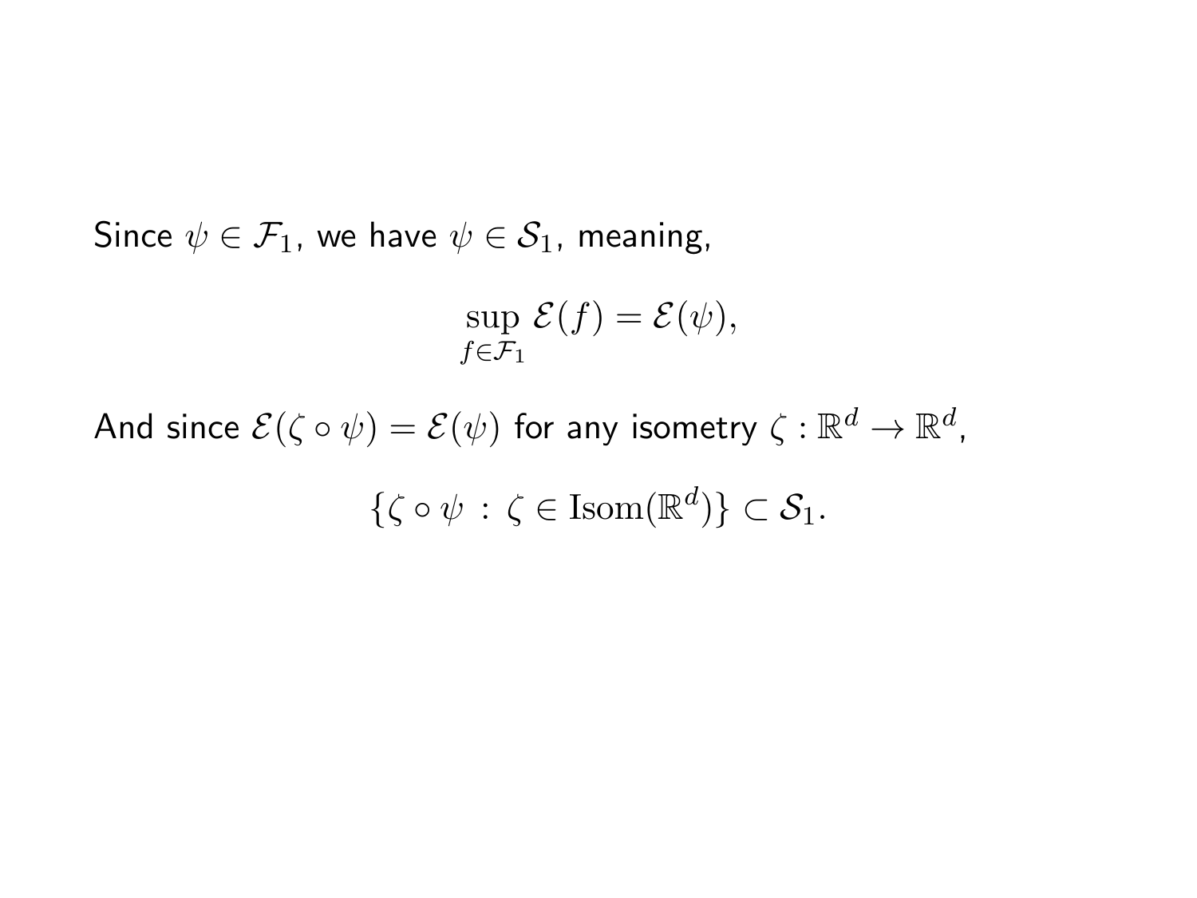Since $\psi \in \mathcal{F}_1$, we have $\psi \in \mathcal{S}_1$, meaning,

$$\sup_{f \in \mathcal{F}_1} \mathcal{E}(f) = \mathcal{E}(\psi),$$

And since $\mathcal{E}(\zeta \circ \psi) = \mathcal{E}(\psi)$ for any isometry $\zeta : \mathbb{R}^d \to \mathbb{R}^d$,

$$\{\zeta \circ \psi \, : \, \zeta \in \mathrm{Isom}(\mathbb{R}^d)\} \subset \mathcal{S}_1.$$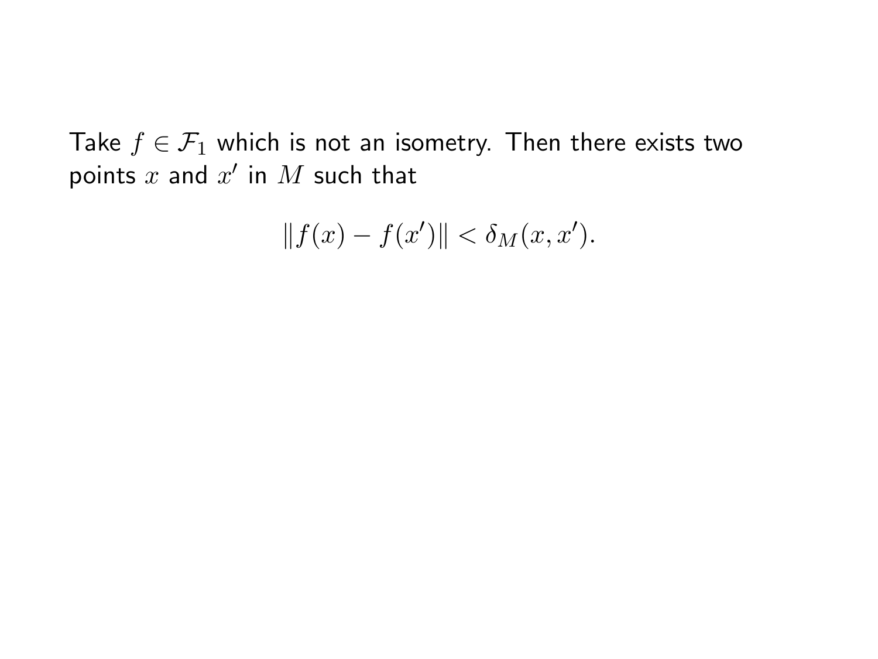Take $f \in \mathcal{F}_1$ which is not an isometry. Then there exists two points $x$ and $x'$ in $M$ such that

$$\|f(x) - f(x')\| < \delta_M(x, x').$$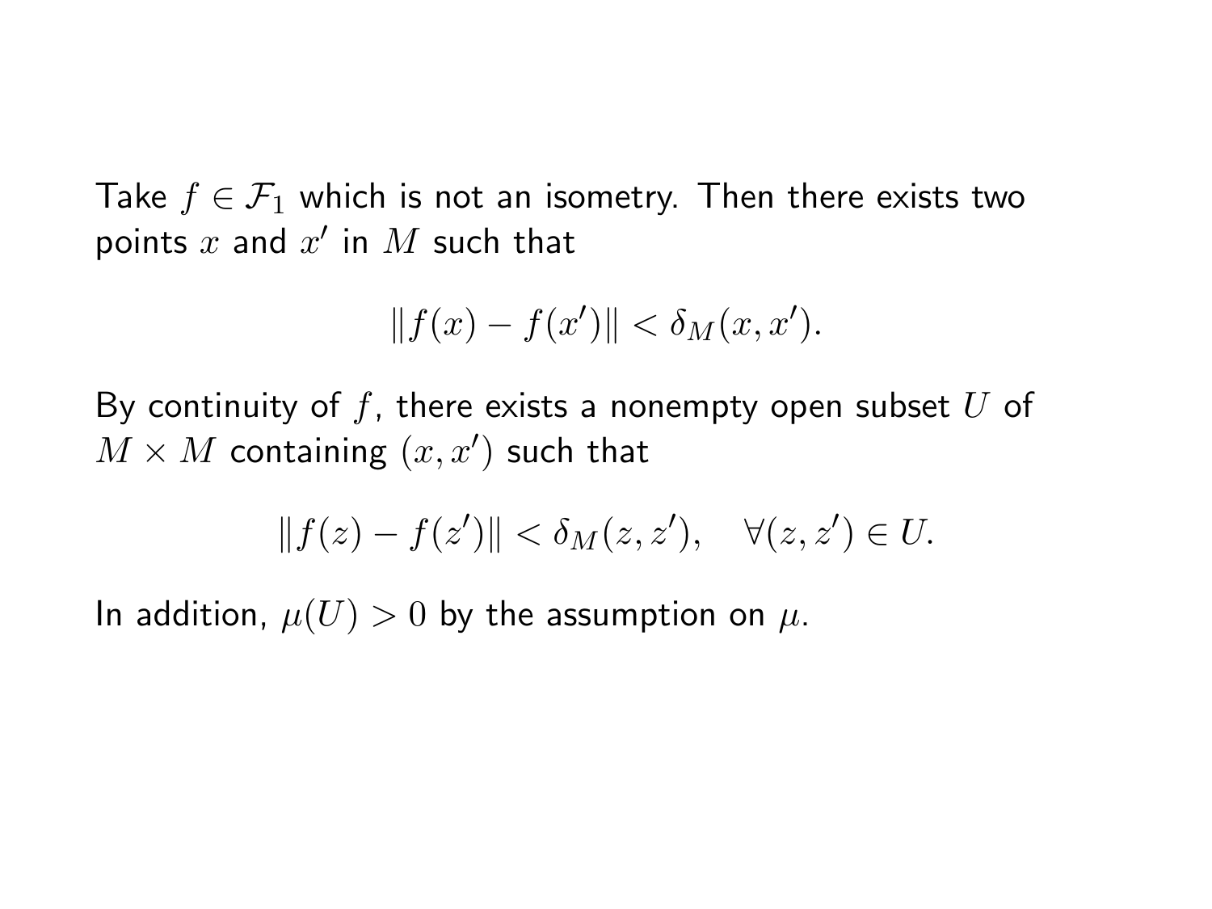Take $f \in \mathcal{F}_1$ which is not an isometry. Then there exists two points $x$ and $x'$ in $M$ such that

$$\|f(x) - f(x')\| < \delta_M(x, x').$$

By continuity of $f$, there exists a nonempty open subset $U$ of $M \times M$ containing $(x, x')$ such that

$$\|f(z) - f(z')\| < \delta_M(z, z'), \quad \forall (z, z') \in U.$$

In addition, $\mu(U) > 0$ by the assumption on $\mu$.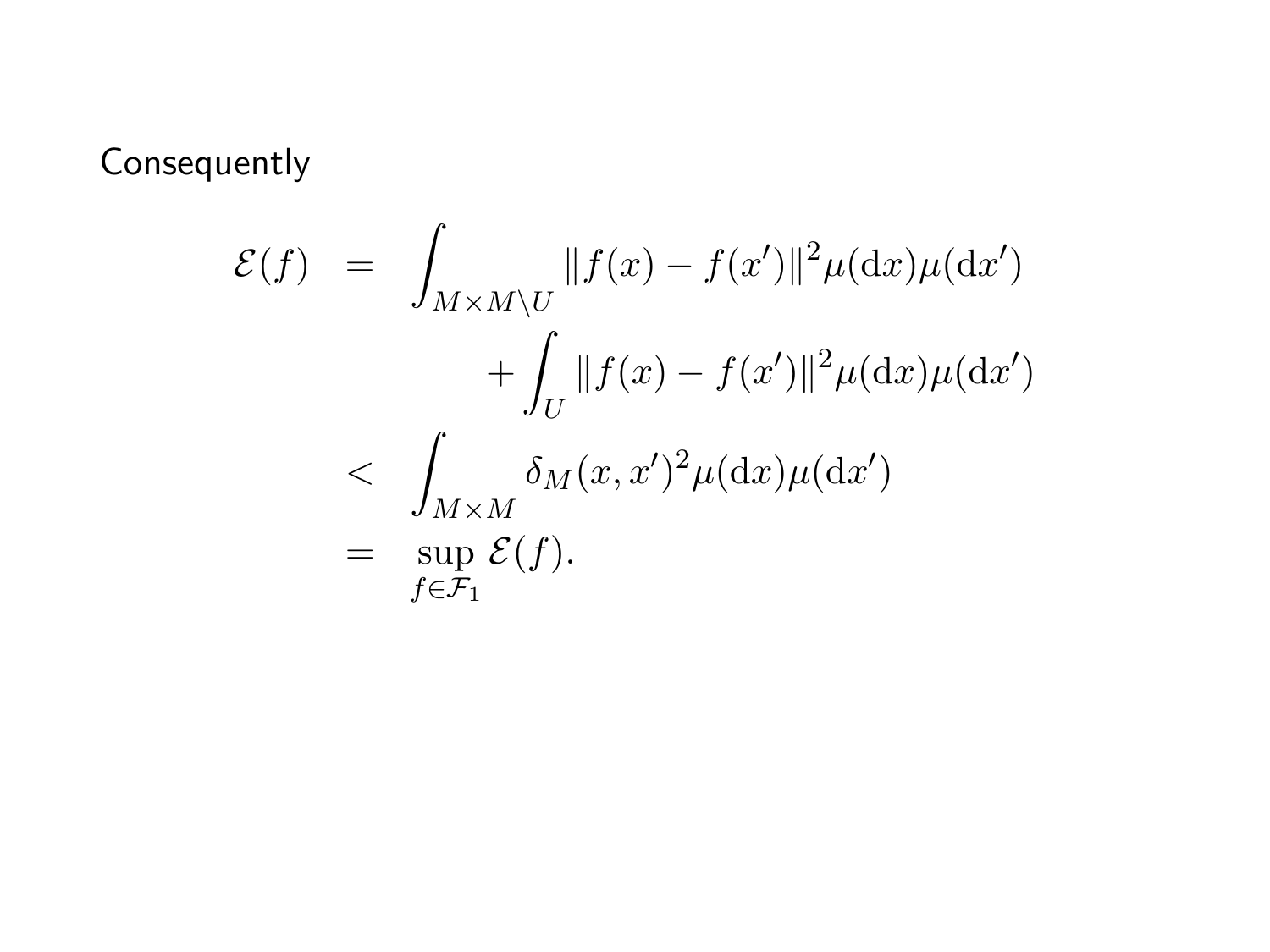Consequently

$$
\begin{aligned}
\mathcal{E}(f) &= \int_{M\times M\setminus U} \|f(x)-f(x')\|^2 \mu(\mathrm{d}x)\mu(\mathrm{d}x') \\
&\qquad\qquad + \int_U \|f(x)-f(x')\|^2 \mu(\mathrm{d}x)\mu(\mathrm{d}x') \\
&< \int_{M\times M} \delta_M(x,x')^2 \mu(\mathrm{d}x)\mu(\mathrm{d}x') \\
&= \sup_{f\in\mathcal{F}_1} \mathcal{E}(f).
\end{aligned}
$$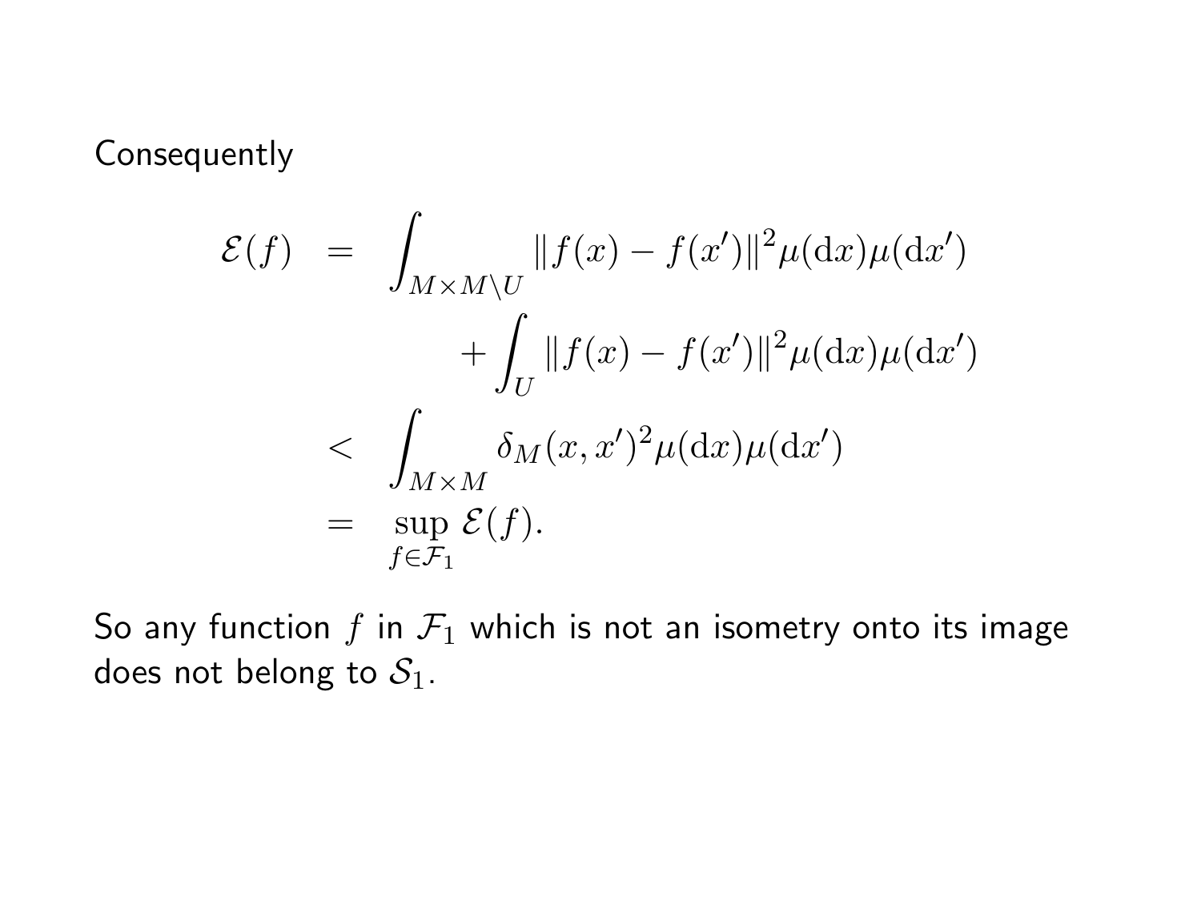Consequently

$$
\begin{aligned}
\mathcal{E}(f) &= \int_{M \times M \setminus U} \|f(x) - f(x')\|^2 \mu(\mathrm{d}x)\mu(\mathrm{d}x') \\
&\qquad\qquad + \int_U \|f(x) - f(x')\|^2 \mu(\mathrm{d}x)\mu(\mathrm{d}x') \\
&< \int_{M \times M} \delta_M(x, x')^2 \mu(\mathrm{d}x)\mu(\mathrm{d}x') \\
&= \sup_{f \in \mathcal{F}_1} \mathcal{E}(f).
\end{aligned}
$$

So any function $f$ in $\mathcal{F}_1$ which is not an isometry onto its image does not belong to $\mathcal{S}_1$.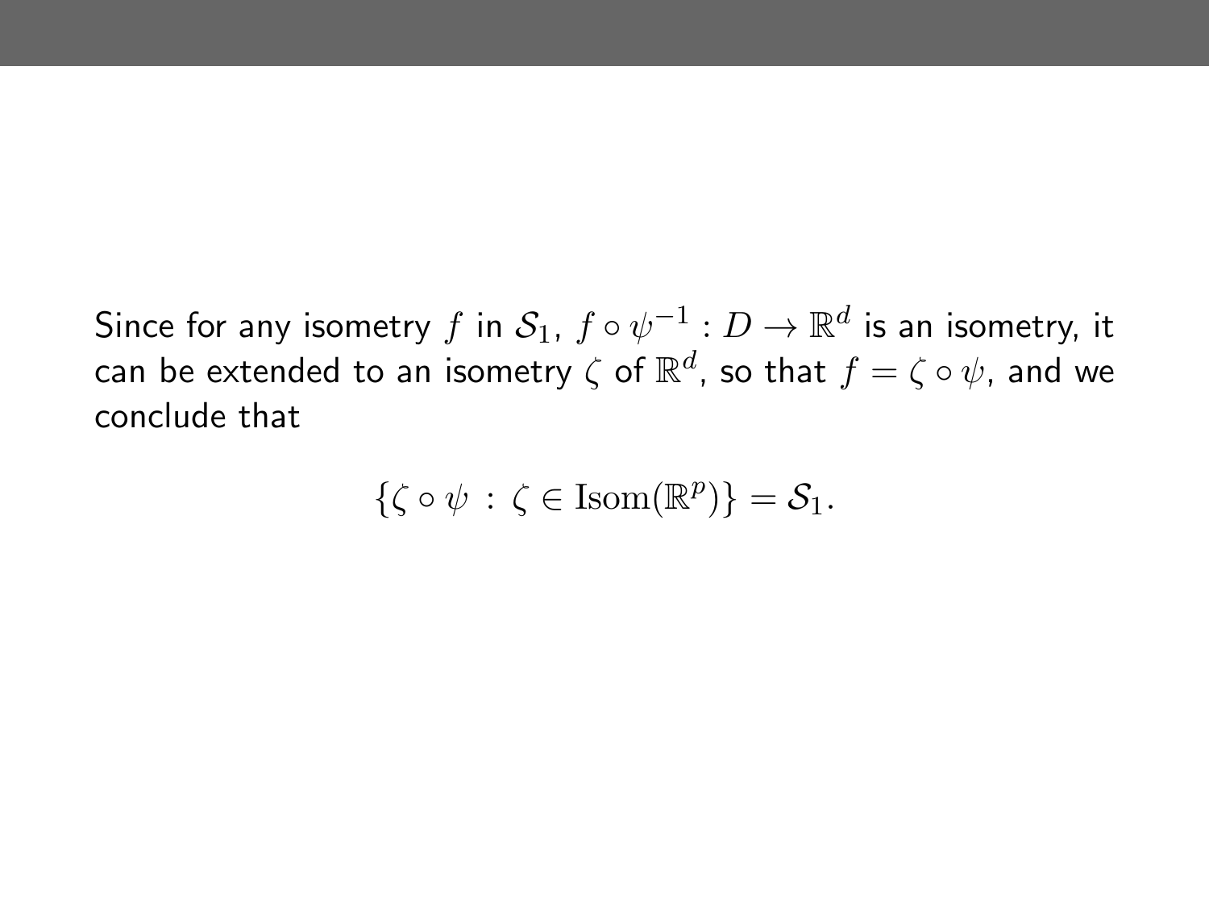Since for any isometry $f$ in $\mathcal{S}_1$, $f \circ \psi^{-1} : D \to \mathbb{R}^d$ is an isometry, it can be extended to an isometry $\zeta$ of $\mathbb{R}^d$, so that $f = \zeta \circ \psi$, and we conclude that

$$\{\zeta \circ \psi \,:\, \zeta \in \mathrm{Isom}(\mathbb{R}^p)\} = \mathcal{S}_1.$$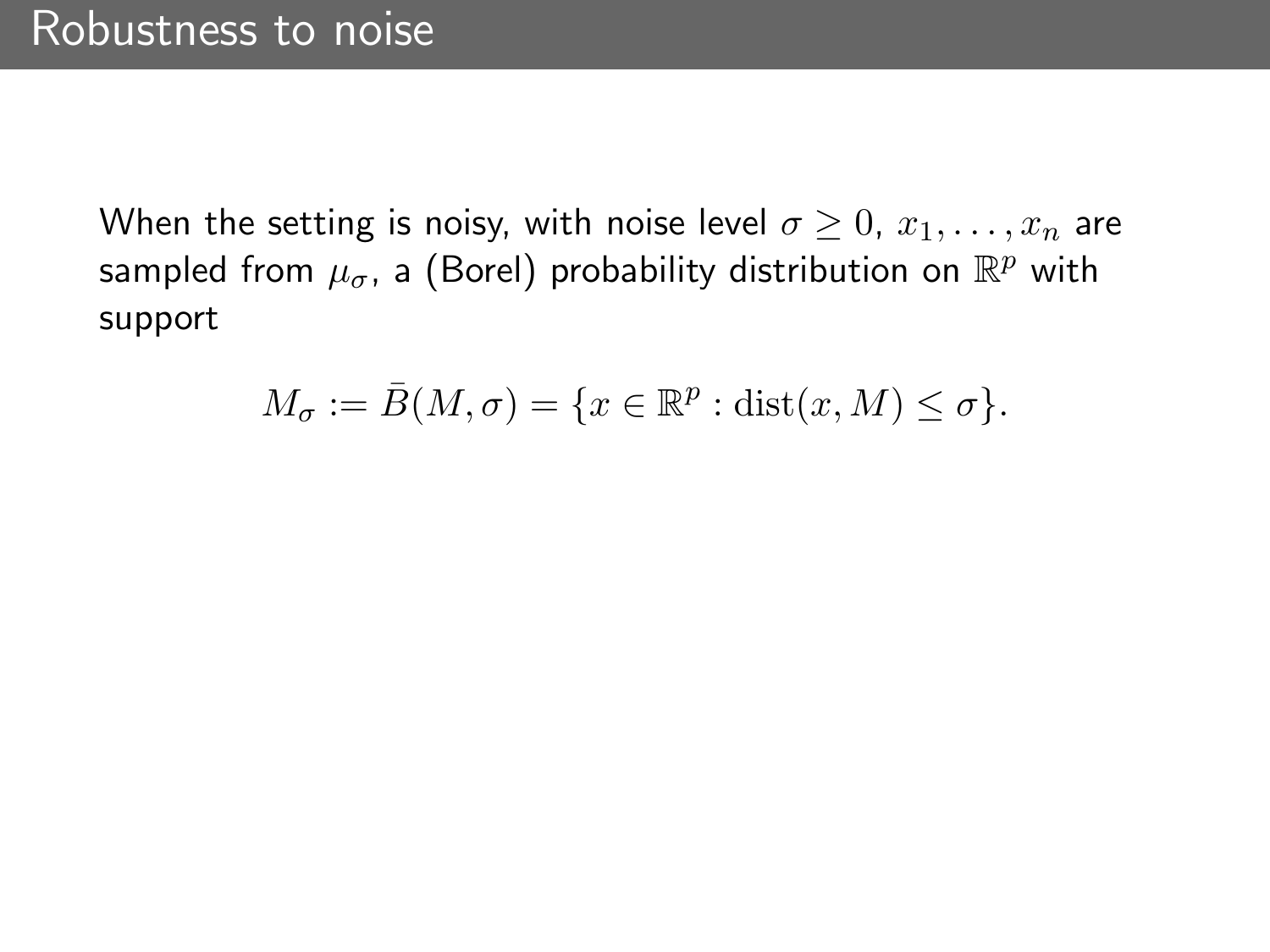# Robustness to noise

When the setting is noisy, with noise level $\sigma \geq 0$, $x_1, \ldots, x_n$ are sampled from $\mu_\sigma$, a (Borel) probability distribution on $\mathbb{R}^p$ with support

$$M_\sigma := \bar{B}(M, \sigma) = \{x \in \mathbb{R}^p : \mathrm{dist}(x, M) \leq \sigma\}.$$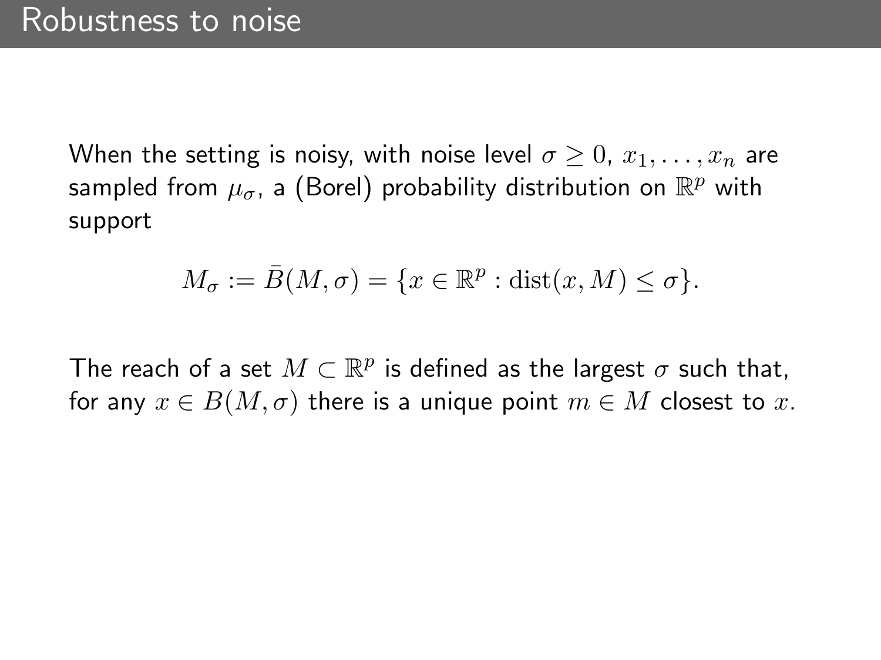# Robustness to noise

When the setting is noisy, with noise level $\sigma \geq 0$, $x_1, \ldots, x_n$ are sampled from $\mu_\sigma$, a (Borel) probability distribution on $\mathbb{R}^p$ with support

$$M_\sigma := \bar{B}(M, \sigma) = \{x \in \mathbb{R}^p : \mathrm{dist}(x, M) \leq \sigma\}.$$

The reach of a set $M \subset \mathbb{R}^p$ is defined as the largest $\sigma$ such that, for any $x \in B(M, \sigma)$ there is a unique point $m \in M$ closest to $x$.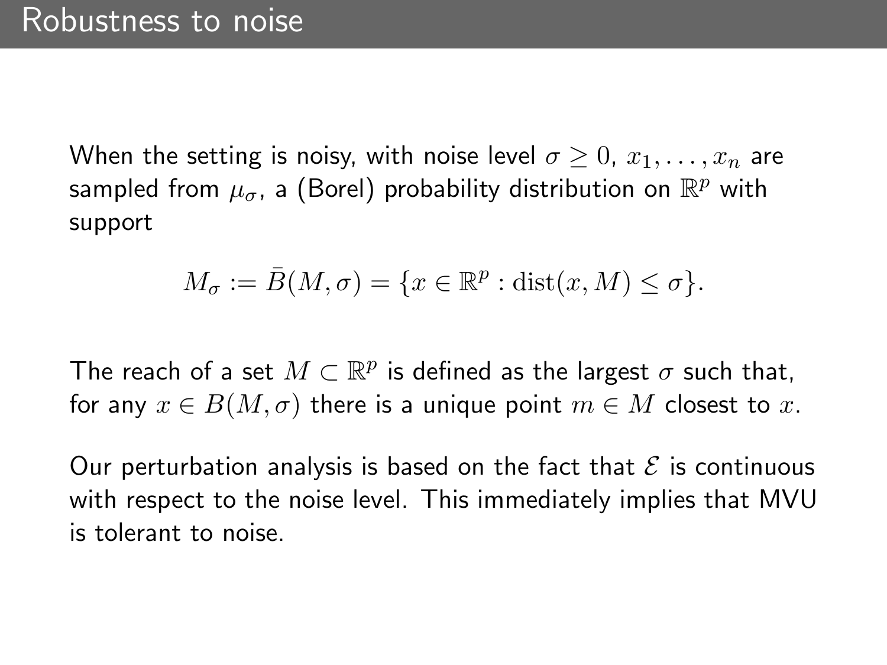# Robustness to noise

When the setting is noisy, with noise level $\sigma \geq 0$, $x_1, \ldots, x_n$ are sampled from $\mu_\sigma$, a (Borel) probability distribution on $\mathbb{R}^p$ with support

$$M_\sigma := \bar{B}(M, \sigma) = \{x \in \mathbb{R}^p : \operatorname{dist}(x, M) \leq \sigma\}.$$

The reach of a set $M \subset \mathbb{R}^p$ is defined as the largest $\sigma$ such that, for any $x \in B(M, \sigma)$ there is a unique point $m \in M$ closest to $x$.

Our perturbation analysis is based on the fact that $\mathcal{E}$ is continuous with respect to the noise level. This immediately implies that MVU is tolerant to noise.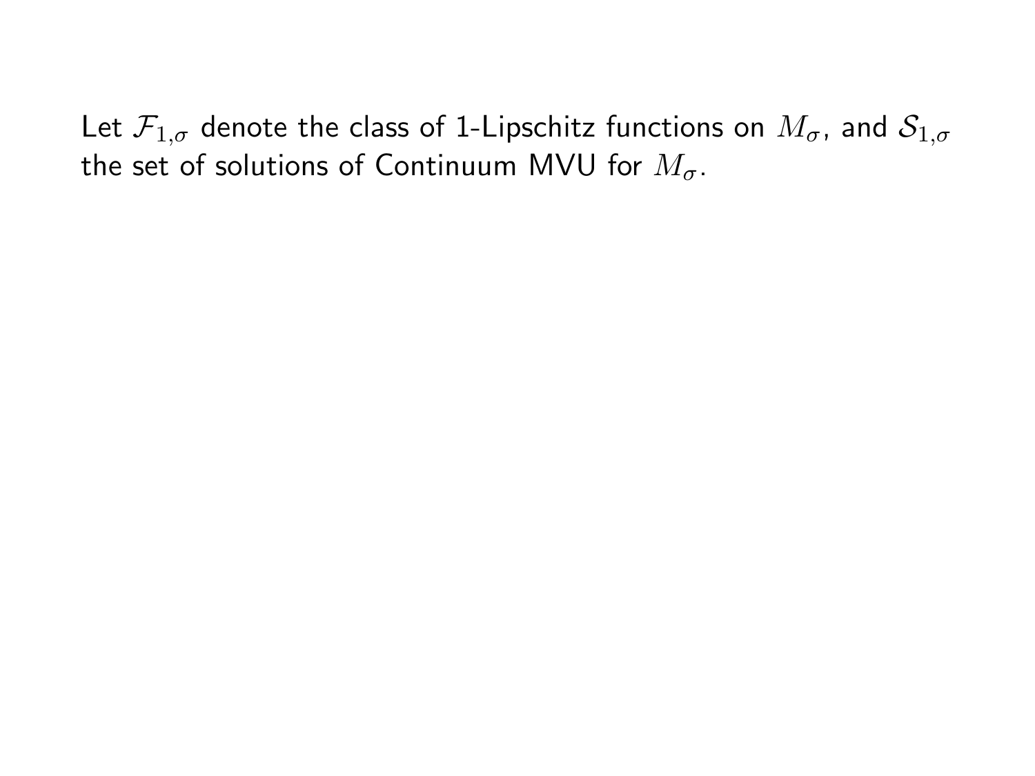Let $\mathcal{F}_{1,\sigma}$ denote the class of 1-Lipschitz functions on $M_\sigma$, and $\mathcal{S}_{1,\sigma}$ the set of solutions of Continuum MVU for $M_\sigma$.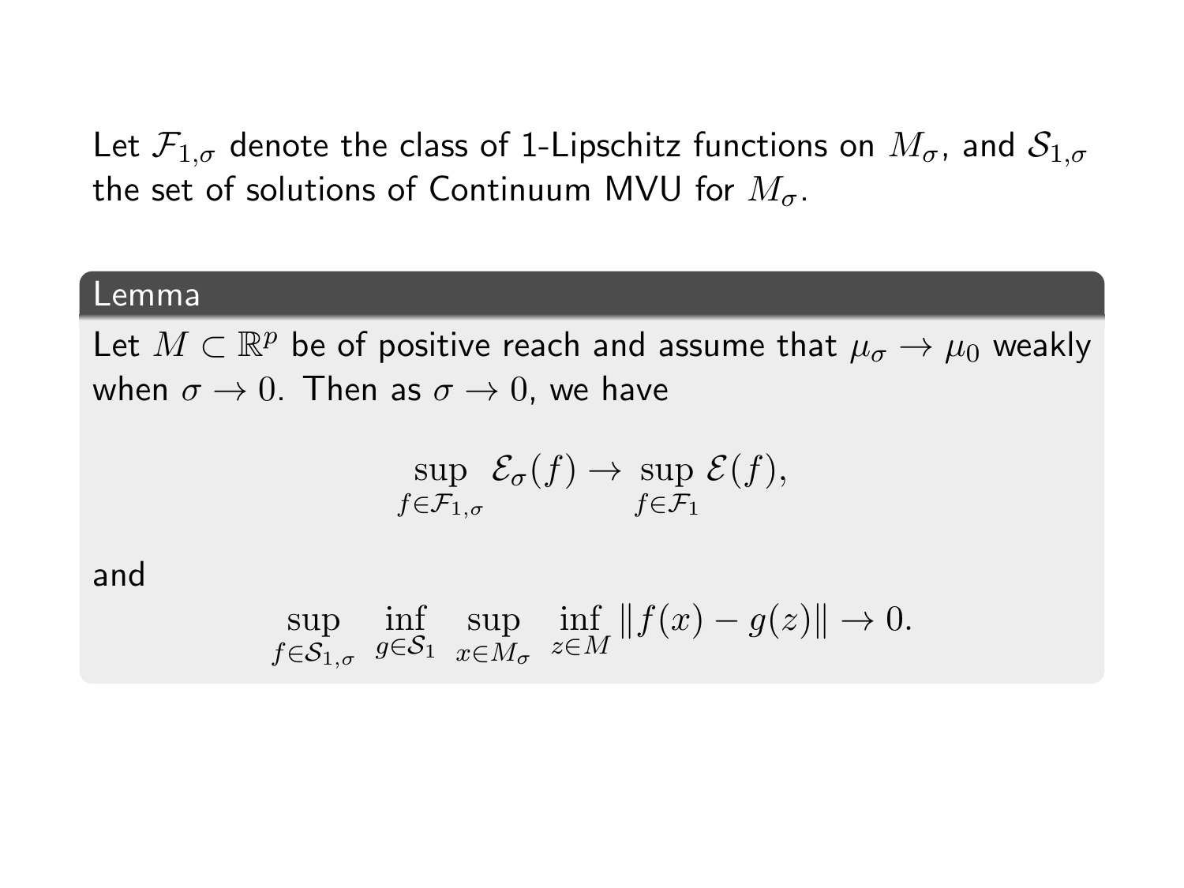Let $\mathcal{F}_{1,\sigma}$ denote the class of 1-Lipschitz functions on $M_\sigma$, and $\mathcal{S}_{1,\sigma}$ the set of solutions of Continuum MVU for $M_\sigma$.

**Lemma**

Let $M \subset \mathbb{R}^p$ be of positive reach and assume that $\mu_\sigma \to \mu_0$ weakly when $\sigma \to 0$. Then as $\sigma \to 0$, we have

$$\sup_{f \in \mathcal{F}_{1,\sigma}} \mathcal{E}_\sigma(f) \to \sup_{f \in \mathcal{F}_1} \mathcal{E}(f),$$

and

$$\sup_{f \in \mathcal{S}_{1,\sigma}} \inf_{g \in \mathcal{S}_1} \sup_{x \in M_\sigma} \inf_{z \in M} \|f(x) - g(z)\| \to 0.$$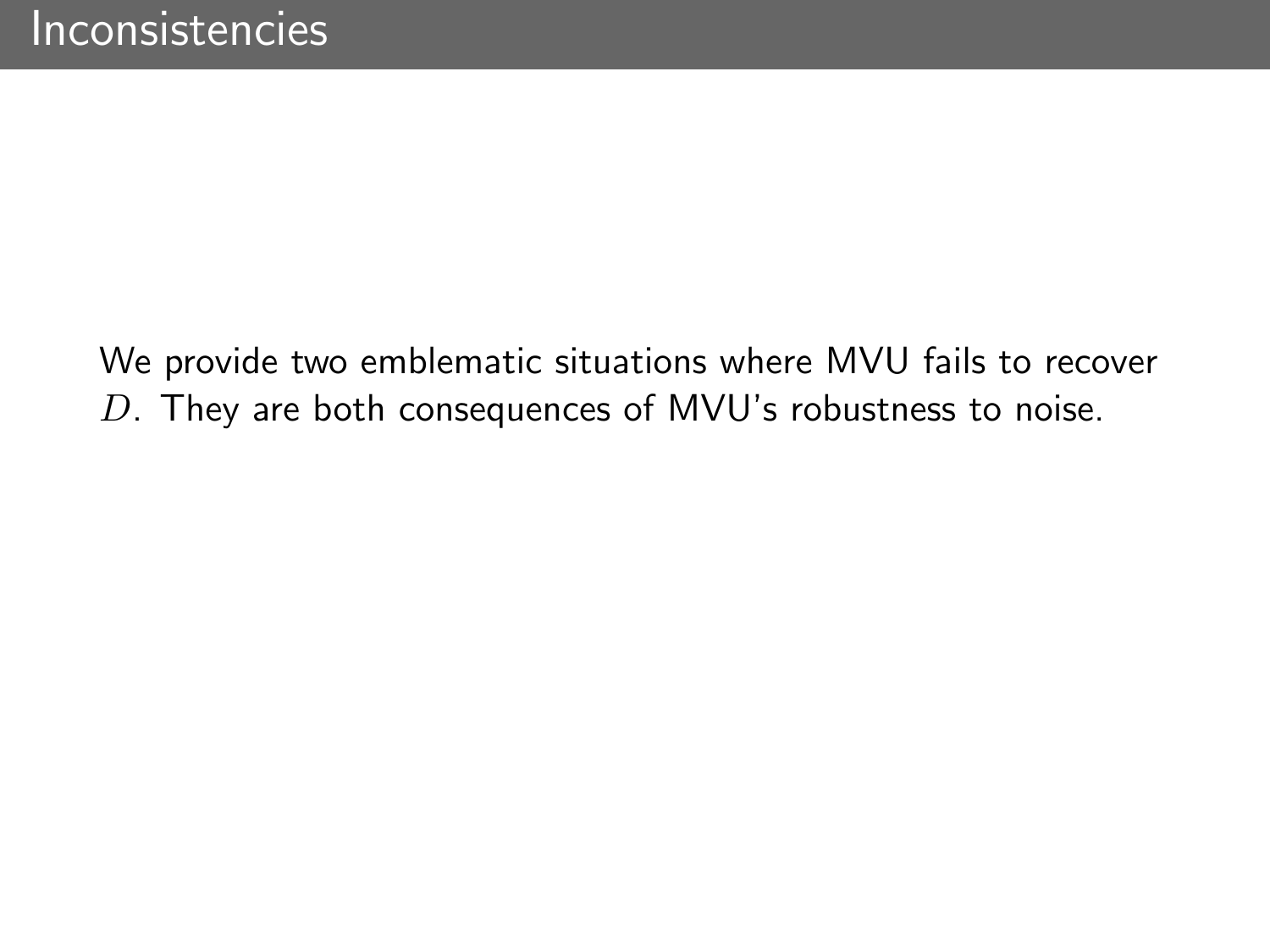# Inconsistencies

We provide two emblematic situations where MVU fails to recover $D$. They are both consequences of MVU's robustness to noise.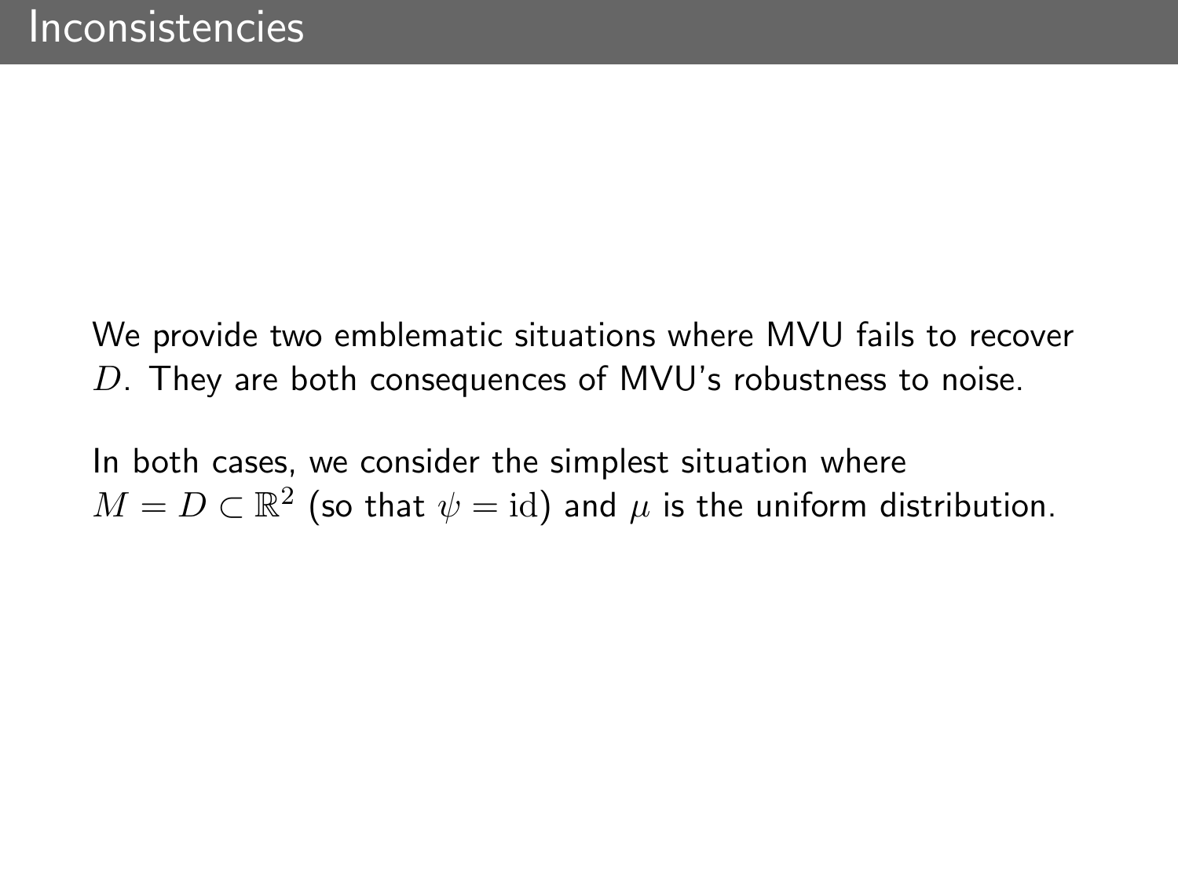# Inconsistencies

We provide two emblematic situations where MVU fails to recover $D$. They are both consequences of MVU's robustness to noise.

In both cases, we consider the simplest situation where $M = D \subset \mathbb{R}^2$ (so that $\psi = \mathrm{id}$) and $\mu$ is the uniform distribution.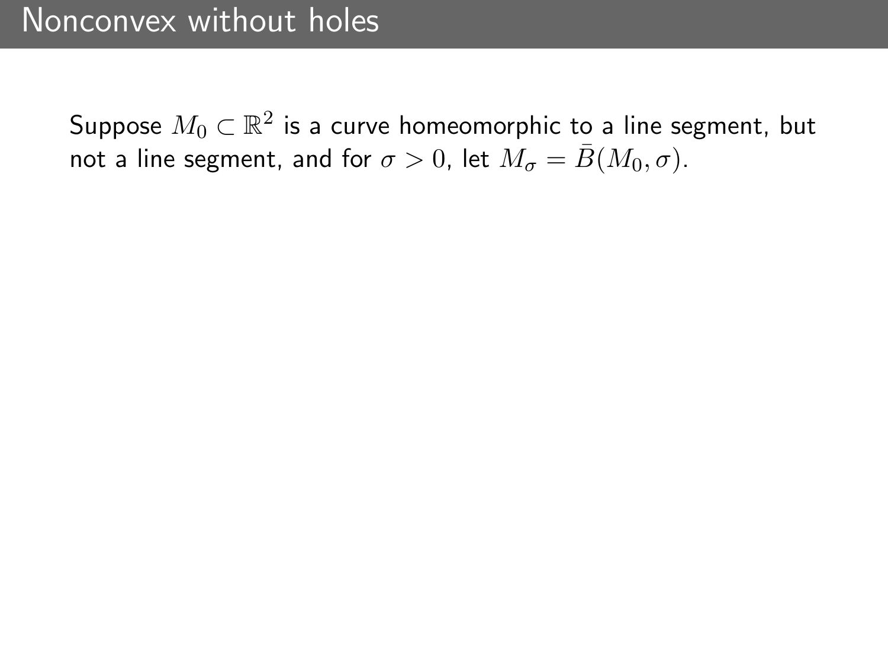# Nonconvex without holes

Suppose $M_0 \subset \mathbb{R}^2$ is a curve homeomorphic to a line segment, but not a line segment, and for $\sigma > 0$, let $M_\sigma = \bar{B}(M_0, \sigma)$.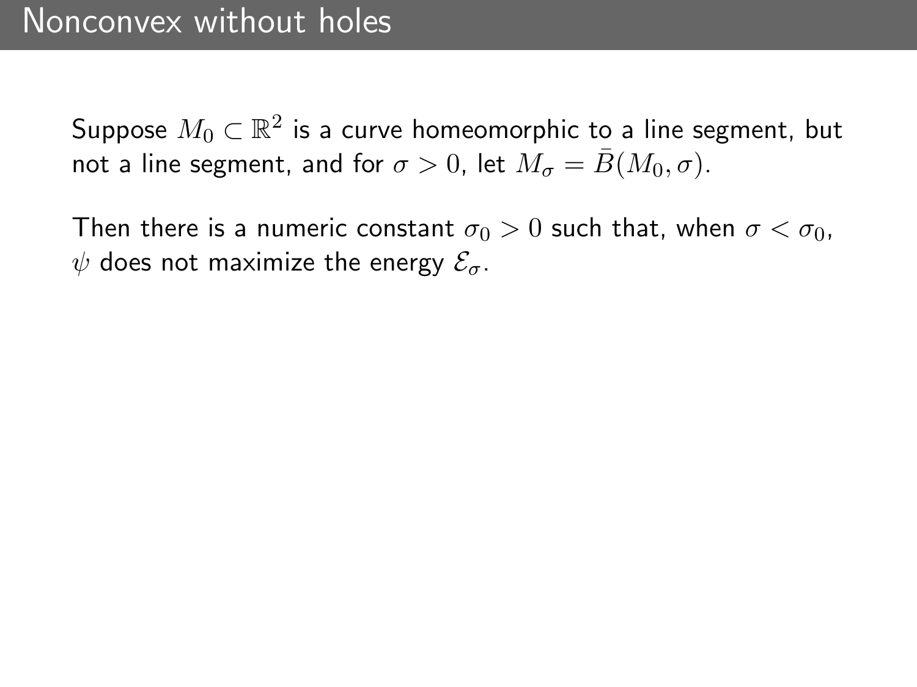# Nonconvex without holes

Suppose $M_0 \subset \mathbb{R}^2$ is a curve homeomorphic to a line segment, but not a line segment, and for $\sigma > 0$, let $M_\sigma = \bar{B}(M_0, \sigma)$.

Then there is a numeric constant $\sigma_0 > 0$ such that, when $\sigma < \sigma_0$, $\psi$ does not maximize the energy $\mathcal{E}_\sigma$.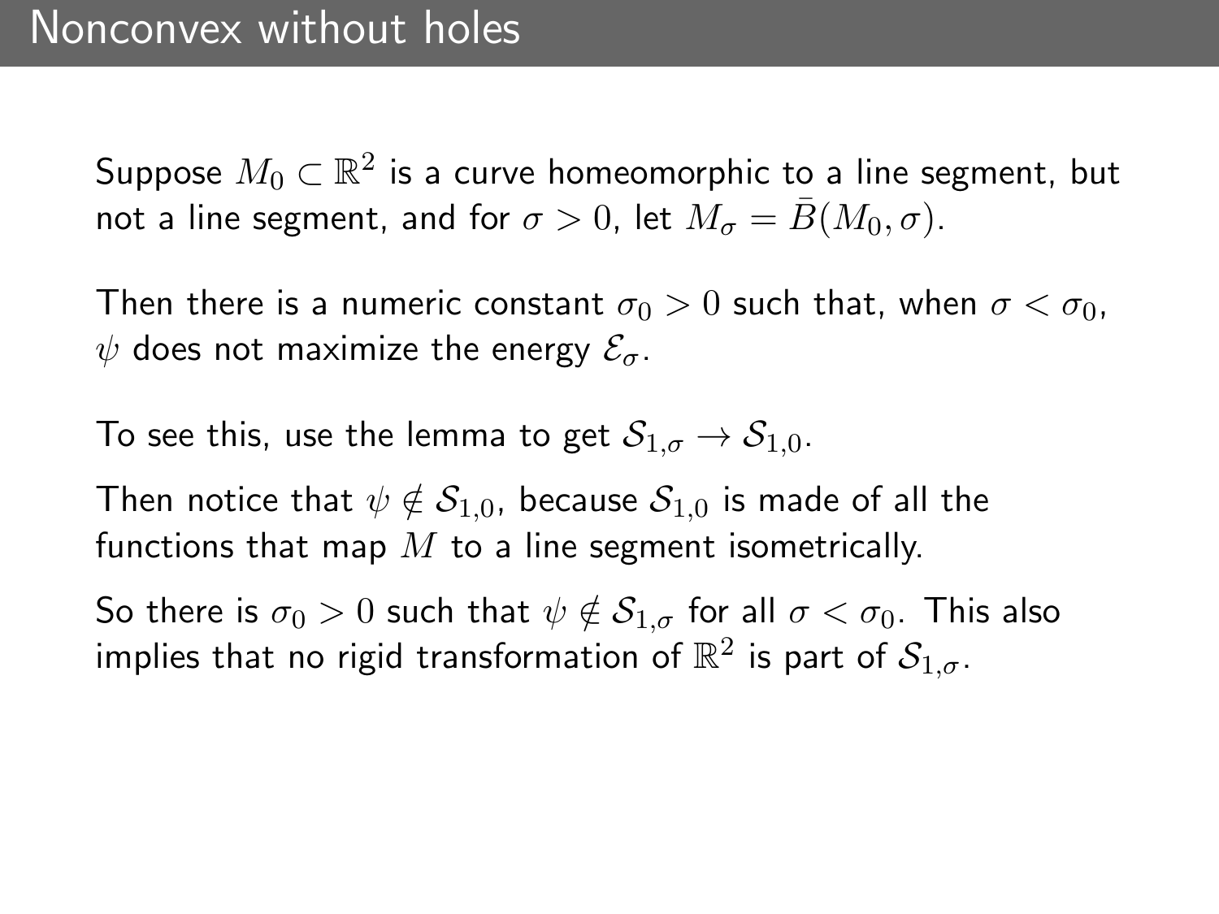# Nonconvex without holes

Suppose $M_0 \subset \mathbb{R}^2$ is a curve homeomorphic to a line segment, but not a line segment, and for $\sigma > 0$, let $M_\sigma = \bar{B}(M_0, \sigma)$.

Then there is a numeric constant $\sigma_0 > 0$ such that, when $\sigma < \sigma_0$, $\psi$ does not maximize the energy $\mathcal{E}_\sigma$.

To see this, use the lemma to get $\mathcal{S}_{1,\sigma} \to \mathcal{S}_{1,0}$.

Then notice that $\psi \notin \mathcal{S}_{1,0}$, because $\mathcal{S}_{1,0}$ is made of all the functions that map $M$ to a line segment isometrically.

So there is $\sigma_0 > 0$ such that $\psi \notin \mathcal{S}_{1,\sigma}$ for all $\sigma < \sigma_0$. This also implies that no rigid transformation of $\mathbb{R}^2$ is part of $\mathcal{S}_{1,\sigma}$.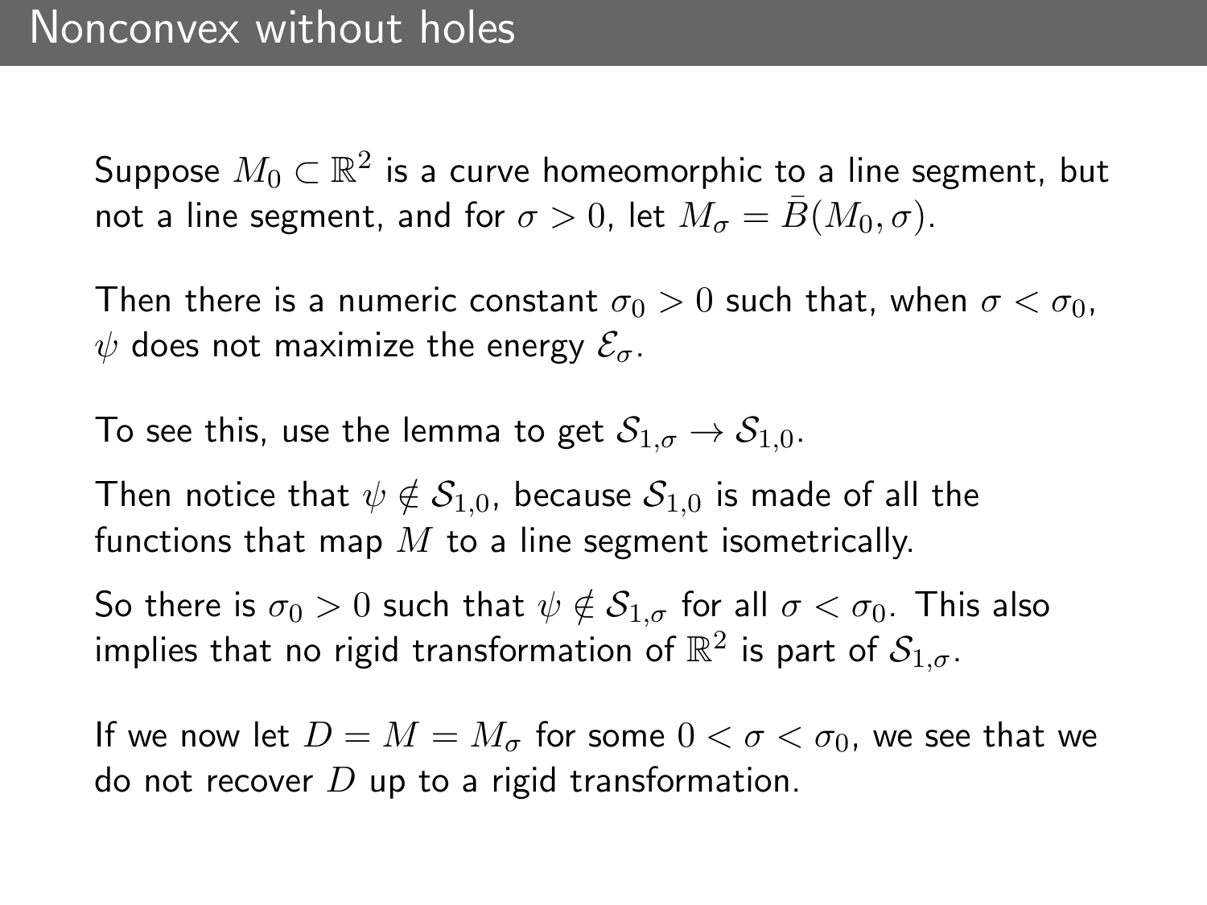# Nonconvex without holes

Suppose $M_0 \subset \mathbb{R}^2$ is a curve homeomorphic to a line segment, but not a line segment, and for $\sigma > 0$, let $M_\sigma = \bar{B}(M_0, \sigma)$.

Then there is a numeric constant $\sigma_0 > 0$ such that, when $\sigma < \sigma_0$, $\psi$ does not maximize the energy $\mathcal{E}_\sigma$.

To see this, use the lemma to get $\mathcal{S}_{1,\sigma} \to \mathcal{S}_{1,0}$.

Then notice that $\psi \notin \mathcal{S}_{1,0}$, because $\mathcal{S}_{1,0}$ is made of all the functions that map $M$ to a line segment isometrically.

So there is $\sigma_0 > 0$ such that $\psi \notin \mathcal{S}_{1,\sigma}$ for all $\sigma < \sigma_0$. This also implies that no rigid transformation of $\mathbb{R}^2$ is part of $\mathcal{S}_{1,\sigma}$.

If we now let $D = M = M_\sigma$ for some $0 < \sigma < \sigma_0$, we see that we do not recover $D$ up to a rigid transformation.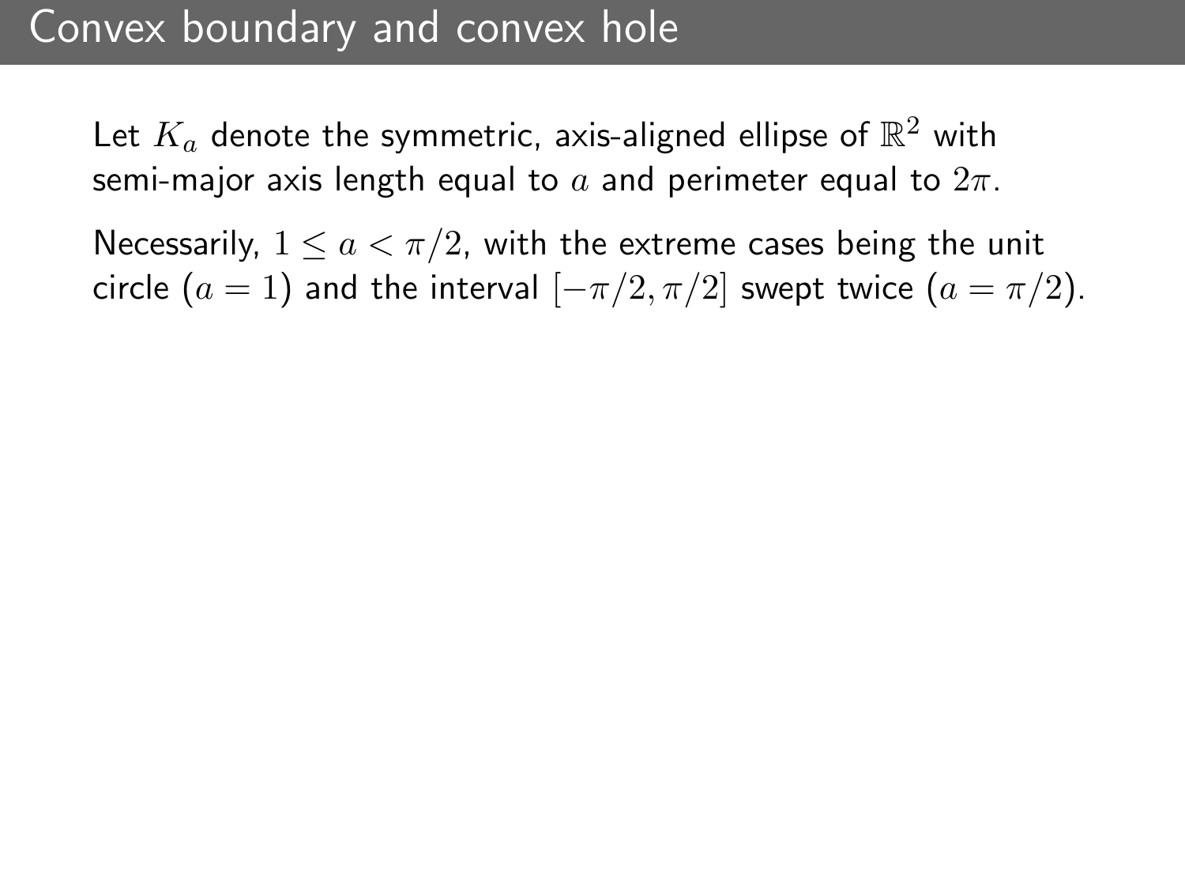# Convex boundary and convex hole

Let $K_a$ denote the symmetric, axis-aligned ellipse of $\mathbb{R}^2$ with semi-major axis length equal to $a$ and perimeter equal to $2\pi$.

Necessarily, $1 \leq a < \pi/2$, with the extreme cases being the unit circle ($a = 1$) and the interval $[-\pi/2, \pi/2]$ swept twice ($a = \pi/2$).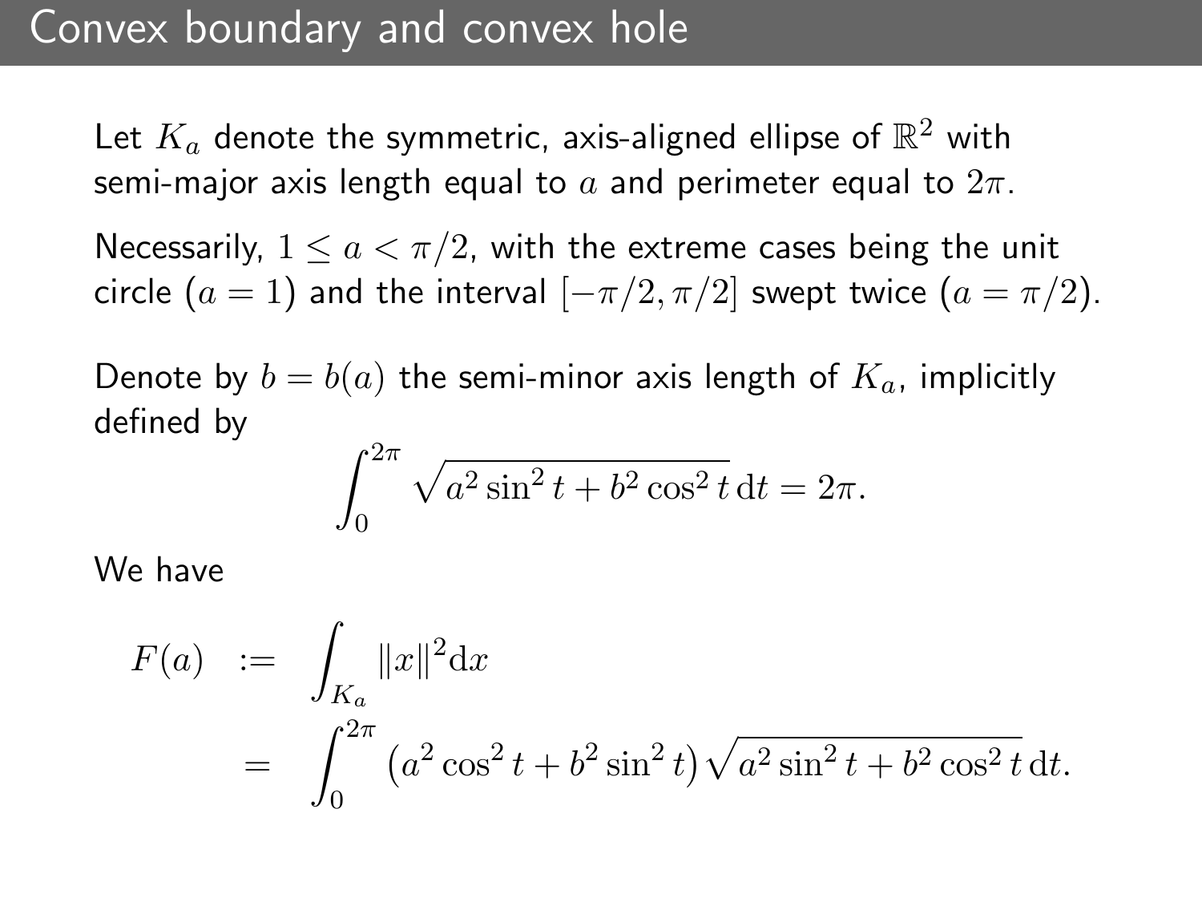# Convex boundary and convex hole

Let $K_a$ denote the symmetric, axis-aligned ellipse of $\mathbb{R}^2$ with semi-major axis length equal to $a$ and perimeter equal to $2\pi$.

Necessarily, $1 \leq a < \pi/2$, with the extreme cases being the unit circle ($a = 1$) and the interval $[-\pi/2, \pi/2]$ swept twice ($a = \pi/2$).

Denote by $b = b(a)$ the semi-minor axis length of $K_a$, implicitly defined by

$$\int_0^{2\pi} \sqrt{a^2 \sin^2 t + b^2 \cos^2 t}\,\mathrm{d}t = 2\pi.$$

We have

$$\begin{aligned} F(a) &:= \int_{K_a} \|x\|^2 \mathrm{d}x \\ &= \int_0^{2\pi} \left(a^2 \cos^2 t + b^2 \sin^2 t\right) \sqrt{a^2 \sin^2 t + b^2 \cos^2 t}\,\mathrm{d}t. \end{aligned}$$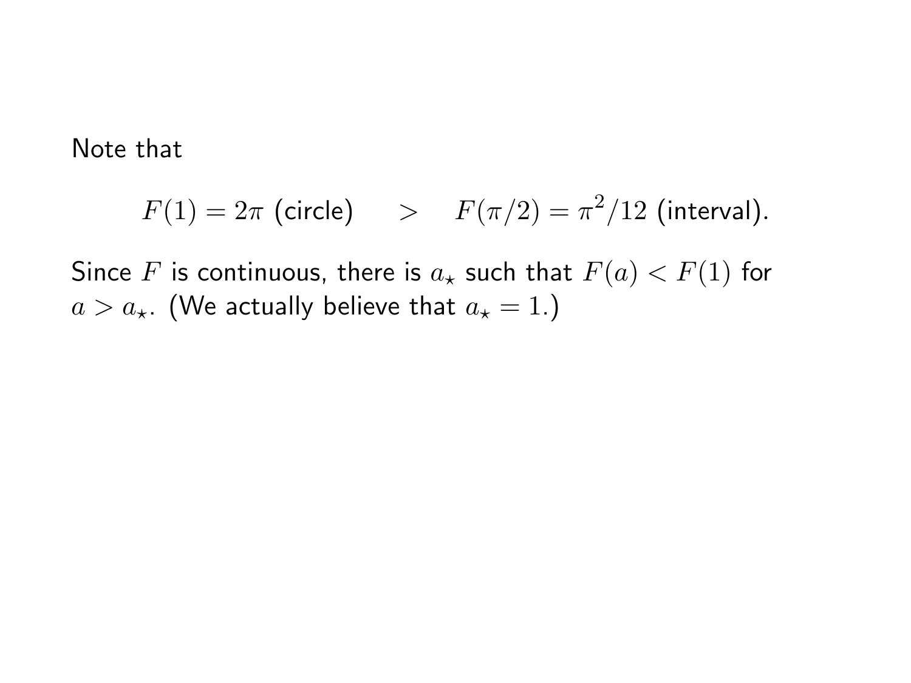Note that

$$F(1) = 2\pi \text{ (circle)} \qquad > \qquad F(\pi/2) = \pi^2/12 \text{ (interval)}.$$

Since $F$ is continuous, there is $a_\star$ such that $F(a) < F(1)$ for $a > a_\star$. (We actually believe that $a_\star = 1$.)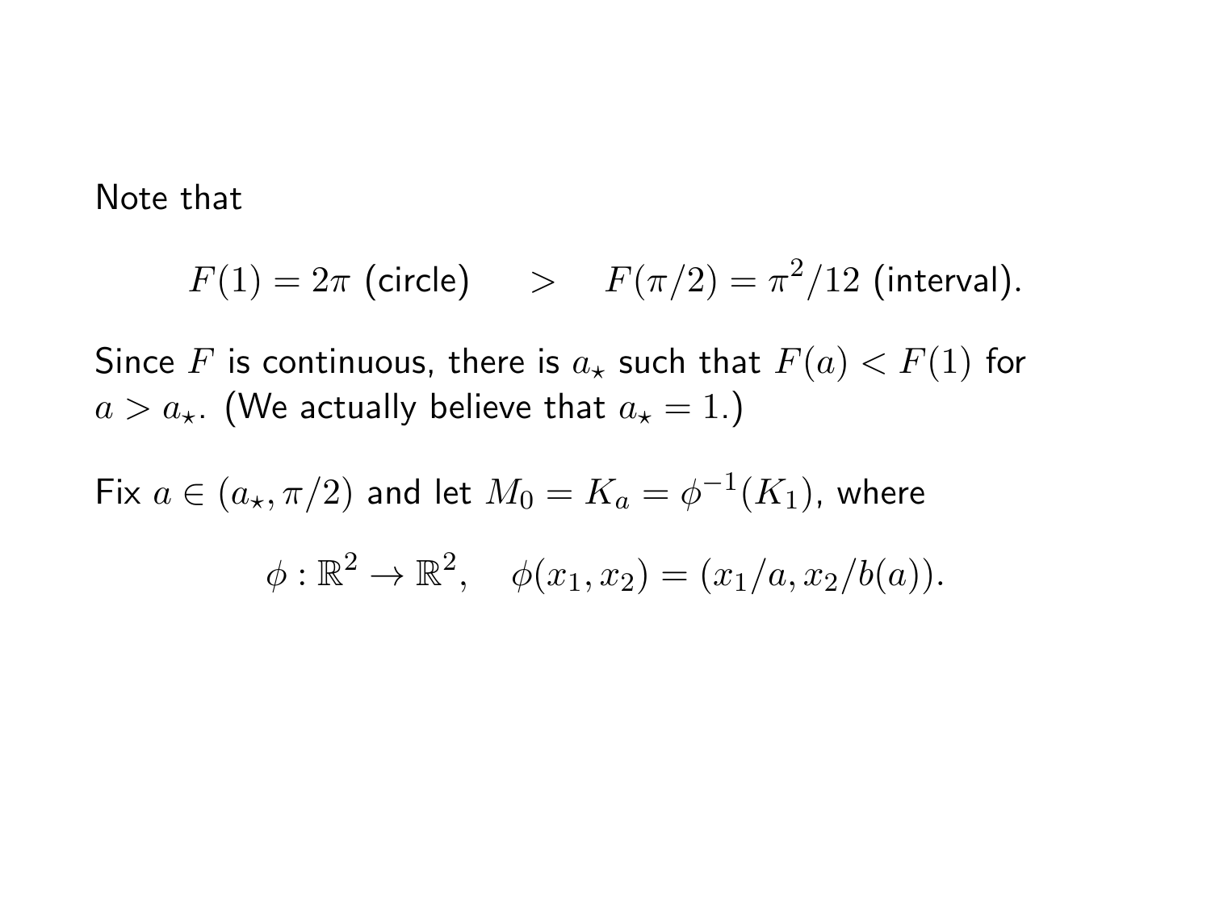Note that

$$F(1) = 2\pi \text{ (circle)} \quad > \quad F(\pi/2) = \pi^2/12 \text{ (interval)}.$$

Since $F$ is continuous, there is $a_\star$ such that $F(a) < F(1)$ for $a > a_\star$. (We actually believe that $a_\star = 1$.)

Fix $a \in (a_\star, \pi/2)$ and let $M_0 = K_a = \phi^{-1}(K_1)$, where

$$\phi : \mathbb{R}^2 \to \mathbb{R}^2, \quad \phi(x_1, x_2) = (x_1/a, x_2/b(a)).$$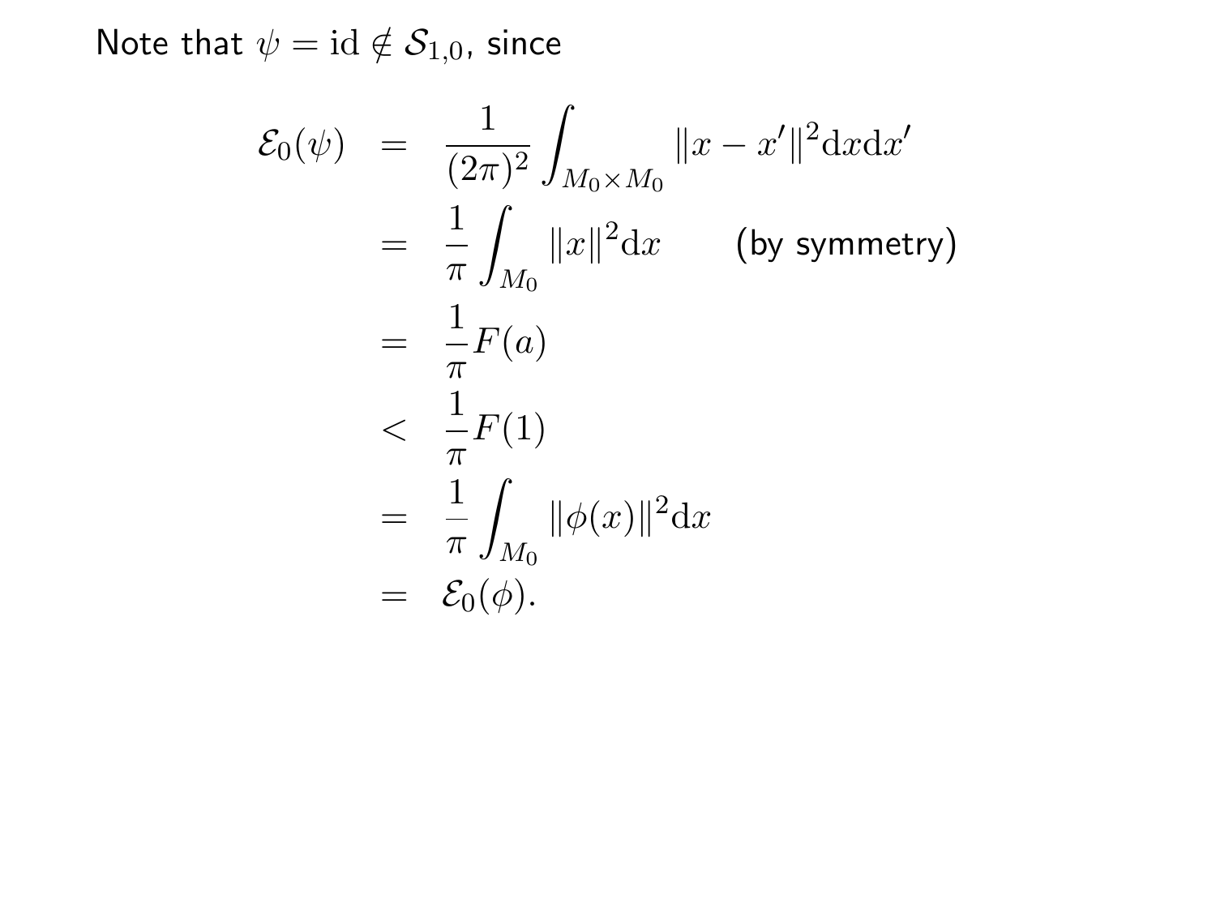Note that $\psi = \mathrm{id} \notin \mathcal{S}_{1,0}$, since

$$
\begin{aligned}
\mathcal{E}_0(\psi) &= \frac{1}{(2\pi)^2} \int_{M_0 \times M_0} \|x - x'\|^2 \mathrm{d}x \mathrm{d}x' \\
&= \frac{1}{\pi} \int_{M_0} \|x\|^2 \mathrm{d}x \qquad \text{(by symmetry)} \\
&= \frac{1}{\pi} F(a) \\
&< \frac{1}{\pi} F(1) \\
&= \frac{1}{\pi} \int_{M_0} \|\phi(x)\|^2 \mathrm{d}x \\
&= \mathcal{E}_0(\phi).
\end{aligned}
$$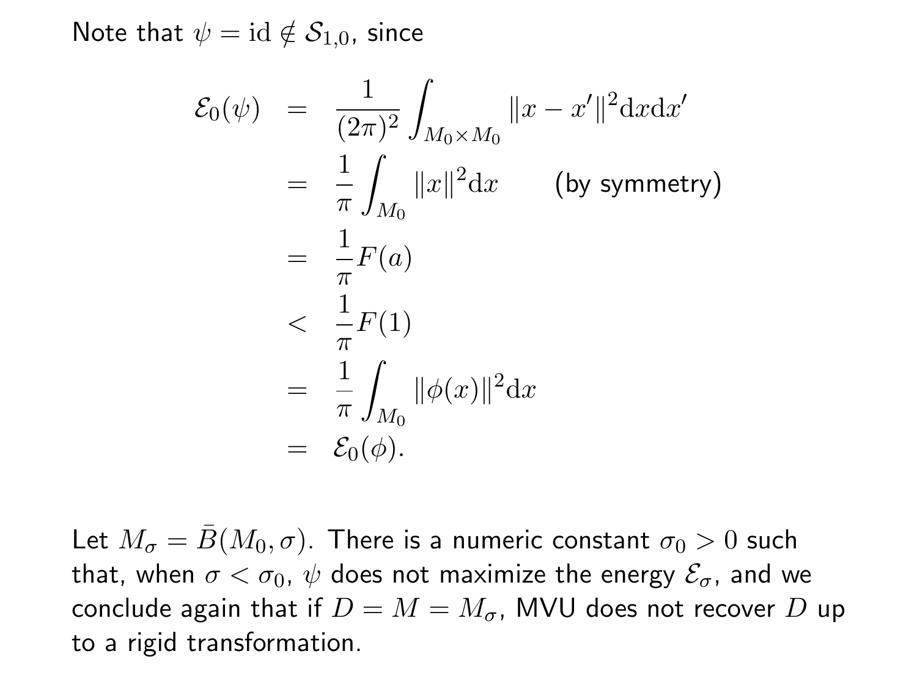Note that $\psi = \mathrm{id} \notin \mathcal{S}_{1,0}$, since

$$
\begin{aligned}
\mathcal{E}_0(\psi) &= \frac{1}{(2\pi)^2} \int_{M_0 \times M_0} \|x - x'\|^2 \mathrm{d}x \mathrm{d}x' \\
&= \frac{1}{\pi} \int_{M_0} \|x\|^2 \mathrm{d}x \qquad \text{(by symmetry)} \\
&= \frac{1}{\pi} F(a) \\
&< \frac{1}{\pi} F(1) \\
&= \frac{1}{\pi} \int_{M_0} \|\phi(x)\|^2 \mathrm{d}x \\
&= \mathcal{E}_0(\phi).
\end{aligned}
$$

Let $M_\sigma = \bar{B}(M_0, \sigma)$. There is a numeric constant $\sigma_0 > 0$ such that, when $\sigma < \sigma_0$, $\psi$ does not maximize the energy $\mathcal{E}_\sigma$, and we conclude again that if $D = M = M_\sigma$, MVU does not recover $D$ up to a rigid transformation.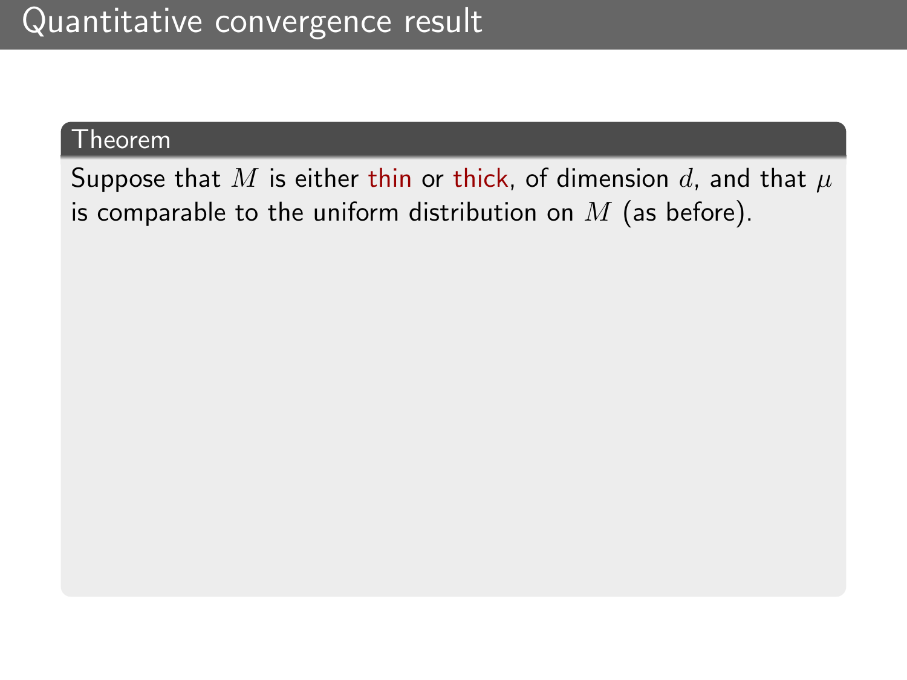# Quantitative convergence result

**Theorem**

Suppose that $M$ is either thin or thick, of dimension $d$, and that $\mu$ is comparable to the uniform distribution on $M$ (as before).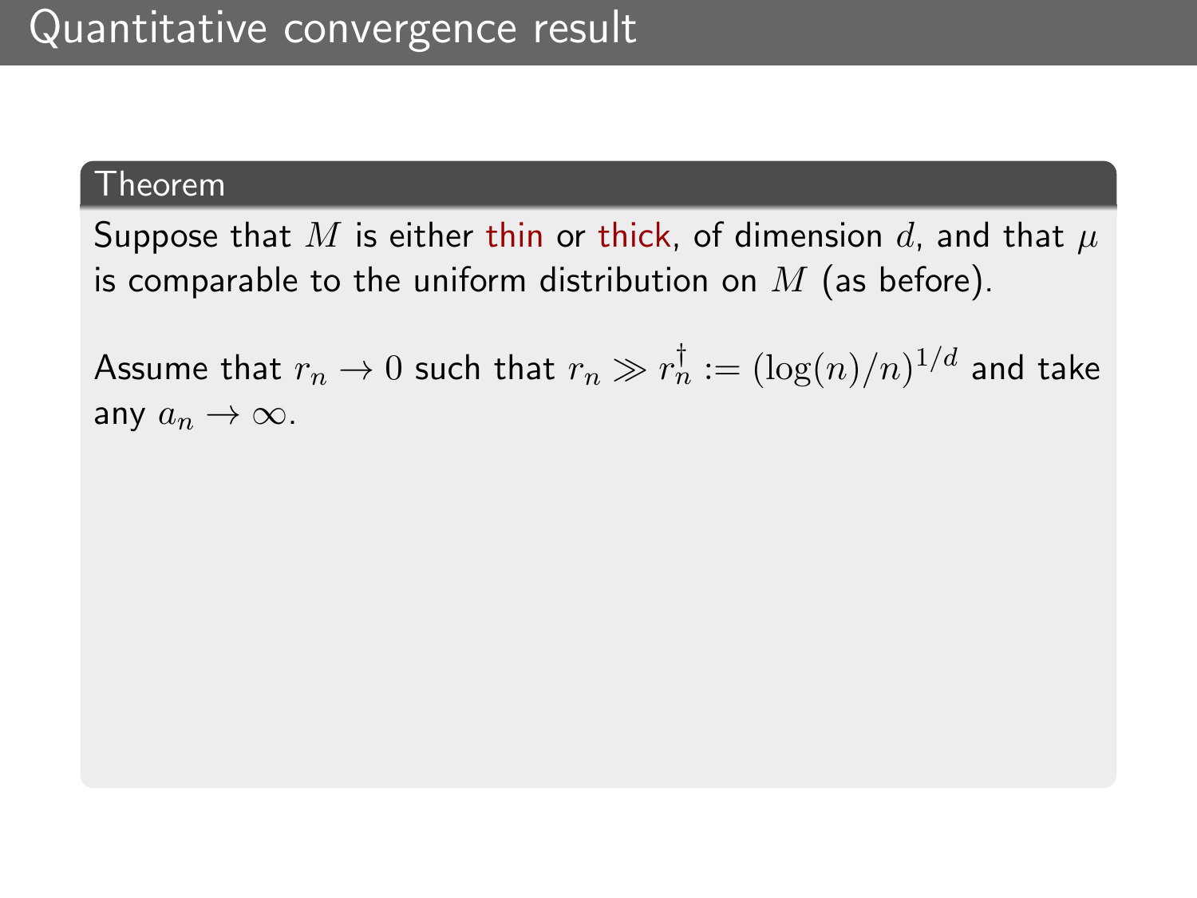# Quantitative convergence result

**Theorem**

Suppose that $M$ is either thin or thick, of dimension $d$, and that $\mu$ is comparable to the uniform distribution on $M$ (as before).

Assume that $r_n \to 0$ such that $r_n \gg r_n^\dagger := (\log(n)/n)^{1/d}$ and take any $a_n \to \infty$.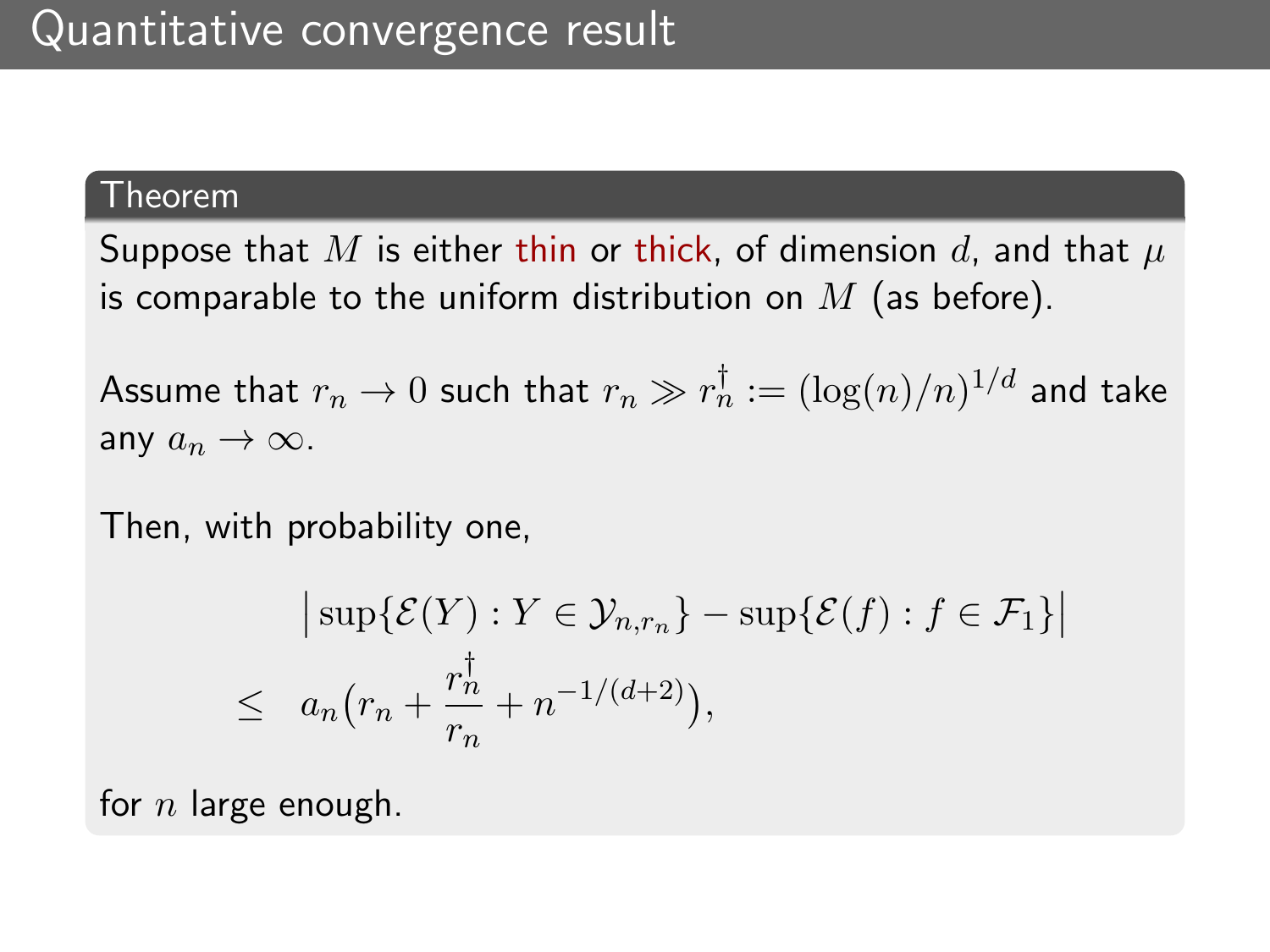# Quantitative convergence result

**Theorem**

Suppose that $M$ is either thin or thick, of dimension $d$, and that $\mu$ is comparable to the uniform distribution on $M$ (as before).

Assume that $r_n \to 0$ such that $r_n \gg r_n^\dagger := (\log(n)/n)^{1/d}$ and take any $a_n \to \infty$.

Then, with probability one,

$$\begin{aligned} &\left| \sup\{\mathcal{E}(Y) : Y \in \mathcal{Y}_{n,r_n}\} - \sup\{\mathcal{E}(f) : f \in \mathcal{F}_1\} \right| \\ \leq \quad & a_n \big( r_n + \frac{r_n^\dagger}{r_n} + n^{-1/(d+2)} \big), \end{aligned}$$

for $n$ large enough.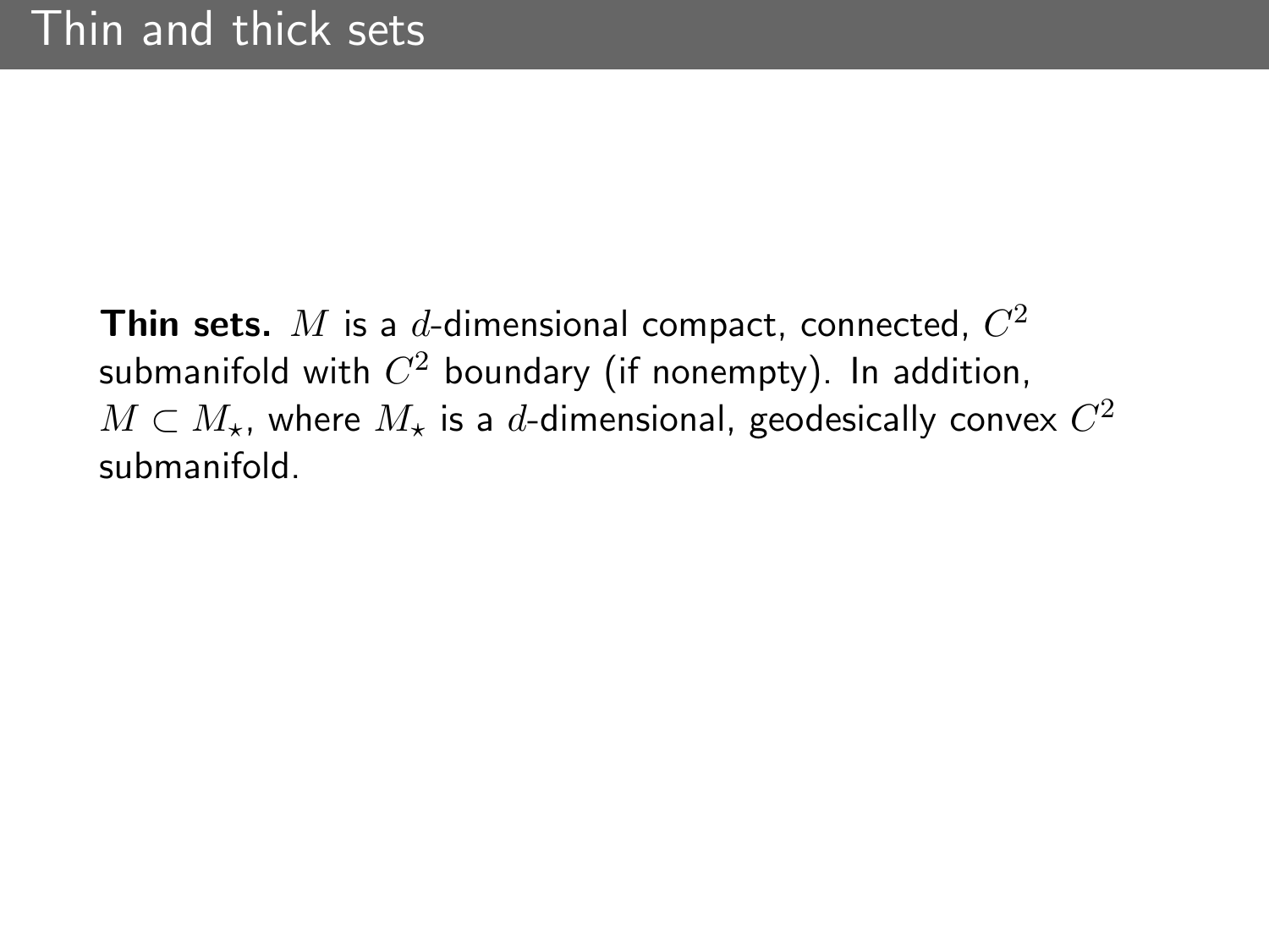# Thin and thick sets

**Thin sets.** $M$ is a $d$-dimensional compact, connected, $C^2$ submanifold with $C^2$ boundary (if nonempty). In addition, $M \subset M_\star$, where $M_\star$ is a $d$-dimensional, geodesically convex $C^2$ submanifold.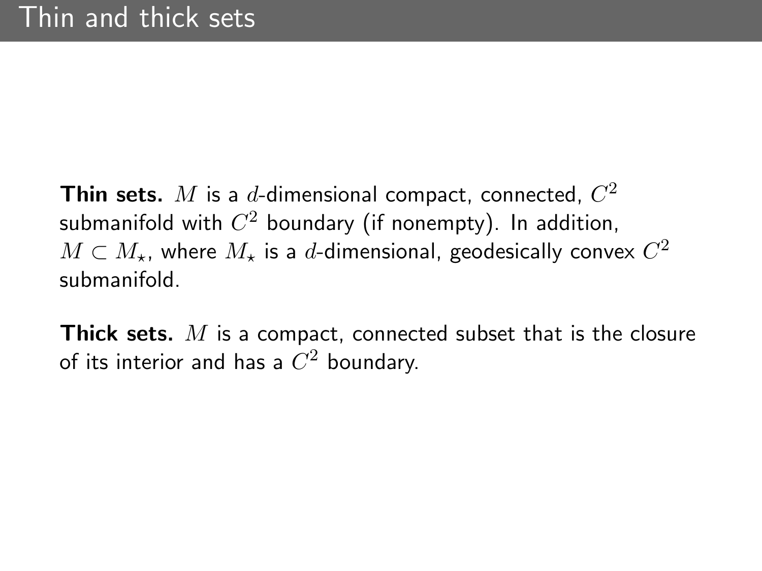# Thin and thick sets

**Thin sets.** $M$ is a $d$-dimensional compact, connected, $C^2$ submanifold with $C^2$ boundary (if nonempty). In addition, $M \subset M_\star$, where $M_\star$ is a $d$-dimensional, geodesically convex $C^2$ submanifold.

**Thick sets.** $M$ is a compact, connected subset that is the closure of its interior and has a $C^2$ boundary.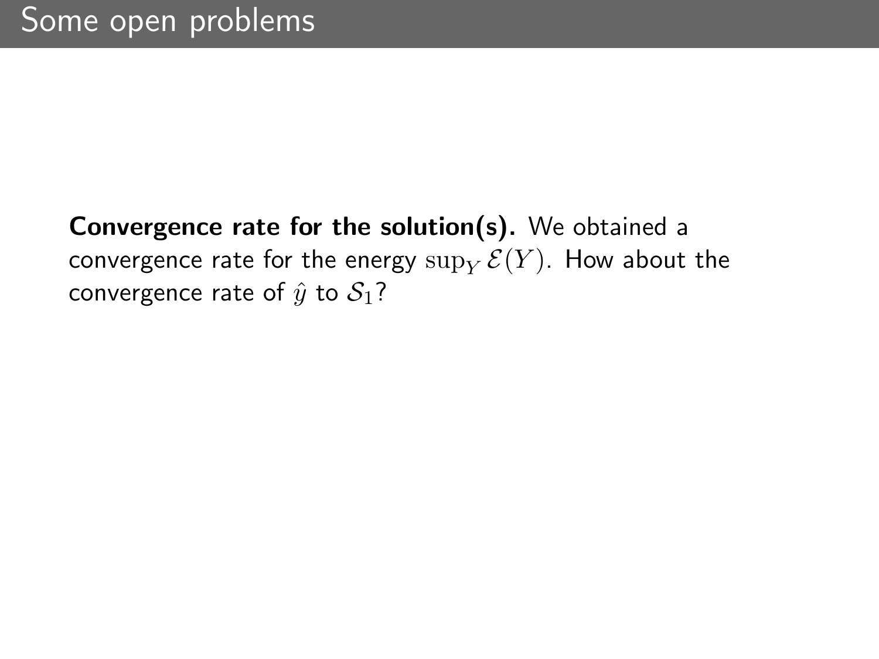# Some open problems

**Convergence rate for the solution(s).** We obtained a convergence rate for the energy $\sup_Y \mathcal{E}(Y)$. How about the convergence rate of $\hat{y}$ to $\mathcal{S}_1$?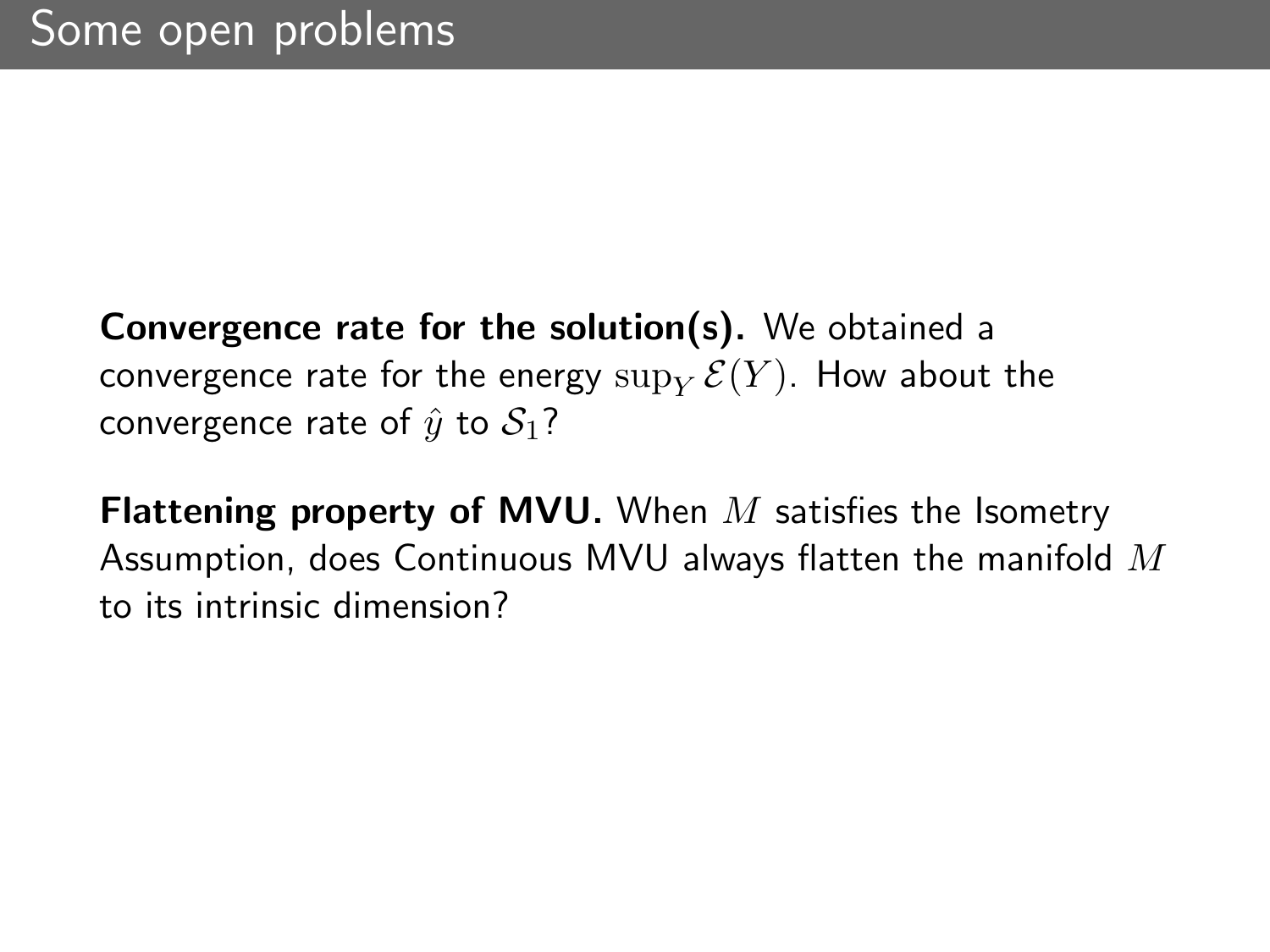# Some open problems

**Convergence rate for the solution(s).** We obtained a convergence rate for the energy $\sup_Y \mathcal{E}(Y)$. How about the convergence rate of $\hat{y}$ to $\mathcal{S}_1$?

**Flattening property of MVU.** When $M$ satisfies the Isometry Assumption, does Continuous MVU always flatten the manifold $M$ to its intrinsic dimension?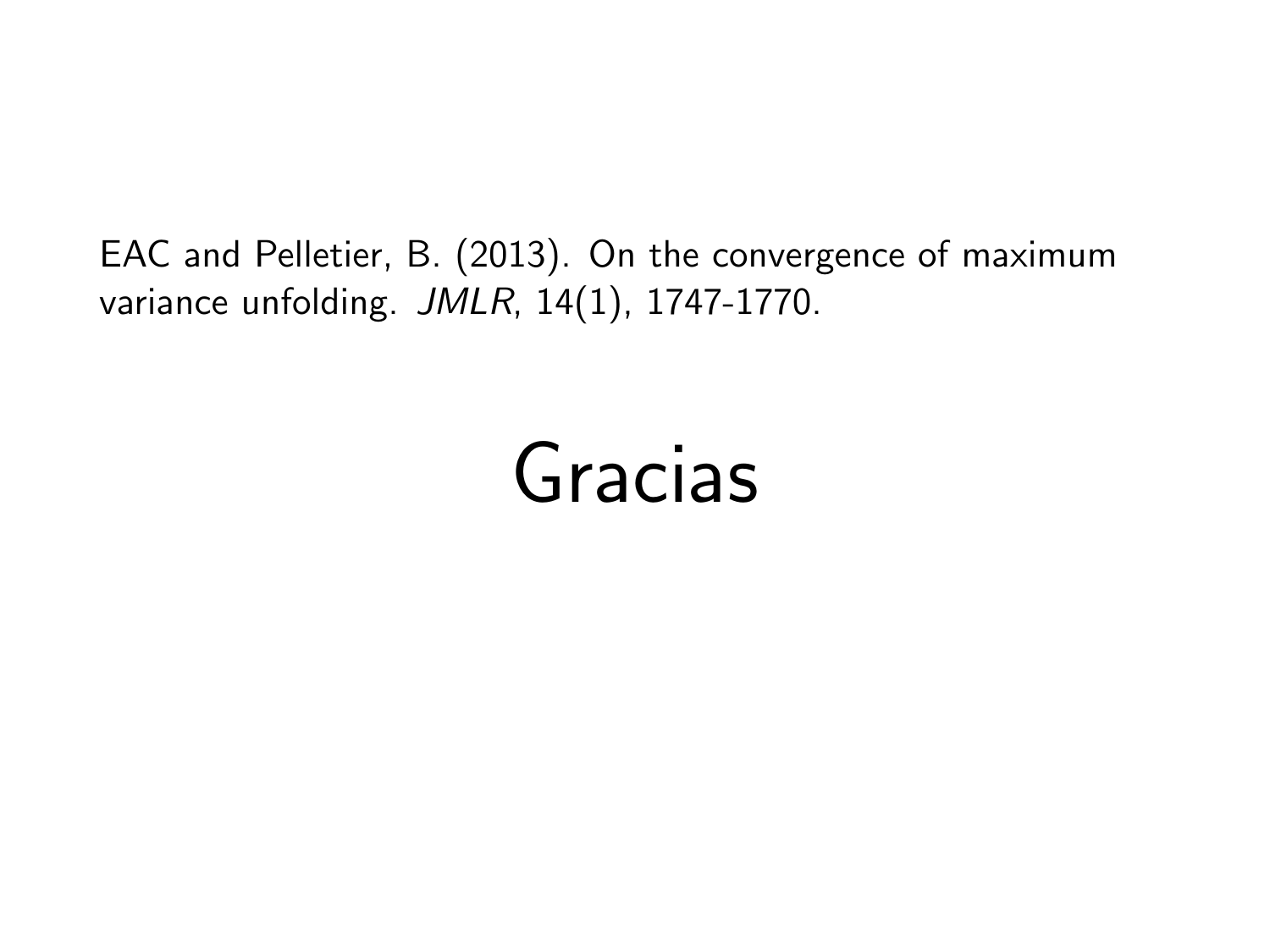EAC and Pelletier, B. (2013). On the convergence of maximum variance unfolding. *JMLR*, 14(1), 1747-1770.

# Gracias